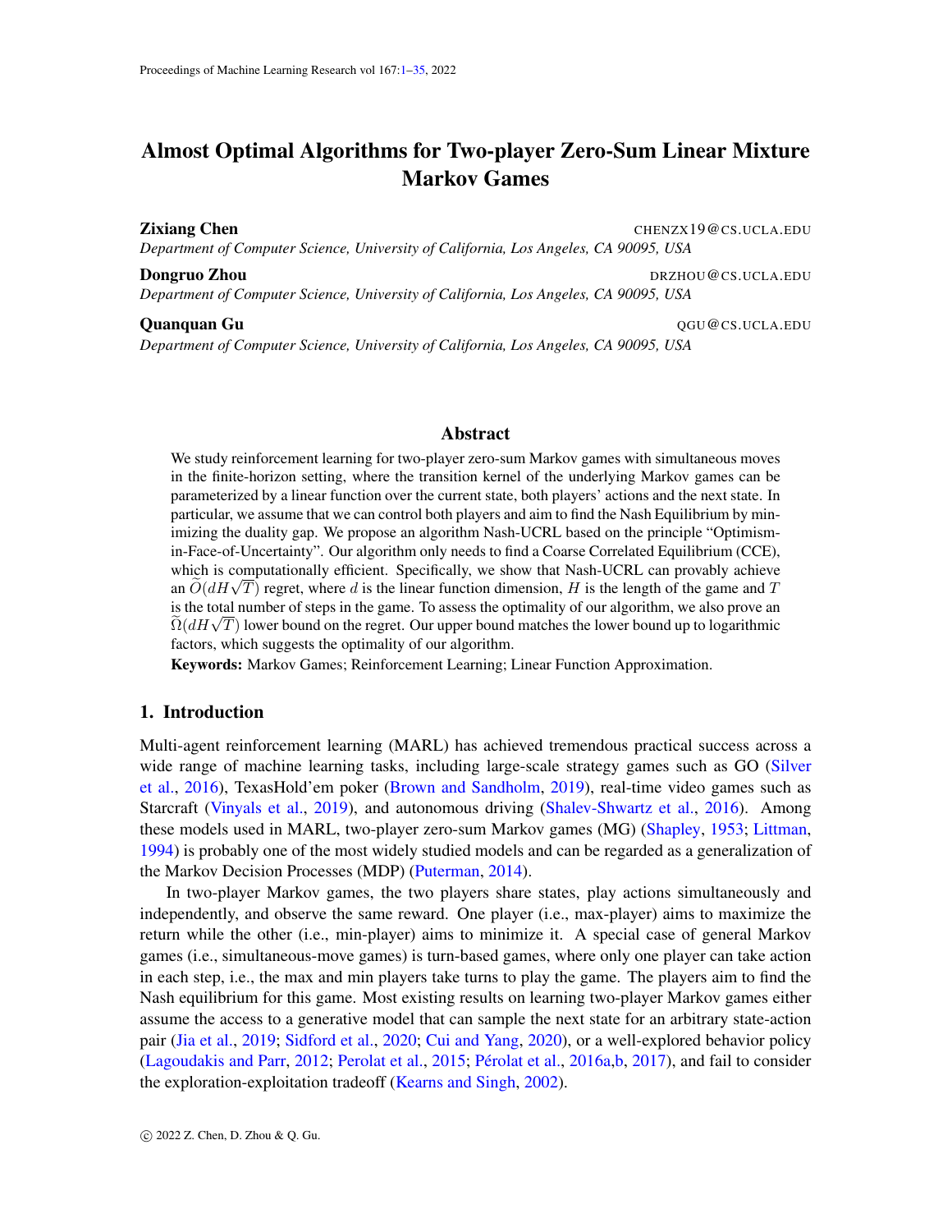# Almost Optimal Algorithms for Two-player Zero-Sum Linear Mixture Markov Games

**Zixiang Chen** CHENZX19@CS.UCLA.EDU
*Department of Computer Science, University of California, Los Angeles, CA 90095, USA*

**Dongruo Zhou** DRZHOU@CS.UCLA.EDU
*Department of Computer Science, University of California, Los Angeles, CA 90095, USA*

**Quanquan Gu** QGU@CS.UCLA.EDU
*Department of Computer Science, University of California, Los Angeles, CA 90095, USA*

## Abstract

We study reinforcement learning for two-player zero-sum Markov games with simultaneous moves in the finite-horizon setting, where the transition kernel of the underlying Markov games can be parameterized by a linear function over the current state, both players' actions and the next state. In particular, we assume that we can control both players and aim to find the Nash Equilibrium by minimizing the duality gap. We propose an algorithm Nash-UCRL based on the principle "Optimism-in-Face-of-Uncertainty". Our algorithm only needs to find a Coarse Correlated Equilibrium (CCE), which is computationally efficient. Specifically, we show that Nash-UCRL can provably achieve an $\widetilde{O}(dH\sqrt{T})$ regret, where $d$ is the linear function dimension, $H$ is the length of the game and $T$ is the total number of steps in the game. To assess the optimality of our algorithm, we also prove an $\widetilde{\Omega}(dH\sqrt{T})$ lower bound on the regret. Our upper bound matches the lower bound up to logarithmic factors, which suggests the optimality of our algorithm.

**Keywords:** Markov Games; Reinforcement Learning; Linear Function Approximation.

## 1. Introduction

Multi-agent reinforcement learning (MARL) has achieved tremendous practical success across a wide range of machine learning tasks, including large-scale strategy games such as GO (Silver et al., 2016), TexasHold'em poker (Brown and Sandholm, 2019), real-time video games such as Starcraft (Vinyals et al., 2019), and autonomous driving (Shalev-Shwartz et al., 2016). Among these models used in MARL, two-player zero-sum Markov games (MG) (Shapley, 1953; Littman, 1994) is probably one of the most widely studied models and can be regarded as a generalization of the Markov Decision Processes (MDP) (Puterman, 2014).

In two-player Markov games, the two players share states, play actions simultaneously and independently, and observe the same reward. One player (i.e., max-player) aims to maximize the return while the other (i.e., min-player) aims to minimize it. A special case of general Markov games (i.e., simultaneous-move games) is turn-based games, where only one player can take action in each step, i.e., the max and min players take turns to play the game. The players aim to find the Nash equilibrium for this game. Most existing results on learning two-player Markov games either assume the access to a generative model that can sample the next state for an arbitrary state-action pair (Jia et al., 2019; Sidford et al., 2020; Cui and Yang, 2020), or a well-explored behavior policy (Lagoudakis and Parr, 2012; Perolat et al., 2015; Pérolat et al., 2016a,b, 2017), and fail to consider the exploration-exploitation tradeoff (Kearns and Singh, 2002).

© 2022 Z. Chen, D. Zhou & Q. Gu.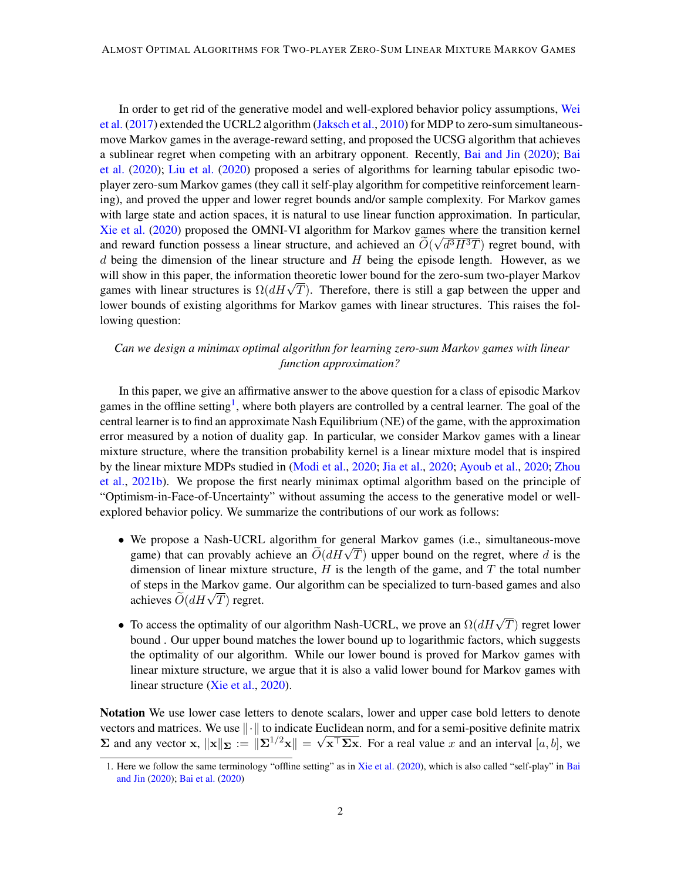In order to get rid of the generative model and well-explored behavior policy assumptions, Wei et al. (2017) extended the UCRL2 algorithm (Jaksch et al., 2010) for MDP to zero-sum simultaneous-move Markov games in the average-reward setting, and proposed the UCSG algorithm that achieves a sublinear regret when competing with an arbitrary opponent. Recently, Bai and Jin (2020); Bai et al. (2020); Liu et al. (2020) proposed a series of algorithms for learning tabular episodic two-player zero-sum Markov games (they call it self-play algorithm for competitive reinforcement learning), and proved the upper and lower regret bounds and/or sample complexity. For Markov games with large state and action spaces, it is natural to use linear function approximation. In particular, Xie et al. (2020) proposed the OMNI-VI algorithm for Markov games where the transition kernel and reward function possess a linear structure, and achieved an $\widetilde{O}(\sqrt{d^3H^3T})$ regret bound, with $d$ being the dimension of the linear structure and $H$ being the episode length. However, as we will show in this paper, the information theoretic lower bound for the zero-sum two-player Markov games with linear structures is $\Omega(dH\sqrt{T})$. Therefore, there is still a gap between the upper and lower bounds of existing algorithms for Markov games with linear structures. This raises the following question:

*Can we design a minimax optimal algorithm for learning zero-sum Markov games with linear function approximation?*

In this paper, we give an affirmative answer to the above question for a class of episodic Markov games in the offline setting[1], where both players are controlled by a central learner. The goal of the central learner is to find an approximate Nash Equilibrium (NE) of the game, with the approximation error measured by a notion of duality gap. In particular, we consider Markov games with a linear mixture structure, where the transition probability kernel is a linear mixture model that is inspired by the linear mixture MDPs studied in (Modi et al., 2020; Jia et al., 2020; Ayoub et al., 2020; Zhou et al., 2021b). We propose the first nearly minimax optimal algorithm based on the principle of "Optimism-in-Face-of-Uncertainty" without assuming the access to the generative model or well-explored behavior policy. We summarize the contributions of our work as follows:

- We propose a Nash-UCRL algorithm for general Markov games (i.e., simultaneous-move game) that can provably achieve an $\widetilde{O}(dH\sqrt{T})$ upper bound on the regret, where $d$ is the dimension of linear mixture structure, $H$ is the length of the game, and $T$ the total number of steps in the Markov game. Our algorithm can be specialized to turn-based games and also achieves $\widetilde{O}(dH\sqrt{T})$ regret.
- To access the optimality of our algorithm Nash-UCRL, we prove an $\Omega(dH\sqrt{T})$ regret lower bound . Our upper bound matches the lower bound up to logarithmic factors, which suggests the optimality of our algorithm. While our lower bound is proved for Markov games with linear mixture structure, we argue that it is also a valid lower bound for Markov games with linear structure (Xie et al., 2020).

**Notation** We use lower case letters to denote scalars, lower and upper case bold letters to denote vectors and matrices. We use $\|\cdot\|$ to indicate Euclidean norm, and for a semi-positive definite matrix $\mathbf{\Sigma}$ and any vector $\mathbf{x}$, $\|\mathbf{x}\|_{\mathbf{\Sigma}} := \|\mathbf{\Sigma}^{1/2}\mathbf{x}\| = \sqrt{\mathbf{x}^\top \mathbf{\Sigma}\mathbf{x}}$. For a real value $x$ and an interval $[a, b]$, we

1. Here we follow the same terminology "offline setting" as in Xie et al. (2020), which is also called "self-play" in Bai and Jin (2020); Bai et al. (2020)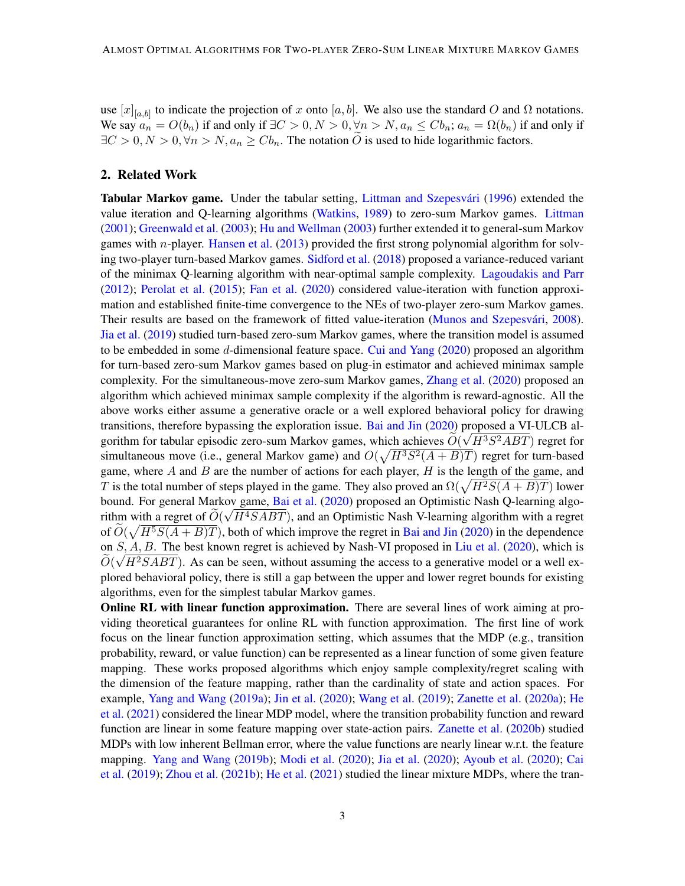use $[x]_{[a,b]}$ to indicate the projection of $x$ onto $[a, b]$. We also use the standard $O$ and $\Omega$ notations. We say $a_n = O(b_n)$ if and only if $\exists C > 0, N > 0, \forall n > N, a_n \leq Cb_n$; $a_n = \Omega(b_n)$ if and only if $\exists C > 0, N > 0, \forall n > N, a_n \geq Cb_n$. The notation $\widetilde{O}$ is used to hide logarithmic factors.

## 2. Related Work

**Tabular Markov game.** Under the tabular setting, Littman and Szepesvári (1996) extended the value iteration and Q-learning algorithms (Watkins, 1989) to zero-sum Markov games. Littman (2001); Greenwald et al. (2003); Hu and Wellman (2003) further extended it to general-sum Markov games with $n$-player. Hansen et al. (2013) provided the first strong polynomial algorithm for solving two-player turn-based Markov games. Sidford et al. (2018) proposed a variance-reduced variant of the minimax Q-learning algorithm with near-optimal sample complexity. Lagoudakis and Parr (2012); Perolat et al. (2015); Fan et al. (2020) considered value-iteration with function approximation and established finite-time convergence to the NEs of two-player zero-sum Markov games. Their results are based on the framework of fitted value-iteration (Munos and Szepesvári, 2008). Jia et al. (2019) studied turn-based zero-sum Markov games, where the transition model is assumed to be embedded in some $d$-dimensional feature space. Cui and Yang (2020) proposed an algorithm for turn-based zero-sum Markov games based on plug-in estimator and achieved minimax sample complexity. For the simultaneous-move zero-sum Markov games, Zhang et al. (2020) proposed an algorithm which achieved minimax sample complexity if the algorithm is reward-agnostic. All the above works either assume a generative oracle or a well explored behavioral policy for drawing transitions, therefore bypassing the exploration issue. Bai and Jin (2020) proposed a VI-ULCB algorithm for tabular episodic zero-sum Markov games, which achieves $\widetilde{O}(\sqrt{H^3S^2ABT})$ regret for simultaneous move (i.e., general Markov game) and $O(\sqrt{H^3S^2(A+B)T})$ regret for turn-based game, where $A$ and $B$ are the number of actions for each player, $H$ is the length of the game, and $T$ is the total number of steps played in the game. They also proved an $\Omega(\sqrt{H^2S(A+B)T})$ lower bound. For general Markov game, Bai et al. (2020) proposed an Optimistic Nash Q-learning algorithm with a regret of $\widetilde{O}(\sqrt{H^4SABT})$, and an Optimistic Nash V-learning algorithm with a regret of $\widetilde{O}(\sqrt{H^5S(A+B)T})$, both of which improve the regret in Bai and Jin (2020) in the dependence on $S, A, B$. The best known regret is achieved by Nash-VI proposed in Liu et al. (2020), which is $\widetilde{O}(\sqrt{H^2SABT})$. As can be seen, without assuming the access to a generative model or a well explored behavioral policy, there is still a gap between the upper and lower regret bounds for existing algorithms, even for the simplest tabular Markov games.

**Online RL with linear function approximation.** There are several lines of work aiming at providing theoretical guarantees for online RL with function approximation. The first line of work focus on the linear function approximation setting, which assumes that the MDP (e.g., transition probability, reward, or value function) can be represented as a linear function of some given feature mapping. These works proposed algorithms which enjoy sample complexity/regret scaling with the dimension of the feature mapping, rather than the cardinality of state and action spaces. For example, Yang and Wang (2019a); Jin et al. (2020); Wang et al. (2019); Zanette et al. (2020a); He et al. (2021) considered the linear MDP model, where the transition probability function and reward function are linear in some feature mapping over state-action pairs. Zanette et al. (2020b) studied MDPs with low inherent Bellman error, where the value functions are nearly linear w.r.t. the feature mapping. Yang and Wang (2019b); Modi et al. (2020); Jia et al. (2020); Ayoub et al. (2020); Cai et al. (2019); Zhou et al. (2021b); He et al. (2021) studied the linear mixture MDPs, where the tran-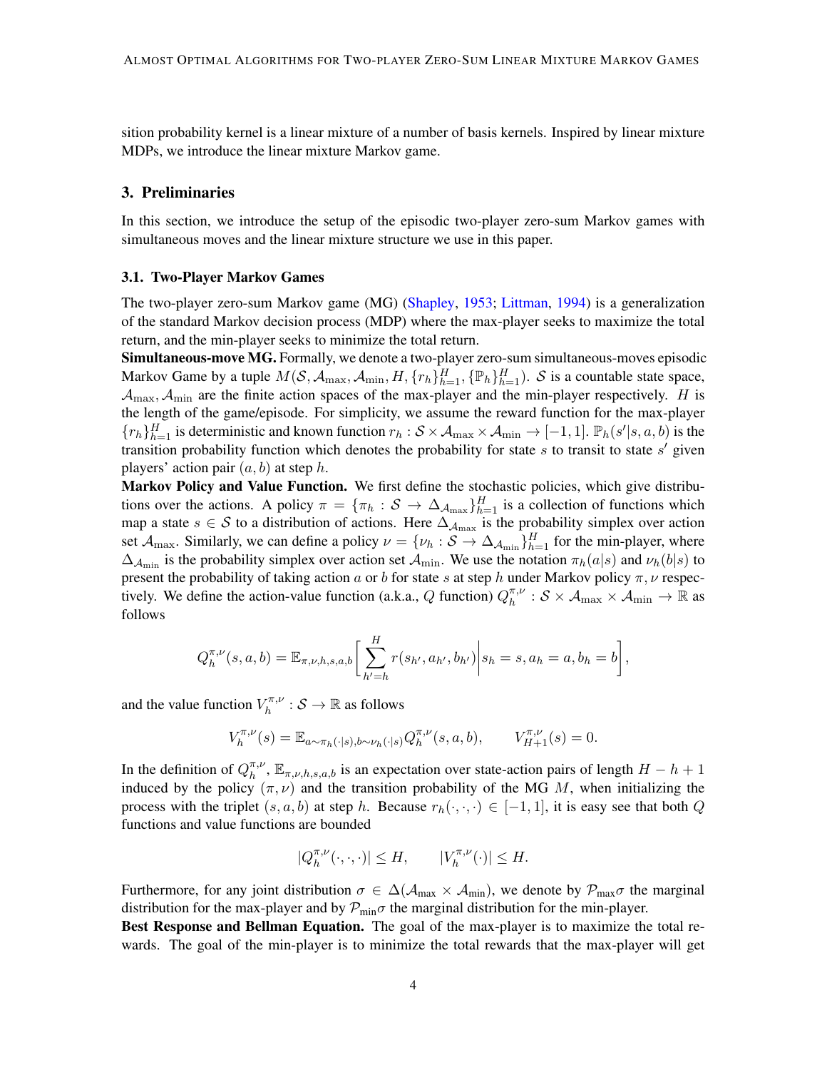sition probability kernel is a linear mixture of a number of basis kernels. Inspired by linear mixture MDPs, we introduce the linear mixture Markov game.

## 3. Preliminaries

In this section, we introduce the setup of the episodic two-player zero-sum Markov games with simultaneous moves and the linear mixture structure we use in this paper.

### 3.1. Two-Player Markov Games

The two-player zero-sum Markov game (MG) (Shapley, 1953; Littman, 1994) is a generalization of the standard Markov decision process (MDP) where the max-player seeks to maximize the total return, and the min-player seeks to minimize the total return.

**Simultaneous-move MG.** Formally, we denote a two-player zero-sum simultaneous-moves episodic Markov Game by a tuple $M(\mathcal{S}, \mathcal{A}_{\max}, \mathcal{A}_{\min}, H, \{r_h\}_{h=1}^H, \{\mathbb{P}_h\}_{h=1}^H)$. $\mathcal{S}$ is a countable state space, $\mathcal{A}_{\max}, \mathcal{A}_{\min}$ are the finite action spaces of the max-player and the min-player respectively. $H$ is the length of the game/episode. For simplicity, we assume the reward function for the max-player $\{r_h\}_{h=1}^H$ is deterministic and known function $r_h : \mathcal{S} \times \mathcal{A}_{\max} \times \mathcal{A}_{\min} \to [-1, 1]$. $\mathbb{P}_h(s'|s, a, b)$ is the transition probability function which denotes the probability for state $s$ to transit to state $s'$ given players' action pair $(a, b)$ at step $h$.

**Markov Policy and Value Function.** We first define the stochastic policies, which give distributions over the actions. A policy $\pi = \{\pi_h : \mathcal{S} \to \Delta_{\mathcal{A}_{\max}}\}_{h=1}^H$ is a collection of functions which map a state $s \in \mathcal{S}$ to a distribution of actions. Here $\Delta_{\mathcal{A}_{\max}}$ is the probability simplex over action set $\mathcal{A}_{\max}$. Similarly, we can define a policy $\nu = \{\nu_h : \mathcal{S} \to \Delta_{\mathcal{A}_{\min}}\}_{h=1}^H$ for the min-player, where $\Delta_{\mathcal{A}_{\min}}$ is the probability simplex over action set $\mathcal{A}_{\min}$. We use the notation $\pi_h(a|s)$ and $\nu_h(b|s)$ to present the probability of taking action $a$ or $b$ for state $s$ at step $h$ under Markov policy $\pi, \nu$ respectively. We define the action-value function (a.k.a., $Q$ function) $Q_h^{\pi,\nu} : \mathcal{S} \times \mathcal{A}_{\max} \times \mathcal{A}_{\min} \to \mathbb{R}$ as follows

$$Q_h^{\pi,\nu}(s, a, b) = \mathbb{E}_{\pi,\nu,h,s,a,b}\bigg[\sum_{h'=h}^{H} r(s_{h'}, a_{h'}, b_{h'})\bigg| s_h = s, a_h = a, b_h = b\bigg],$$

and the value function $V_h^{\pi,\nu} : \mathcal{S} \to \mathbb{R}$ as follows

$$V_h^{\pi,\nu}(s) = \mathbb{E}_{a\sim\pi_h(\cdot|s), b\sim\nu_h(\cdot|s)} Q_h^{\pi,\nu}(s, a, b), \qquad V_{H+1}^{\pi,\nu}(s) = 0.$$

In the definition of $Q_h^{\pi,\nu}$, $\mathbb{E}_{\pi,\nu,h,s,a,b}$ is an expectation over state-action pairs of length $H - h + 1$ induced by the policy $(\pi, \nu)$ and the transition probability of the MG $M$, when initializing the process with the triplet $(s, a, b)$ at step $h$. Because $r_h(\cdot, \cdot, \cdot) \in [-1, 1]$, it is easy see that both $Q$ functions and value functions are bounded

$$|Q_h^{\pi,\nu}(\cdot, \cdot, \cdot)| \le H, \qquad |V_h^{\pi,\nu}(\cdot)| \le H.$$

Furthermore, for any joint distribution $\sigma \in \Delta(\mathcal{A}_{\max} \times \mathcal{A}_{\min})$, we denote by $\mathcal{P}_{\max}\sigma$ the marginal distribution for the max-player and by $\mathcal{P}_{\min}\sigma$ the marginal distribution for the min-player.

**Best Response and Bellman Equation.** The goal of the max-player is to maximize the total rewards. The goal of the min-player is to minimize the total rewards that the max-player will get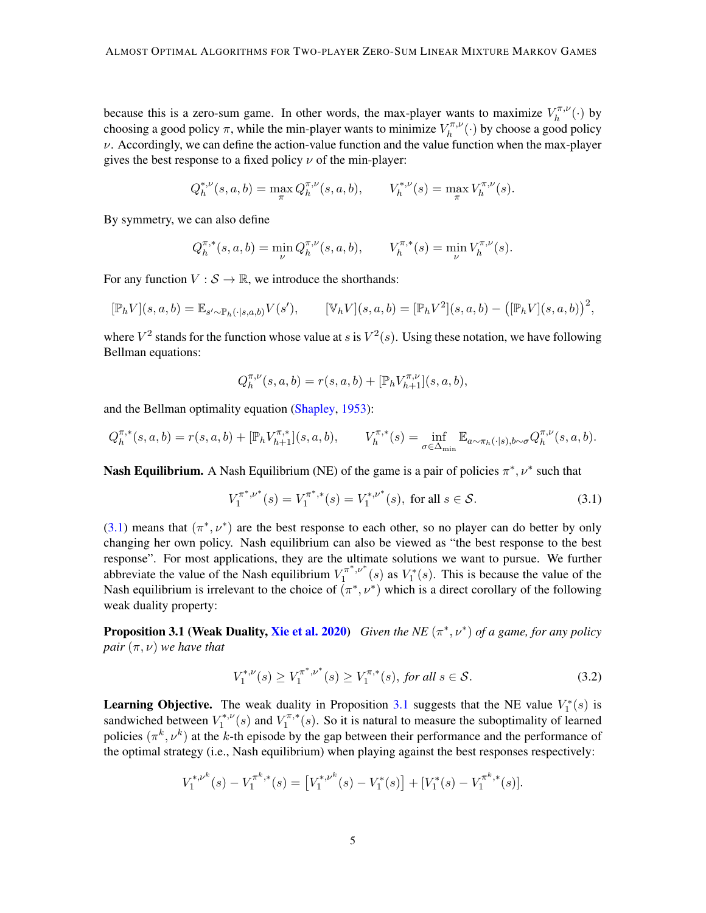because this is a zero-sum game. In other words, the max-player wants to maximize $V_h^{\pi,\nu}(\cdot)$ by choosing a good policy $\pi$, while the min-player wants to minimize $V_h^{\pi,\nu}(\cdot)$ by choose a good policy $\nu$. Accordingly, we can define the action-value function and the value function when the max-player gives the best response to a fixed policy $\nu$ of the min-player:

$$Q_h^{*,\nu}(s,a,b) = \max_{\pi} Q_h^{\pi,\nu}(s,a,b), \qquad V_h^{*,\nu}(s) = \max_{\pi} V_h^{\pi,\nu}(s).$$

By symmetry, we can also define

$$Q_h^{\pi,*}(s,a,b) = \min_{\nu} Q_h^{\pi,\nu}(s,a,b), \qquad V_h^{\pi,*}(s) = \min_{\nu} V_h^{\pi,\nu}(s).$$

For any function $V : \mathcal{S} \to \mathbb{R}$, we introduce the shorthands:

$$[\mathbb{P}_h V](s,a,b) = \mathbb{E}_{s' \sim \mathbb{P}_h(\cdot|s,a,b)} V(s'), \qquad [\mathbb{V}_h V](s,a,b) = [\mathbb{P}_h V^2](s,a,b) - \big([\mathbb{P}_h V](s,a,b)\big)^2,$$

where $V^2$ stands for the function whose value at $s$ is $V^2(s)$. Using these notation, we have following Bellman equations:

$$Q_h^{\pi,\nu}(s,a,b) = r(s,a,b) + [\mathbb{P}_h V_{h+1}^{\pi,\nu}](s,a,b),$$

and the Bellman optimality equation (Shapley, 1953):

$$Q_h^{\pi,*}(s,a,b) = r(s,a,b) + [\mathbb{P}_h V_{h+1}^{\pi,*}](s,a,b), \qquad V_h^{\pi,*}(s) = \inf_{\sigma \in \Delta_{\min}} \mathbb{E}_{a \sim \pi_h(\cdot|s), b \sim \sigma} Q_h^{\pi,\nu}(s,a,b).$$

**Nash Equilibrium.** A Nash Equilibrium (NE) of the game is a pair of policies $\pi^*, \nu^*$ such that

$$V_1^{\pi^*,\nu^*}(s) = V_1^{\pi^*,*}(s) = V_1^{*,\nu^*}(s), \text{ for all } s \in \mathcal{S}. \tag{3.1}$$

(3.1) means that $(\pi^*, \nu^*)$ are the best response to each other, so no player can do better by only changing her own policy. Nash equilibrium can also be viewed as "the best response to the best response". For most applications, they are the ultimate solutions we want to pursue. We further abbreviate the value of the Nash equilibrium $V_1^{\pi^*,\nu^*}(s)$ as $V_1^*(s)$. This is because the value of the Nash equilibrium is irrelevant to the choice of $(\pi^*, \nu^*)$ which is a direct corollary of the following weak duality property:

**Proposition 3.1 (Weak Duality, Xie et al. 2020)** *Given the NE $(\pi^*, \nu^*)$ of a game, for any policy pair $(\pi, \nu)$ we have that*

$$V_1^{*,\nu}(s) \geq V_1^{\pi^*,\nu^*}(s) \geq V_1^{\pi,*}(s), \textit{ for all } s \in \mathcal{S}. \tag{3.2}$$

**Learning Objective.** The weak duality in Proposition 3.1 suggests that the NE value $V_1^*(s)$ is sandwiched between $V_1^{*,\nu}(s)$ and $V_1^{\pi,*}(s)$. So it is natural to measure the suboptimality of learned policies $(\pi^k, \nu^k)$ at the $k$-th episode by the gap between their performance and the performance of the optimal strategy (i.e., Nash equilibrium) when playing against the best responses respectively:

$$V_1^{*,\nu^k}(s) - V_1^{\pi^k,*}(s) = \big[V_1^{*,\nu^k}(s) - V_1^*(s)\big] + [V_1^*(s) - V_1^{\pi^k,*}(s)].$$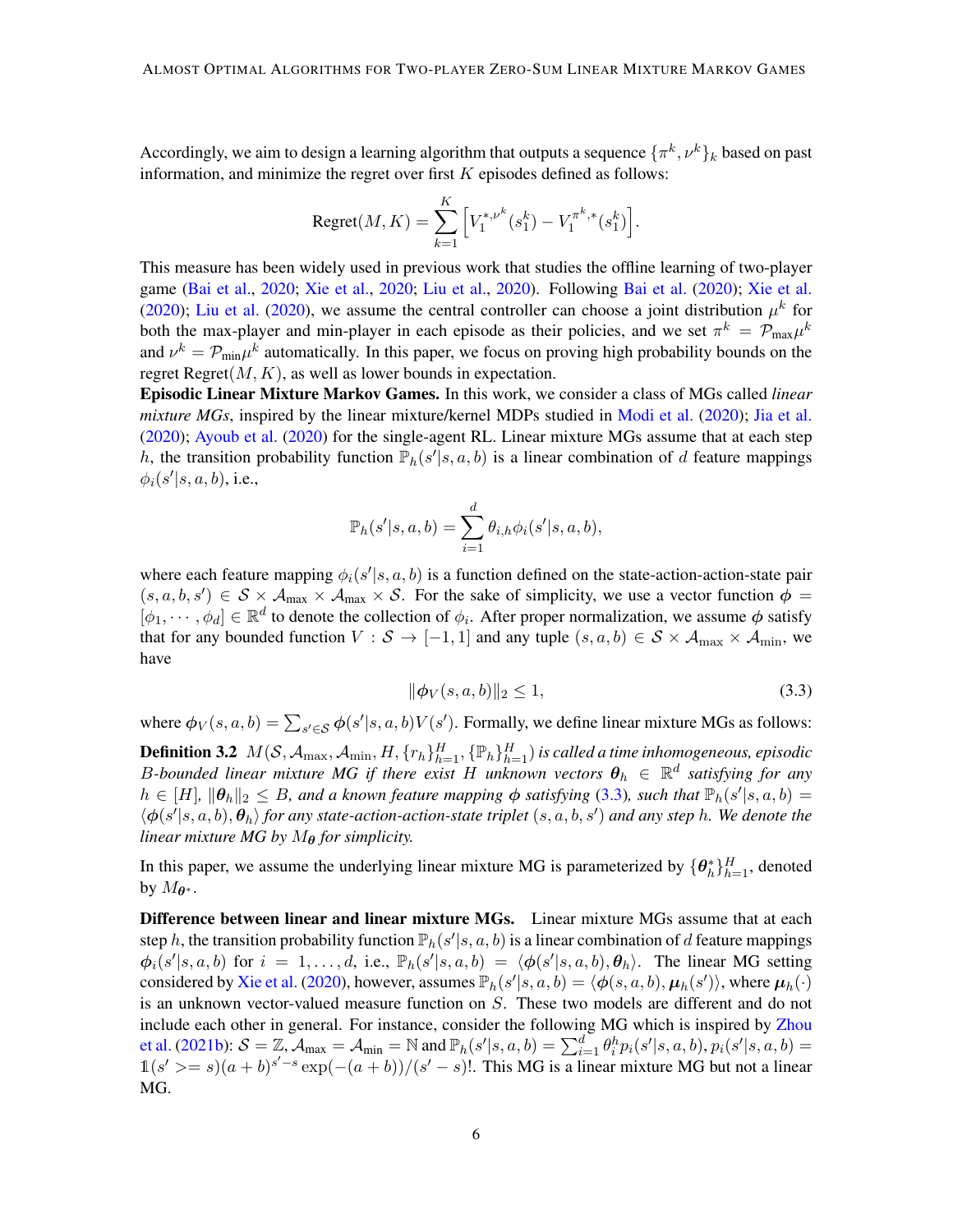Accordingly, we aim to design a learning algorithm that outputs a sequence $\{\pi^k, \nu^k\}_k$ based on past information, and minimize the regret over first $K$ episodes defined as follows:

$$\text{Regret}(M, K) = \sum_{k=1}^{K} \Big[ V_1^{*,\nu^k}(s_1^k) - V_1^{\pi^k,*}(s_1^k) \Big].$$

This measure has been widely used in previous work that studies the offline learning of two-player game (Bai et al., 2020; Xie et al., 2020; Liu et al., 2020). Following Bai et al. (2020); Xie et al. (2020); Liu et al. (2020), we assume the central controller can choose a joint distribution $\mu^k$ for both the max-player and min-player in each episode as their policies, and we set $\pi^k = \mathcal{P}_{\max}\mu^k$ and $\nu^k = \mathcal{P}_{\min}\mu^k$ automatically. In this paper, we focus on proving high probability bounds on the regret Regret$(M, K)$, as well as lower bounds in expectation.

**Episodic Linear Mixture Markov Games.** In this work, we consider a class of MGs called *linear mixture MGs*, inspired by the linear mixture/kernel MDPs studied in Modi et al. (2020); Jia et al. (2020); Ayoub et al. (2020) for the single-agent RL. Linear mixture MGs assume that at each step $h$, the transition probability function $\mathbb{P}_h(s'|s, a, b)$ is a linear combination of $d$ feature mappings $\phi_i(s'|s, a, b)$, i.e.,

$$\mathbb{P}_h(s'|s, a, b) = \sum_{i=1}^{d} \theta_{i,h}\phi_i(s'|s, a, b),$$

where each feature mapping $\phi_i(s'|s, a, b)$ is a function defined on the state-action-action-state pair $(s, a, b, s') \in \mathcal{S} \times \mathcal{A}_{\max} \times \mathcal{A}_{\max} \times \mathcal{S}$. For the sake of simplicity, we use a vector function $\boldsymbol{\phi} = [\phi_1, \cdots, \phi_d] \in \mathbb{R}^d$ to denote the collection of $\phi_i$. After proper normalization, we assume $\boldsymbol{\phi}$ satisfy that for any bounded function $V : \mathcal{S} \to [-1, 1]$ and any tuple $(s, a, b) \in \mathcal{S} \times \mathcal{A}_{\max} \times \mathcal{A}_{\min}$, we have

$$\|\boldsymbol{\phi}_V(s, a, b)\|_2 \le 1, \tag{3.3}$$

where $\boldsymbol{\phi}_V(s, a, b) = \sum_{s' \in \mathcal{S}} \boldsymbol{\phi}(s'|s, a, b)V(s')$. Formally, we define linear mixture MGs as follows:

**Definition 3.2** *$M(\mathcal{S}, \mathcal{A}_{\max}, \mathcal{A}_{\min}, H, \{r_h\}_{h=1}^H, \{\mathbb{P}_h\}_{h=1}^H)$ is called a time inhomogeneous, episodic $B$-bounded linear mixture MG if there exist $H$ unknown vectors $\boldsymbol{\theta}_h \in \mathbb{R}^d$ satisfying for any $h \in [H]$, $\|\boldsymbol{\theta}_h\|_2 \le B$, and a known feature mapping $\boldsymbol{\phi}$ satisfying (3.3), such that $\mathbb{P}_h(s'|s, a, b) = \langle \boldsymbol{\phi}(s'|s, a, b), \boldsymbol{\theta}_h \rangle$ for any state-action-action-state triplet $(s, a, b, s')$ and any step $h$. We denote the linear mixture MG by $M_{\boldsymbol{\theta}}$ for simplicity.*

In this paper, we assume the underlying linear mixture MG is parameterized by $\{\boldsymbol{\theta}_h^*\}_{h=1}^H$, denoted by $M_{\boldsymbol{\theta}^*}$.

**Difference between linear and linear mixture MGs.** Linear mixture MGs assume that at each step $h$, the transition probability function $\mathbb{P}_h(s'|s, a, b)$ is a linear combination of $d$ feature mappings $\boldsymbol{\phi}_i(s'|s, a, b)$ for $i = 1, \ldots, d$, i.e., $\mathbb{P}_h(s'|s, a, b) = \langle \boldsymbol{\phi}(s'|s, a, b), \boldsymbol{\theta}_h \rangle$. The linear MG setting considered by Xie et al. (2020), however, assumes $\mathbb{P}_h(s'|s, a, b) = \langle \boldsymbol{\phi}(s, a, b), \boldsymbol{\mu}_h(s') \rangle$, where $\boldsymbol{\mu}_h(\cdot)$ is an unknown vector-valued measure function on $S$. These two models are different and do not include each other in general. For instance, consider the following MG which is inspired by Zhou et al. (2021b): $\mathcal{S} = \mathbb{Z}, \mathcal{A}_{\max} = \mathcal{A}_{\min} = \mathbb{N}$ and $\mathbb{P}_h(s'|s, a, b) = \sum_{i=1}^{d} \theta_i^h p_i(s'|s, a, b), p_i(s'|s, a, b) = \mathbb{1}(s' >= s)(a + b)^{s'-s}\exp(-(a + b))/(s' - s)!$. This MG is a linear mixture MG but not a linear MG.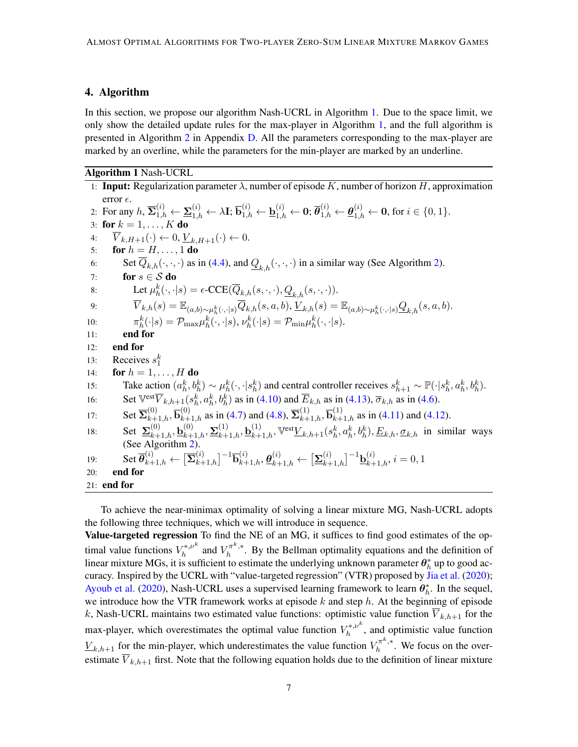## 4. Algorithm

In this section, we propose our algorithm Nash-UCRL in Algorithm 1. Due to the space limit, we only show the detailed update rules for the max-player in Algorithm 1, and the full algorithm is presented in Algorithm 2 in Appendix D. All the parameters corresponding to the max-player are marked by an overline, while the parameters for the min-player are marked by an underline.

**Algorithm 1** Nash-UCRL

1: **Input:** Regularization parameter $\lambda$, number of episode $K$, number of horizon $H$, approximation error $\epsilon$.
2: For any $h$, $\overline{\boldsymbol{\Sigma}}_{1,h}^{(i)} \leftarrow \underline{\boldsymbol{\Sigma}}_{1,h}^{(i)} \leftarrow \lambda \mathbf{I}$; $\overline{\mathbf{b}}_{1,h}^{(i)} \leftarrow \underline{\mathbf{b}}_{1,h}^{(i)} \leftarrow \mathbf{0}$; $\overline{\boldsymbol{\theta}}_{1,h}^{(i)} \leftarrow \underline{\boldsymbol{\theta}}_{1,h}^{(i)} \leftarrow \mathbf{0}$, for $i \in \{0, 1\}$.
3: **for** $k = 1, \ldots, K$ **do**
4: $\quad \overline{V}_{k,H+1}(\cdot) \leftarrow 0$, $\underline{V}_{k,H+1}(\cdot) \leftarrow 0$.
5: $\quad$**for** $h = H, \ldots, 1$ **do**
6: $\quad\quad$Set $\overline{Q}_{k,h}(\cdot, \cdot, \cdot)$ as in (4.4), and $\underline{Q}_{k,h}(\cdot, \cdot, \cdot)$ in a similar way (See Algorithm 2).
7: $\quad\quad$**for** $s \in \mathcal{S}$ **do**
8: $\quad\quad\quad$Let $\mu_h^k(\cdot, \cdot|s) = \epsilon\text{-CCE}(\overline{Q}_{k,h}(s, \cdot, \cdot), \underline{Q}_{k,h}(s, \cdot, \cdot))$.
9: $\quad\quad\quad$$\overline{V}_{k,h}(s) = \mathbb{E}_{(a,b)\sim\mu_h^k(\cdot,\cdot|s)}\overline{Q}_{k,h}(s, a, b)$, $\underline{V}_{k,h}(s) = \mathbb{E}_{(a,b)\sim\mu_h^k(\cdot,\cdot|s)}\underline{Q}_{k,h}(s, a, b)$.
10: $\quad\quad\quad$$\pi_h^k(\cdot|s) = \mathcal{P}_{\max}\mu_h^k(\cdot, \cdot|s)$, $\nu_h^k(\cdot|s) = \mathcal{P}_{\min}\mu_h^k(\cdot, \cdot|s)$.
11: $\quad\quad$**end for**
12: $\quad$**end for**
13: $\quad$Receives $s_1^k$
14: $\quad$**for** $h = 1, \ldots, H$ **do**
15: $\quad\quad$Take action $(a_h^k, b_h^k) \sim \mu_h^k(\cdot, \cdot|s_h^k)$ and central controller receives $s_{h+1}^k \sim \mathbb{P}(\cdot|s_h^k, a_h^k, b_h^k)$.
16: $\quad\quad$Set $\mathbb{V}^{\text{est}}\overline{V}_{k,h+1}(s_h^k, a_h^k, b_h^k)$ as in (4.10) and $\overline{E}_{k,h}$ as in (4.13), $\overline{\sigma}_{k,h}$ as in (4.6).
17: $\quad\quad$Set $\overline{\boldsymbol{\Sigma}}_{k+1,h}^{(0)}, \overline{\mathbf{b}}_{k+1,h}^{(0)}$ as in (4.7) and (4.8), $\overline{\boldsymbol{\Sigma}}_{k+1,h}^{(1)}, \overline{\mathbf{b}}_{k+1,h}^{(1)}$ as in (4.11) and (4.12).
18: $\quad\quad$Set $\underline{\boldsymbol{\Sigma}}_{k+1,h}^{(0)}, \underline{\mathbf{b}}_{k+1,h}^{(0)}, \underline{\boldsymbol{\Sigma}}_{k+1,h}^{(1)}, \underline{\mathbf{b}}_{k+1,h}^{(1)}, \mathbb{V}^{\text{est}}\underline{V}_{k,h+1}(s_h^k, a_h^k, b_h^k), \underline{E}_{k,h}, \underline{\sigma}_{k,h}$ in similar ways (See Algorithm 2).
19: $\quad\quad$Set $\overline{\boldsymbol{\theta}}_{k+1,h}^{(i)} \leftarrow \big[\overline{\boldsymbol{\Sigma}}_{k+1,h}^{(i)}\big]^{-1}\overline{\mathbf{b}}_{k+1,h}^{(i)}$, $\underline{\boldsymbol{\theta}}_{k+1,h}^{(i)} \leftarrow \big[\underline{\boldsymbol{\Sigma}}_{k+1,h}^{(i)}\big]^{-1}\underline{\mathbf{b}}_{k+1,h}^{(i)}$, $i = 0, 1$
20: $\quad$**end for**
21: **end for**

To achieve the near-minimax optimality of solving a linear mixture MG, Nash-UCRL adopts the following three techniques, which we will introduce in sequence.

**Value-targeted regression** To find the NE of an MG, it suffices to find good estimates of the optimal value functions $V_h^{*,\nu^k}$ and $V_h^{\pi^k,*}$. By the Bellman optimality equations and the definition of linear mixture MGs, it is sufficient to estimate the underlying unknown parameter $\boldsymbol{\theta}_h^*$ up to good accuracy. Inspired by the UCRL with "value-targeted regression" (VTR) proposed by Jia et al. (2020); Ayoub et al. (2020), Nash-UCRL uses a supervised learning framework to learn $\boldsymbol{\theta}_h^*$. In the sequel, we introduce how the VTR framework works at episode $k$ and step $h$. At the beginning of episode $k$, Nash-UCRL maintains two estimated value functions: optimistic value function $\overline{V}_{k,h+1}$ for the max-player, which overestimates the optimal value function $V_h^{*,\nu^k}$, and optimistic value function $\underline{V}_{k,h+1}$ for the min-player, which underestimates the value function $V_h^{\pi^k,*}$. We focus on the overestimate $\overline{V}_{k,h+1}$ first. Note that the following equation holds due to the definition of linear mixture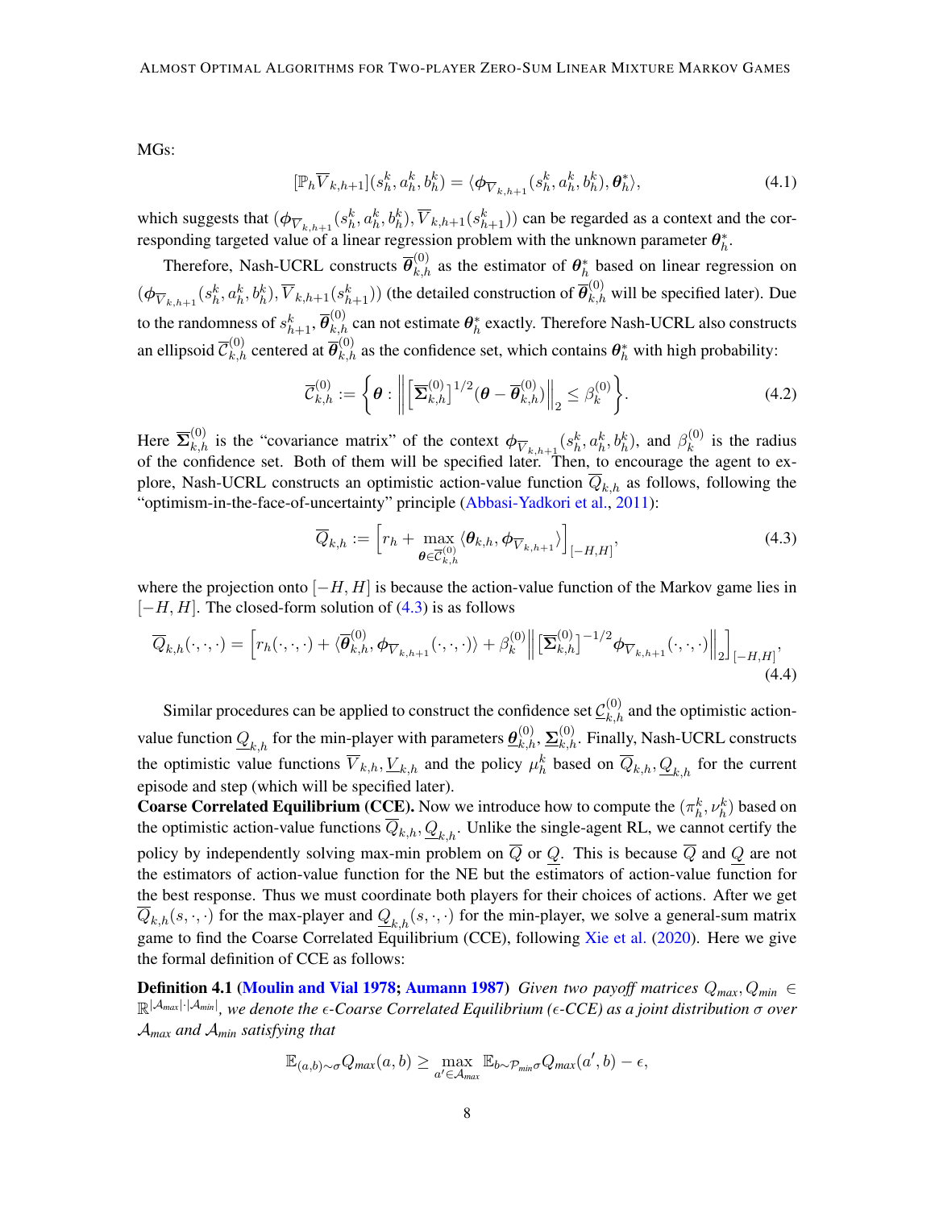MGs:

$$[\mathbb{P}_h \overline{V}_{k,h+1}](s_h^k, a_h^k, b_h^k) = \langle \boldsymbol{\phi}_{\overline{V}_{k,h+1}}(s_h^k, a_h^k, b_h^k), \boldsymbol{\theta}_h^* \rangle, \tag{4.1}$$

which suggests that $(\boldsymbol{\phi}_{\overline{V}_{k,h+1}}(s_h^k, a_h^k, b_h^k), \overline{V}_{k,h+1}(s_{h+1}^k))$ can be regarded as a context and the corresponding targeted value of a linear regression problem with the unknown parameter $\boldsymbol{\theta}_h^*$.

Therefore, Nash-UCRL constructs $\overline{\boldsymbol{\theta}}_{k,h}^{(0)}$ as the estimator of $\boldsymbol{\theta}_h^*$ based on linear regression on $(\boldsymbol{\phi}_{\overline{V}_{k,h+1}}(s_h^k, a_h^k, b_h^k), \overline{V}_{k,h+1}(s_{h+1}^k))$ (the detailed construction of $\overline{\boldsymbol{\theta}}_{k,h}^{(0)}$ will be specified later). Due to the randomness of $s_{h+1}^k$, $\overline{\boldsymbol{\theta}}_{k,h}^{(0)}$ can not estimate $\boldsymbol{\theta}_h^*$ exactly. Therefore Nash-UCRL also constructs an ellipsoid $\overline{\mathcal{C}}_{k,h}^{(0)}$ centered at $\overline{\boldsymbol{\theta}}_{k,h}^{(0)}$ as the confidence set, which contains $\boldsymbol{\theta}_h^*$ with high probability:

$$\overline{\mathcal{C}}_{k,h}^{(0)} := \left\{ \boldsymbol{\theta} : \left\| \left[\overline{\boldsymbol{\Sigma}}_{k,h}^{(0)}\right]^{1/2} (\boldsymbol{\theta} - \overline{\boldsymbol{\theta}}_{k,h}^{(0)}) \right\|_2 \le \beta_k^{(0)} \right\}. \tag{4.2}$$

Here $\overline{\boldsymbol{\Sigma}}_{k,h}^{(0)}$ is the "covariance matrix" of the context $\boldsymbol{\phi}_{\overline{V}_{k,h+1}}(s_h^k, a_h^k, b_h^k)$, and $\beta_k^{(0)}$ is the radius of the confidence set. Both of them will be specified later. Then, to encourage the agent to explore, Nash-UCRL constructs an optimistic action-value function $\overline{Q}_{k,h}$ as follows, following the "optimism-in-the-face-of-uncertainty" principle (Abbasi-Yadkori et al., 2011):

$$\overline{Q}_{k,h} := \left[ r_h + \max_{\boldsymbol{\theta} \in \overline{\mathcal{C}}_{k,h}^{(0)}} \langle \boldsymbol{\theta}_{k,h}, \boldsymbol{\phi}_{\overline{V}_{k,h+1}} \rangle \right]_{[-H,H]}, \tag{4.3}$$

where the projection onto $[-H, H]$ is because the action-value function of the Markov game lies in $[-H, H]$. The closed-form solution of (4.3) is as follows

$$\overline{Q}_{k,h}(\cdot,\cdot,\cdot) = \left[ r_h(\cdot,\cdot,\cdot) + \langle \overline{\boldsymbol{\theta}}_{k,h}^{(0)}, \boldsymbol{\phi}_{\overline{V}_{k,h+1}}(\cdot,\cdot,\cdot) \rangle + \beta_k^{(0)} \left\| \left[\overline{\boldsymbol{\Sigma}}_{k,h}^{(0)}\right]^{-1/2} \boldsymbol{\phi}_{\overline{V}_{k,h+1}}(\cdot,\cdot,\cdot) \right\|_2 \right]_{[-H,H]}, \tag{4.4}$$

Similar procedures can be applied to construct the confidence set $\underline{\mathcal{C}}_{k,h}^{(0)}$ and the optimistic action-value function $\underline{Q}_{k,h}$ for the min-player with parameters $\underline{\boldsymbol{\theta}}_{k,h}^{(0)}, \underline{\boldsymbol{\Sigma}}_{k,h}^{(0)}$. Finally, Nash-UCRL constructs the optimistic value functions $\overline{V}_{k,h}, \underline{V}_{k,h}$ and the policy $\mu_h^k$ based on $\overline{Q}_{k,h}, \underline{Q}_{k,h}$ for the current episode and step (which will be specified later).

**Coarse Correlated Equilibrium (CCE).** Now we introduce how to compute the $(\pi_h^k, \nu_h^k)$ based on the optimistic action-value functions $\overline{Q}_{k,h}, \underline{Q}_{k,h}$. Unlike the single-agent RL, we cannot certify the policy by independently solving max-min problem on $\overline{Q}$ or $\underline{Q}$. This is because $\overline{Q}$ and $\underline{Q}$ are not the estimators of action-value function for the NE but the estimators of action-value function for the best response. Thus we must coordinate both players for their choices of actions. After we get $\overline{Q}_{k,h}(s,\cdot,\cdot)$ for the max-player and $\underline{Q}_{k,h}(s,\cdot,\cdot)$ for the min-player, we solve a general-sum matrix game to find the Coarse Correlated Equilibrium (CCE), following Xie et al. (2020). Here we give the formal definition of CCE as follows:

**Definition 4.1 (Moulin and Vial 1978; Aumann 1987)** *Given two payoff matrices $Q_{max}, Q_{min} \in \mathbb{R}^{|\mathcal{A}_{max}| \cdot |\mathcal{A}_{min}|}$, we denote the $\epsilon$-Coarse Correlated Equilibrium ($\epsilon$-CCE) as a joint distribution $\sigma$ over $\mathcal{A}_{max}$ and $\mathcal{A}_{min}$ satisfying that*

$$\mathbb{E}_{(a,b)\sim\sigma} Q_{max}(a,b) \ge \max_{a' \in \mathcal{A}_{max}} \mathbb{E}_{b \sim \mathcal{P}_{min}\sigma} Q_{max}(a', b) - \epsilon,$$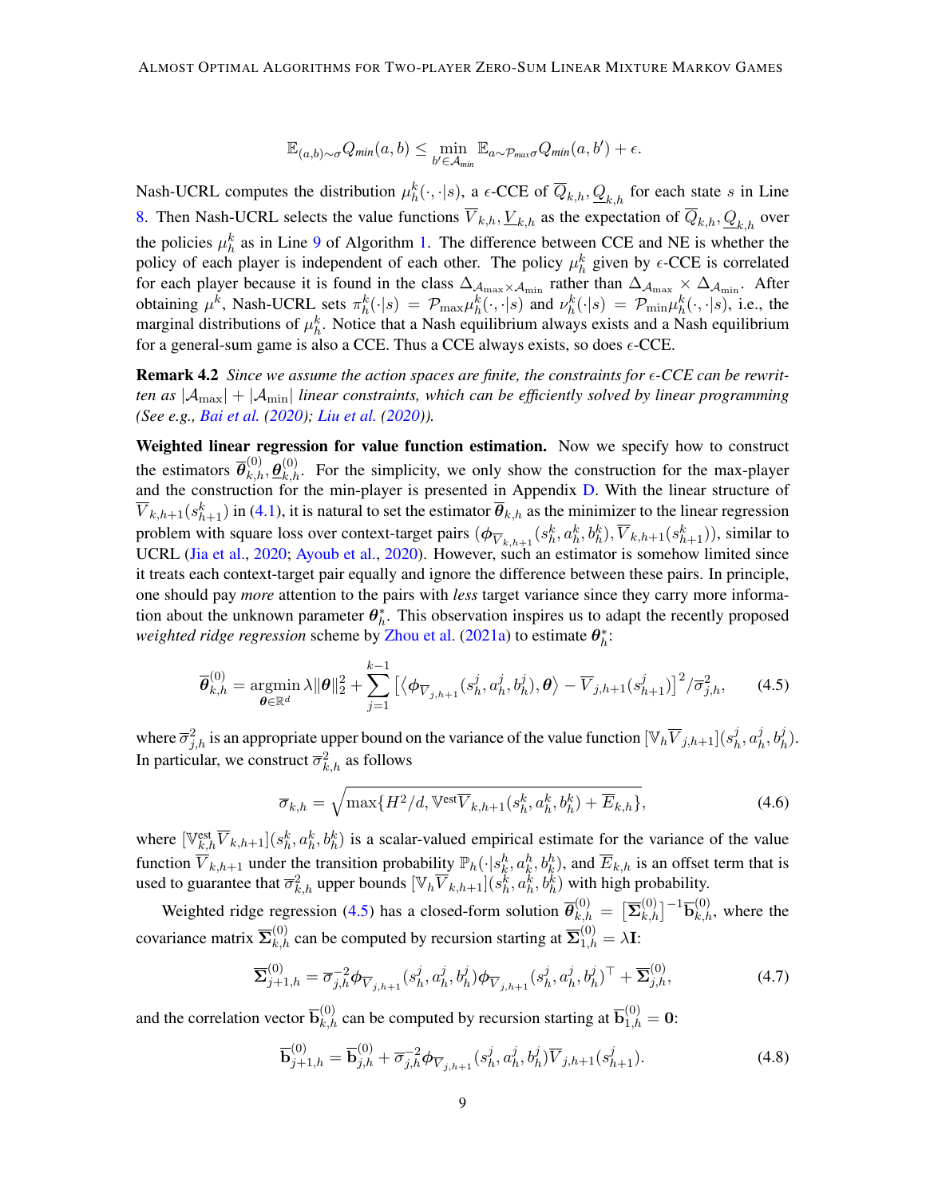$$\mathbb{E}_{(a,b)\sim\sigma} Q_{min}(a,b) \le \min_{b'\in\mathcal{A}_{min}} \mathbb{E}_{a\sim\mathcal{P}_{max}\sigma} Q_{min}(a,b') + \epsilon.$$

Nash-UCRL computes the distribution $\mu_h^k(\cdot,\cdot|s)$, a $\epsilon$-CCE of $\overline{Q}_{k,h}, \underline{Q}_{k,h}$ for each state $s$ in Line 8. Then Nash-UCRL selects the value functions $\overline{V}_{k,h}, \underline{V}_{k,h}$ as the expectation of $\overline{Q}_{k,h}, \underline{Q}_{k,h}$ over the policies $\mu_h^k$ as in Line 9 of Algorithm 1. The difference between CCE and NE is whether the policy of each player is independent of each other. The policy $\mu_h^k$ given by $\epsilon$-CCE is correlated for each player because it is found in the class $\Delta_{\mathcal{A}_{\max}\times\mathcal{A}_{\min}}$ rather than $\Delta_{\mathcal{A}_{\max}} \times \Delta_{\mathcal{A}_{\min}}$. After obtaining $\mu^k$, Nash-UCRL sets $\pi_h^k(\cdot|s) = \mathcal{P}_{\max}\mu_h^k(\cdot,\cdot|s)$ and $\nu_h^k(\cdot|s) = \mathcal{P}_{\min}\mu_h^k(\cdot,\cdot|s)$, i.e., the marginal distributions of $\mu_h^k$. Notice that a Nash equilibrium always exists and a Nash equilibrium for a general-sum game is also a CCE. Thus a CCE always exists, so does $\epsilon$-CCE.

**Remark 4.2** *Since we assume the action spaces are finite, the constraints for $\epsilon$-CCE can be rewritten as $|\mathcal{A}_{\max}| + |\mathcal{A}_{\min}|$ linear constraints, which can be efficiently solved by linear programming (See e.g., Bai et al. (2020); Liu et al. (2020)).*

**Weighted linear regression for value function estimation.** Now we specify how to construct the estimators $\overline{\boldsymbol{\theta}}_{k,h}^{(0)}, \underline{\boldsymbol{\theta}}_{k,h}^{(0)}$. For the simplicity, we only show the construction for the max-player and the construction for the min-player is presented in Appendix D. With the linear structure of $\overline{V}_{k,h+1}(s_{h+1}^k)$ in (4.1), it is natural to set the estimator $\overline{\boldsymbol{\theta}}_{k,h}$ as the minimizer to the linear regression problem with square loss over context-target pairs $(\boldsymbol{\phi}_{\overline{V}_{k,h+1}}(s_h^k, a_h^k, b_h^k), \overline{V}_{k,h+1}(s_{h+1}^k))$, similar to UCRL (Jia et al., 2020; Ayoub et al., 2020). However, such an estimator is somehow limited since it treats each context-target pair equally and ignore the difference between these pairs. In principle, one should pay *more* attention to the pairs with *less* target variance since they carry more information about the unknown parameter $\boldsymbol{\theta}_h^*$. This observation inspires us to adapt the recently proposed *weighted ridge regression* scheme by Zhou et al. (2021a) to estimate $\boldsymbol{\theta}_h^*$:

$$\overline{\boldsymbol{\theta}}_{k,h}^{(0)} = \operatorname*{argmin}_{\boldsymbol{\theta}\in\mathbb{R}^d} \lambda\|\boldsymbol{\theta}\|_2^2 + \sum_{j=1}^{k-1} \big[\big\langle \boldsymbol{\phi}_{\overline{V}_{j,h+1}}(s_h^j, a_h^j, b_h^j), \boldsymbol{\theta}\big\rangle - \overline{V}_{j,h+1}(s_{h+1}^j)\big]^2/\overline{\sigma}_{j,h}^2, \tag{4.5}$$

where $\overline{\sigma}_{j,h}^2$ is an appropriate upper bound on the variance of the value function $[\mathbb{V}_h\overline{V}_{j,h+1}](s_h^j, a_h^j, b_h^j)$. In particular, we construct $\overline{\sigma}_{k,h}^2$ as follows

$$\overline{\sigma}_{k,h} = \sqrt{\max\{H^2/d, \mathbb{V}^{\text{est}}\overline{V}_{k,h+1}(s_h^k, a_h^k, b_h^k) + \overline{E}_{k,h}\}}, \tag{4.6}$$

where $[\mathbb{V}_{k,h}^{\text{est}}\overline{V}_{k,h+1}](s_h^k, a_h^k, b_h^k)$ is a scalar-valued empirical estimate for the variance of the value function $\overline{V}_{k,h+1}$ under the transition probability $\mathbb{P}_h(\cdot|s_k^h, a_k^h, b_k^h)$, and $\overline{E}_{k,h}$ is an offset term that is used to guarantee that $\overline{\sigma}_{k,h}^2$ upper bounds $[\mathbb{V}_h\overline{V}_{k,h+1}](s_h^k, a_h^k, b_h^k)$ with high probability.

Weighted ridge regression (4.5) has a closed-form solution $\overline{\boldsymbol{\theta}}_{k,h}^{(0)} = \big[\overline{\boldsymbol{\Sigma}}_{k,h}^{(0)}\big]^{-1}\overline{\mathbf{b}}_{k,h}^{(0)}$, where the covariance matrix $\overline{\boldsymbol{\Sigma}}_{k,h}^{(0)}$ can be computed by recursion starting at $\overline{\boldsymbol{\Sigma}}_{1,h}^{(0)} = \lambda\mathbf{I}$:

$$\overline{\boldsymbol{\Sigma}}_{j+1,h}^{(0)} = \overline{\sigma}_{j,h}^{-2}\boldsymbol{\phi}_{\overline{V}_{j,h+1}}(s_h^j, a_h^j, b_h^j)\boldsymbol{\phi}_{\overline{V}_{j,h+1}}(s_h^j, a_h^j, b_h^j)^\top + \overline{\boldsymbol{\Sigma}}_{j,h}^{(0)}, \tag{4.7}$$

and the correlation vector $\overline{\mathbf{b}}_{k,h}^{(0)}$ can be computed by recursion starting at $\overline{\mathbf{b}}_{1,h}^{(0)} = \mathbf{0}$:

$$\overline{\mathbf{b}}_{j+1,h}^{(0)} = \overline{\mathbf{b}}_{j,h}^{(0)} + \overline{\sigma}_{j,h}^{-2}\boldsymbol{\phi}_{\overline{V}_{j,h+1}}(s_h^j, a_h^j, b_h^j)\overline{V}_{j,h+1}(s_{h+1}^j). \tag{4.8}$$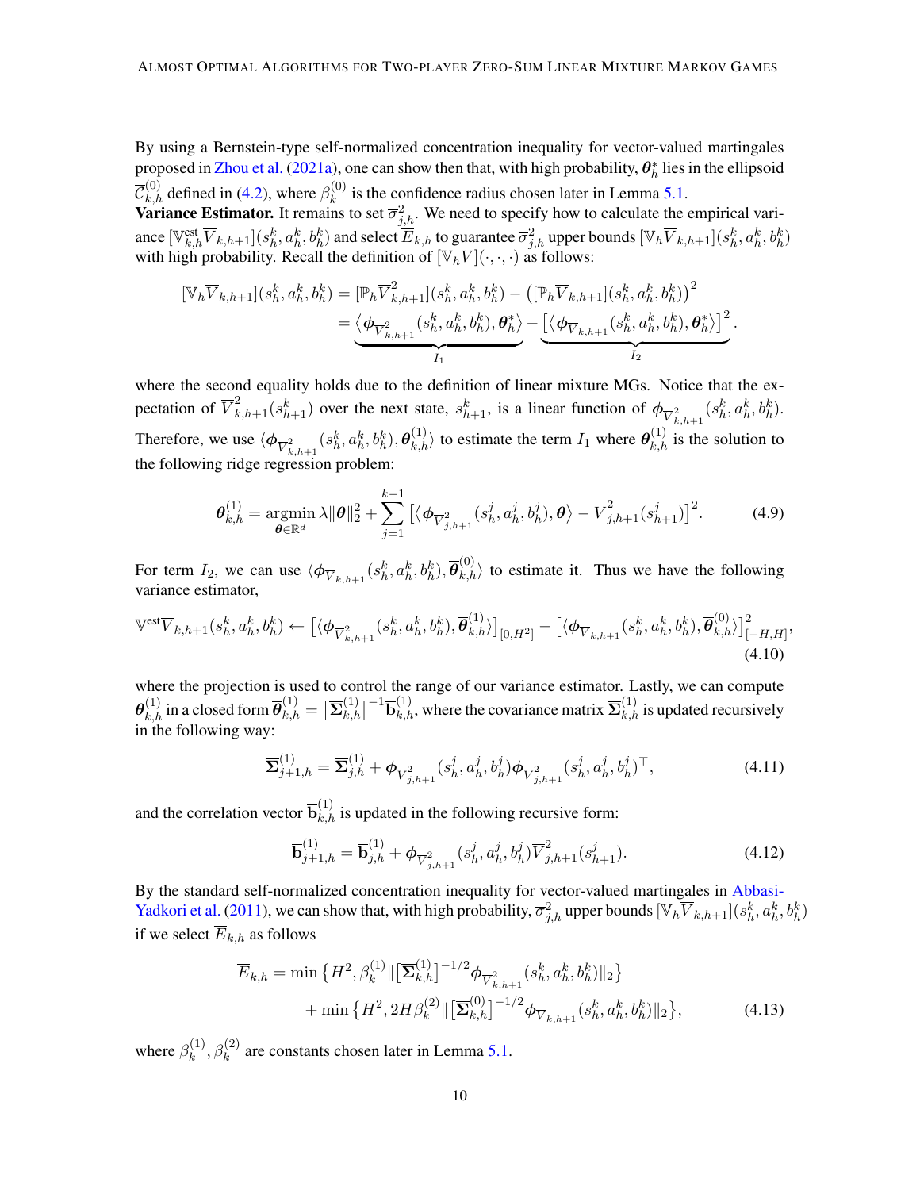By using a Bernstein-type self-normalized concentration inequality for vector-valued martingales proposed in Zhou et al. (2021a), one can show then that, with high probability, $\boldsymbol{\theta}_h^*$ lies in the ellipsoid $\overline{\mathcal{C}}_{k,h}^{(0)}$ defined in (4.2), where $\beta_k^{(0)}$ is the confidence radius chosen later in Lemma 5.1.

**Variance Estimator.** It remains to set $\overline{\sigma}_{j,h}^2$. We need to specify how to calculate the empirical variance $[\mathbb{V}_{k,h}^{\text{est}} \overline{V}_{k,h+1}](s_h^k, a_h^k, b_h^k)$ and select $\overline{E}_{k,h}$ to guarantee $\overline{\sigma}_{j,h}^2$ upper bounds $[\mathbb{V}_h \overline{V}_{k,h+1}](s_h^k, a_h^k, b_h^k)$ with high probability. Recall the definition of $[\mathbb{V}_h V](\cdot,\cdot,\cdot)$ as follows:

$$
\begin{aligned}
[\mathbb{V}_h \overline{V}_{k,h+1}](s_h^k, a_h^k, b_h^k) &= [\mathbb{P}_h \overline{V}_{k,h+1}^2](s_h^k, a_h^k, b_h^k) - \big([\mathbb{P}_h \overline{V}_{k,h+1}](s_h^k, a_h^k, b_h^k)\big)^2 \\
&= \underbrace{\big\langle \boldsymbol{\phi}_{\overline{V}_{k,h+1}^2}(s_h^k, a_h^k, b_h^k), \boldsymbol{\theta}_h^* \big\rangle}_{I_1} - \underbrace{\big[\big\langle \boldsymbol{\phi}_{\overline{V}_{k,h+1}}(s_h^k, a_h^k, b_h^k), \boldsymbol{\theta}_h^* \big\rangle\big]^2}_{I_2}.
\end{aligned}
$$

where the second equality holds due to the definition of linear mixture MGs. Notice that the expectation of $\overline{V}_{k,h+1}^2(s_{h+1}^k)$ over the next state, $s_{h+1}^k$, is a linear function of $\boldsymbol{\phi}_{\overline{V}_{k,h+1}^2}(s_h^k, a_h^k, b_h^k)$. Therefore, we use $\langle \boldsymbol{\phi}_{\overline{V}_{k,h+1}^2}(s_h^k, a_h^k, b_h^k), \boldsymbol{\theta}_{k,h}^{(1)} \rangle$ to estimate the term $I_1$ where $\boldsymbol{\theta}_{k,h}^{(1)}$ is the solution to the following ridge regression problem:

$$
\boldsymbol{\theta}_{k,h}^{(1)} = \underset{\boldsymbol{\theta} \in \mathbb{R}^d}{\operatorname{argmin}}\, \lambda \|\boldsymbol{\theta}\|_2^2 + \sum_{j=1}^{k-1} \big[\big\langle \boldsymbol{\phi}_{\overline{V}_{j,h+1}^2}(s_h^j, a_h^j, b_h^j), \boldsymbol{\theta} \big\rangle - \overline{V}_{j,h+1}^2(s_{h+1}^j)\big]^2. \tag{4.9}
$$

For term $I_2$, we can use $\langle \boldsymbol{\phi}_{\overline{V}_{k,h+1}}(s_h^k, a_h^k, b_h^k), \overline{\boldsymbol{\theta}}_{k,h}^{(0)} \rangle$ to estimate it. Thus we have the following variance estimator,

$$
\mathbb{V}^{\text{est}} \overline{V}_{k,h+1}(s_h^k, a_h^k, b_h^k) \leftarrow \big[\langle \boldsymbol{\phi}_{\overline{V}_{k,h+1}^2}(s_h^k, a_h^k, b_h^k), \overline{\boldsymbol{\theta}}_{k,h}^{(1)} \rangle\big]_{[0,H^2]} - \big[\langle \boldsymbol{\phi}_{\overline{V}_{k,h+1}}(s_h^k, a_h^k, b_h^k), \overline{\boldsymbol{\theta}}_{k,h}^{(0)} \rangle\big]_{[-H,H]}^2, \tag{4.10}
$$

where the projection is used to control the range of our variance estimator. Lastly, we can compute $\boldsymbol{\theta}_{k,h}^{(1)}$ in a closed form $\overline{\boldsymbol{\theta}}_{k,h}^{(1)} = \big[\overline{\boldsymbol{\Sigma}}_{k,h}^{(1)}\big]^{-1} \overline{\mathbf{b}}_{k,h}^{(1)}$, where the covariance matrix $\overline{\boldsymbol{\Sigma}}_{k,h}^{(1)}$ is updated recursively in the following way:

$$
\overline{\boldsymbol{\Sigma}}_{j+1,h}^{(1)} = \overline{\boldsymbol{\Sigma}}_{j,h}^{(1)} + \boldsymbol{\phi}_{\overline{V}_{j,h+1}^2}(s_h^j, a_h^j, b_h^j) \boldsymbol{\phi}_{\overline{V}_{j,h+1}^2}(s_h^j, a_h^j, b_h^j)^\top, \tag{4.11}
$$

and the correlation vector $\overline{\mathbf{b}}_{k,h}^{(1)}$ is updated in the following recursive form:

$$
\overline{\mathbf{b}}_{j+1,h}^{(1)} = \overline{\mathbf{b}}_{j,h}^{(1)} + \boldsymbol{\phi}_{\overline{V}_{j,h+1}^2}(s_h^j, a_h^j, b_h^j) \overline{V}_{j,h+1}^2(s_{h+1}^j). \tag{4.12}
$$

By the standard self-normalized concentration inequality for vector-valued martingales in Abbasi-Yadkori et al. (2011), we can show that, with high probability, $\overline{\sigma}_{j,h}^2$ upper bounds $[\mathbb{V}_h \overline{V}_{k,h+1}](s_h^k, a_h^k, b_h^k)$ if we select $\overline{E}_{k,h}$ as follows

$$
\begin{aligned}
\overline{E}_{k,h} &= \min\big\{H^2, \beta_k^{(1)} \big\| \big[\overline{\boldsymbol{\Sigma}}_{k,h}^{(1)}\big]^{-1/2} \boldsymbol{\phi}_{\overline{V}_{k,h+1}^2}(s_h^k, a_h^k, b_h^k)\big\|_2\big\} \\
&\quad + \min\big\{H^2, 2H\beta_k^{(2)} \big\| \big[\overline{\boldsymbol{\Sigma}}_{k,h}^{(0)}\big]^{-1/2} \boldsymbol{\phi}_{\overline{V}_{k,h+1}}(s_h^k, a_h^k, b_h^k)\big\|_2\big\},
\end{aligned} \tag{4.13}
$$

where $\beta_k^{(1)}, \beta_k^{(2)}$ are constants chosen later in Lemma 5.1.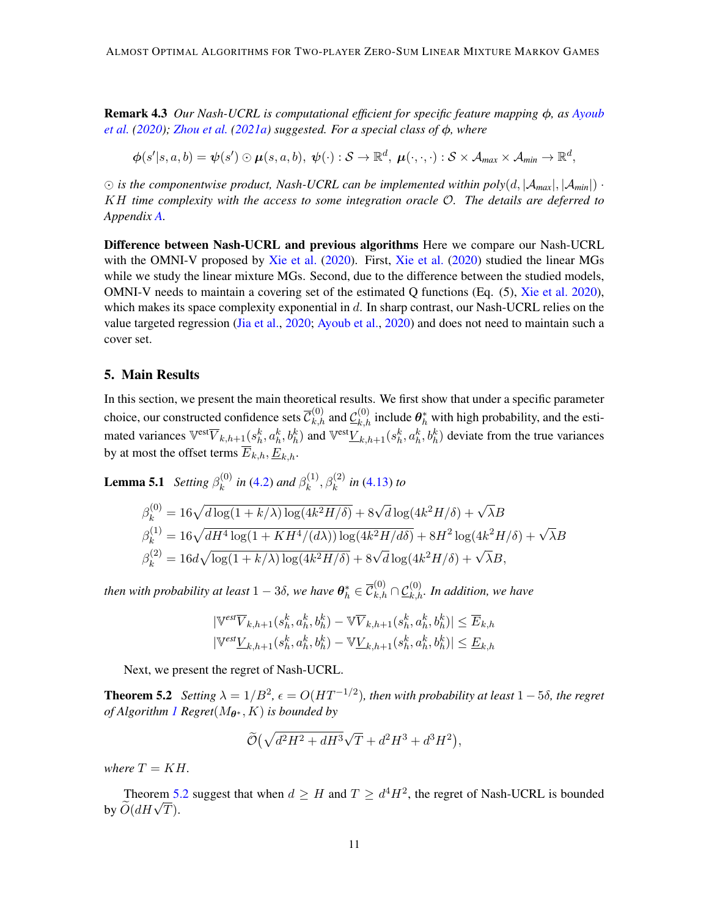**Remark 4.3** *Our Nash-UCRL is computational efficient for specific feature mapping $\phi$, as Ayoub et al. (2020); Zhou et al. (2021a) suggested. For a special class of $\phi$, where*

$$\boldsymbol{\phi}(s'|s,a,b) = \boldsymbol{\psi}(s') \odot \boldsymbol{\mu}(s,a,b),\ \boldsymbol{\psi}(\cdot): \mathcal{S} \to \mathbb{R}^d,\ \boldsymbol{\mu}(\cdot,\cdot,\cdot): \mathcal{S} \times \mathcal{A}_{max} \times \mathcal{A}_{min} \to \mathbb{R}^d,$$

*$\odot$ is the componentwise product, Nash-UCRL can be implemented within poly$(d, |\mathcal{A}_{max}|, |\mathcal{A}_{min}|) \cdot KH$ time complexity with the access to some integration oracle $\mathcal{O}$. The details are deferred to Appendix A.*

**Difference between Nash-UCRL and previous algorithms** Here we compare our Nash-UCRL with the OMNI-V proposed by Xie et al. (2020). First, Xie et al. (2020) studied the linear MGs while we study the linear mixture MGs. Second, due to the difference between the studied models, OMNI-V needs to maintain a covering set of the estimated Q functions (Eq. (5), Xie et al. 2020), which makes its space complexity exponential in $d$. In sharp contrast, our Nash-UCRL relies on the value targeted regression (Jia et al., 2020; Ayoub et al., 2020) and does not need to maintain such a cover set.

## 5. Main Results

In this section, we present the main theoretical results. We first show that under a specific parameter choice, our constructed confidence sets $\overline{\mathcal{C}}_{k,h}^{(0)}$ and $\underline{\mathcal{C}}_{k,h}^{(0)}$ include $\boldsymbol{\theta}_h^*$ with high probability, and the estimated variances $\mathbb{V}^{\text{est}}\overline{V}_{k,h+1}(s_h^k, a_h^k, b_h^k)$ and $\mathbb{V}^{\text{est}}\underline{V}_{k,h+1}(s_h^k, a_h^k, b_h^k)$ deviate from the true variances by at most the offset terms $\overline{E}_{k,h}, \underline{E}_{k,h}$.

**Lemma 5.1** *Setting $\beta_k^{(0)}$ in (4.2) and $\beta_k^{(1)}, \beta_k^{(2)}$ in (4.13) to*

$$\begin{aligned}
\beta_k^{(0)} &= 16\sqrt{d\log(1 + k/\lambda)\log(4k^2H/\delta)} + 8\sqrt{d}\log(4k^2H/\delta) + \sqrt{\lambda}B \\
\beta_k^{(1)} &= 16\sqrt{dH^4\log(1 + KH^4/(d\lambda))\log(4k^2H/d\delta)} + 8H^2\log(4k^2H/\delta) + \sqrt{\lambda}B \\
\beta_k^{(2)} &= 16d\sqrt{\log(1 + k/\lambda)\log(4k^2H/\delta)} + 8\sqrt{d}\log(4k^2H/\delta) + \sqrt{\lambda}B,
\end{aligned}$$

*then with probability at least $1 - 3\delta$, we have $\boldsymbol{\theta}_h^* \in \overline{\mathcal{C}}_{k,h}^{(0)} \cap \underline{\mathcal{C}}_{k,h}^{(0)}$. In addition, we have*

$$\begin{aligned}
|\mathbb{V}^{est}\overline{V}_{k,h+1}(s_h^k, a_h^k, b_h^k) - \mathbb{V}\overline{V}_{k,h+1}(s_h^k, a_h^k, b_h^k)| &\le \overline{E}_{k,h} \\
|\mathbb{V}^{est}\underline{V}_{k,h+1}(s_h^k, a_h^k, b_h^k) - \mathbb{V}\underline{V}_{k,h+1}(s_h^k, a_h^k, b_h^k)| &\le \underline{E}_{k,h}
\end{aligned}$$

Next, we present the regret of Nash-UCRL.

**Theorem 5.2** *Setting $\lambda = 1/B^2$, $\epsilon = O(HT^{-1/2})$, then with probability at least $1 - 5\delta$, the regret of Algorithm 1 Regret$(M_{\boldsymbol{\theta}^*}, K)$ is bounded by*

$$\widetilde{\mathcal{O}}\big(\sqrt{d^2H^2 + dH^3}\sqrt{T} + d^2H^3 + d^3H^2\big),$$

*where $T = KH$.*

Theorem 5.2 suggest that when $d \ge H$ and $T \ge d^4H^2$, the regret of Nash-UCRL is bounded by $\widetilde{O}(dH\sqrt{T})$.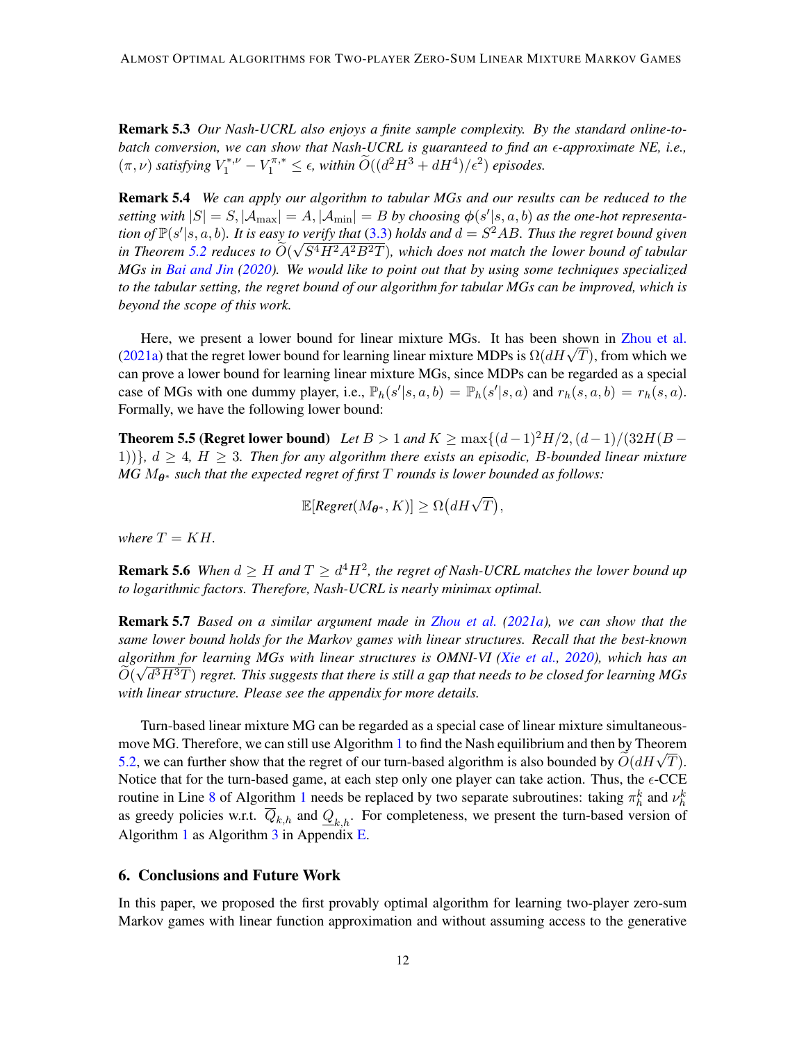**Remark 5.3** *Our Nash-UCRL also enjoys a finite sample complexity. By the standard online-to-batch conversion, we can show that Nash-UCRL is guaranteed to find an $\epsilon$-approximate NE, i.e., $(\pi, \nu)$ satisfying $V_1^{*,\nu} - V_1^{\pi,*} \leq \epsilon$, within $\widetilde{O}((d^2H^3 + dH^4)/\epsilon^2)$ episodes.*

**Remark 5.4** *We can apply our algorithm to tabular MGs and our results can be reduced to the setting with $|S| = S, |\mathcal{A}_{\max}| = A, |\mathcal{A}_{\min}| = B$ by choosing $\boldsymbol{\phi}(s'|s, a, b)$ as the one-hot representation of $\mathbb{P}(s'|s, a, b)$. It is easy to verify that (3.3) holds and $d = S^2AB$. Thus the regret bound given in Theorem 5.2 reduces to $\widetilde{O}(\sqrt{S^4H^2A^2B^2T})$, which does not match the lower bound of tabular MGs in Bai and Jin (2020). We would like to point out that by using some techniques specialized to the tabular setting, the regret bound of our algorithm for tabular MGs can be improved, which is beyond the scope of this work.*

Here, we present a lower bound for linear mixture MGs. It has been shown in Zhou et al. (2021a) that the regret lower bound for learning linear mixture MDPs is $\Omega(dH\sqrt{T})$, from which we can prove a lower bound for learning linear mixture MGs, since MDPs can be regarded as a special case of MGs with one dummy player, i.e., $\mathbb{P}_h(s'|s, a, b) = \mathbb{P}_h(s'|s, a)$ and $r_h(s, a, b) = r_h(s, a)$. Formally, we have the following lower bound:

**Theorem 5.5 (Regret lower bound)** *Let $B > 1$ and $K \geq \max\{(d-1)^2H/2, (d-1)/(32H(B-1))\}$, $d \geq 4$, $H \geq 3$. Then for any algorithm there exists an episodic, $B$-bounded linear mixture MG $M_{\boldsymbol{\theta}^*}$ such that the expected regret of first $T$ rounds is lower bounded as follows:*

$$\mathbb{E}[\text{Regret}(M_{\boldsymbol{\theta}^*}, K)] \geq \Omega\big(dH\sqrt{T}\big),$$

*where $T = KH$.*

**Remark 5.6** *When $d \geq H$ and $T \geq d^4H^2$, the regret of Nash-UCRL matches the lower bound up to logarithmic factors. Therefore, Nash-UCRL is nearly minimax optimal.*

**Remark 5.7** *Based on a similar argument made in Zhou et al. (2021a), we can show that the same lower bound holds for the Markov games with linear structures. Recall that the best-known algorithm for learning MGs with linear structures is OMNI-VI (Xie et al., 2020), which has an $\widetilde{O}(\sqrt{d^3H^3T})$ regret. This suggests that there is still a gap that needs to be closed for learning MGs with linear structure. Please see the appendix for more details.*

Turn-based linear mixture MG can be regarded as a special case of linear mixture simultaneous-move MG. Therefore, we can still use Algorithm 1 to find the Nash equilibrium and then by Theorem 5.2, we can further show that the regret of our turn-based algorithm is also bounded by $\widetilde{O}(dH\sqrt{T})$. Notice that for the turn-based game, at each step only one player can take action. Thus, the $\epsilon$-CCE routine in Line 8 of Algorithm 1 needs be replaced by two separate subroutines: taking $\pi_h^k$ and $\nu_h^k$ as greedy policies w.r.t. $\overline{Q}_{k,h}$ and $\underline{Q}_{k,h}$. For completeness, we present the turn-based version of Algorithm 1 as Algorithm 3 in Appendix E.

## 6. Conclusions and Future Work

In this paper, we proposed the first provably optimal algorithm for learning two-player zero-sum Markov games with linear function approximation and without assuming access to the generative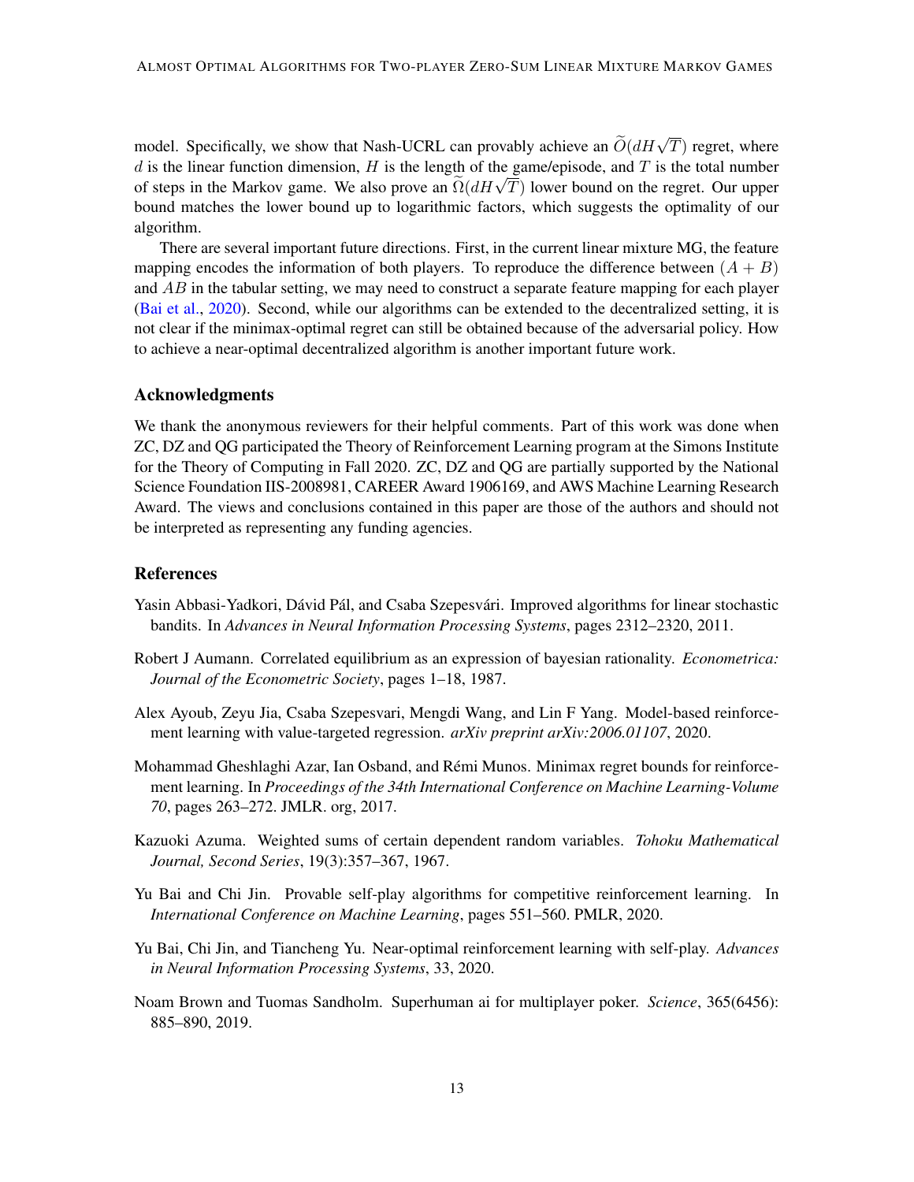model. Specifically, we show that Nash-UCRL can provably achieve an $\widetilde{O}(dH\sqrt{T})$ regret, where $d$ is the linear function dimension, $H$ is the length of the game/episode, and $T$ is the total number of steps in the Markov game. We also prove an $\widetilde{\Omega}(dH\sqrt{T})$ lower bound on the regret. Our upper bound matches the lower bound up to logarithmic factors, which suggests the optimality of our algorithm.

There are several important future directions. First, in the current linear mixture MG, the feature mapping encodes the information of both players. To reproduce the difference between $(A + B)$ and $AB$ in the tabular setting, we may need to construct a separate feature mapping for each player (Bai et al., 2020). Second, while our algorithms can be extended to the decentralized setting, it is not clear if the minimax-optimal regret can still be obtained because of the adversarial policy. How to achieve a near-optimal decentralized algorithm is another important future work.

## Acknowledgments

We thank the anonymous reviewers for their helpful comments. Part of this work was done when ZC, DZ and QG participated the Theory of Reinforcement Learning program at the Simons Institute for the Theory of Computing in Fall 2020. ZC, DZ and QG are partially supported by the National Science Foundation IIS-2008981, CAREER Award 1906169, and AWS Machine Learning Research Award. The views and conclusions contained in this paper are those of the authors and should not be interpreted as representing any funding agencies.

## References

Yasin Abbasi-Yadkori, Dávid Pál, and Csaba Szepesvári. Improved algorithms for linear stochastic bandits. In *Advances in Neural Information Processing Systems*, pages 2312–2320, 2011.

Robert J Aumann. Correlated equilibrium as an expression of bayesian rationality. *Econometrica: Journal of the Econometric Society*, pages 1–18, 1987.

Alex Ayoub, Zeyu Jia, Csaba Szepesvari, Mengdi Wang, and Lin F Yang. Model-based reinforcement learning with value-targeted regression. *arXiv preprint arXiv:2006.01107*, 2020.

Mohammad Gheshlaghi Azar, Ian Osband, and Rémi Munos. Minimax regret bounds for reinforcement learning. In *Proceedings of the 34th International Conference on Machine Learning-Volume 70*, pages 263–272. JMLR. org, 2017.

Kazuoki Azuma. Weighted sums of certain dependent random variables. *Tohoku Mathematical Journal, Second Series*, 19(3):357–367, 1967.

Yu Bai and Chi Jin. Provable self-play algorithms for competitive reinforcement learning. In *International Conference on Machine Learning*, pages 551–560. PMLR, 2020.

Yu Bai, Chi Jin, and Tiancheng Yu. Near-optimal reinforcement learning with self-play. *Advances in Neural Information Processing Systems*, 33, 2020.

Noam Brown and Tuomas Sandholm. Superhuman ai for multiplayer poker. *Science*, 365(6456): 885–890, 2019.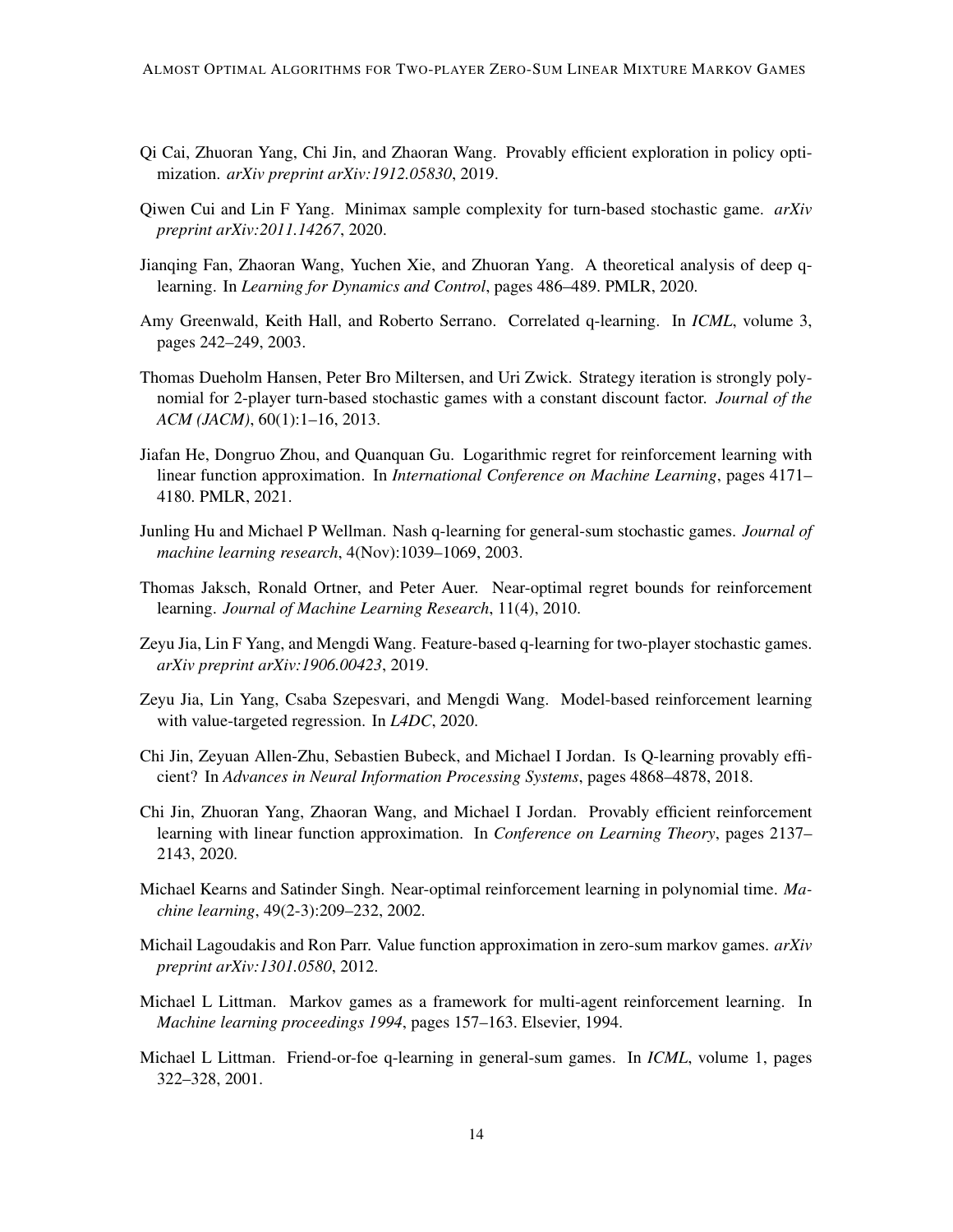Qi Cai, Zhuoran Yang, Chi Jin, and Zhaoran Wang. Provably efficient exploration in policy optimization. *arXiv preprint arXiv:1912.05830*, 2019.

Qiwen Cui and Lin F Yang. Minimax sample complexity for turn-based stochastic game. *arXiv preprint arXiv:2011.14267*, 2020.

Jianqing Fan, Zhaoran Wang, Yuchen Xie, and Zhuoran Yang. A theoretical analysis of deep q-learning. In *Learning for Dynamics and Control*, pages 486–489. PMLR, 2020.

Amy Greenwald, Keith Hall, and Roberto Serrano. Correlated q-learning. In *ICML*, volume 3, pages 242–249, 2003.

Thomas Dueholm Hansen, Peter Bro Miltersen, and Uri Zwick. Strategy iteration is strongly polynomial for 2-player turn-based stochastic games with a constant discount factor. *Journal of the ACM (JACM)*, 60(1):1–16, 2013.

Jiafan He, Dongruo Zhou, and Quanquan Gu. Logarithmic regret for reinforcement learning with linear function approximation. In *International Conference on Machine Learning*, pages 4171–4180. PMLR, 2021.

Junling Hu and Michael P Wellman. Nash q-learning for general-sum stochastic games. *Journal of machine learning research*, 4(Nov):1039–1069, 2003.

Thomas Jaksch, Ronald Ortner, and Peter Auer. Near-optimal regret bounds for reinforcement learning. *Journal of Machine Learning Research*, 11(4), 2010.

Zeyu Jia, Lin F Yang, and Mengdi Wang. Feature-based q-learning for two-player stochastic games. *arXiv preprint arXiv:1906.00423*, 2019.

Zeyu Jia, Lin Yang, Csaba Szepesvari, and Mengdi Wang. Model-based reinforcement learning with value-targeted regression. In *L4DC*, 2020.

Chi Jin, Zeyuan Allen-Zhu, Sebastien Bubeck, and Michael I Jordan. Is Q-learning provably efficient? In *Advances in Neural Information Processing Systems*, pages 4868–4878, 2018.

Chi Jin, Zhuoran Yang, Zhaoran Wang, and Michael I Jordan. Provably efficient reinforcement learning with linear function approximation. In *Conference on Learning Theory*, pages 2137–2143, 2020.

Michael Kearns and Satinder Singh. Near-optimal reinforcement learning in polynomial time. *Machine learning*, 49(2-3):209–232, 2002.

Michail Lagoudakis and Ron Parr. Value function approximation in zero-sum markov games. *arXiv preprint arXiv:1301.0580*, 2012.

Michael L Littman. Markov games as a framework for multi-agent reinforcement learning. In *Machine learning proceedings 1994*, pages 157–163. Elsevier, 1994.

Michael L Littman. Friend-or-foe q-learning in general-sum games. In *ICML*, volume 1, pages 322–328, 2001.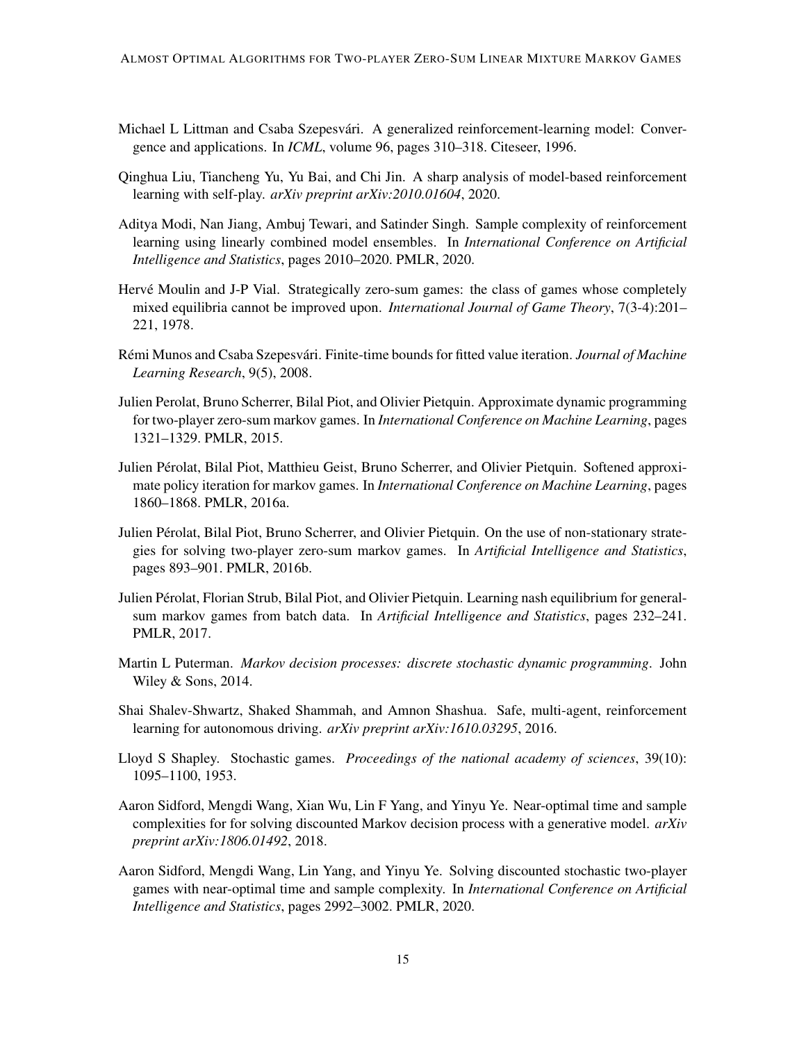Michael L Littman and Csaba Szepesvári. A generalized reinforcement-learning model: Convergence and applications. In *ICML*, volume 96, pages 310–318. Citeseer, 1996.

Qinghua Liu, Tiancheng Yu, Yu Bai, and Chi Jin. A sharp analysis of model-based reinforcement learning with self-play. *arXiv preprint arXiv:2010.01604*, 2020.

Aditya Modi, Nan Jiang, Ambuj Tewari, and Satinder Singh. Sample complexity of reinforcement learning using linearly combined model ensembles. In *International Conference on Artificial Intelligence and Statistics*, pages 2010–2020. PMLR, 2020.

Hervé Moulin and J-P Vial. Strategically zero-sum games: the class of games whose completely mixed equilibria cannot be improved upon. *International Journal of Game Theory*, 7(3-4):201–221, 1978.

Rémi Munos and Csaba Szepesvári. Finite-time bounds for fitted value iteration. *Journal of Machine Learning Research*, 9(5), 2008.

Julien Perolat, Bruno Scherrer, Bilal Piot, and Olivier Pietquin. Approximate dynamic programming for two-player zero-sum markov games. In *International Conference on Machine Learning*, pages 1321–1329. PMLR, 2015.

Julien Pérolat, Bilal Piot, Matthieu Geist, Bruno Scherrer, and Olivier Pietquin. Softened approximate policy iteration for markov games. In *International Conference on Machine Learning*, pages 1860–1868. PMLR, 2016a.

Julien Pérolat, Bilal Piot, Bruno Scherrer, and Olivier Pietquin. On the use of non-stationary strategies for solving two-player zero-sum markov games. In *Artificial Intelligence and Statistics*, pages 893–901. PMLR, 2016b.

Julien Pérolat, Florian Strub, Bilal Piot, and Olivier Pietquin. Learning nash equilibrium for general-sum markov games from batch data. In *Artificial Intelligence and Statistics*, pages 232–241. PMLR, 2017.

Martin L Puterman. *Markov decision processes: discrete stochastic dynamic programming*. John Wiley & Sons, 2014.

Shai Shalev-Shwartz, Shaked Shammah, and Amnon Shashua. Safe, multi-agent, reinforcement learning for autonomous driving. *arXiv preprint arXiv:1610.03295*, 2016.

Lloyd S Shapley. Stochastic games. *Proceedings of the national academy of sciences*, 39(10): 1095–1100, 1953.

Aaron Sidford, Mengdi Wang, Xian Wu, Lin F Yang, and Yinyu Ye. Near-optimal time and sample complexities for for solving discounted Markov decision process with a generative model. *arXiv preprint arXiv:1806.01492*, 2018.

Aaron Sidford, Mengdi Wang, Lin Yang, and Yinyu Ye. Solving discounted stochastic two-player games with near-optimal time and sample complexity. In *International Conference on Artificial Intelligence and Statistics*, pages 2992–3002. PMLR, 2020.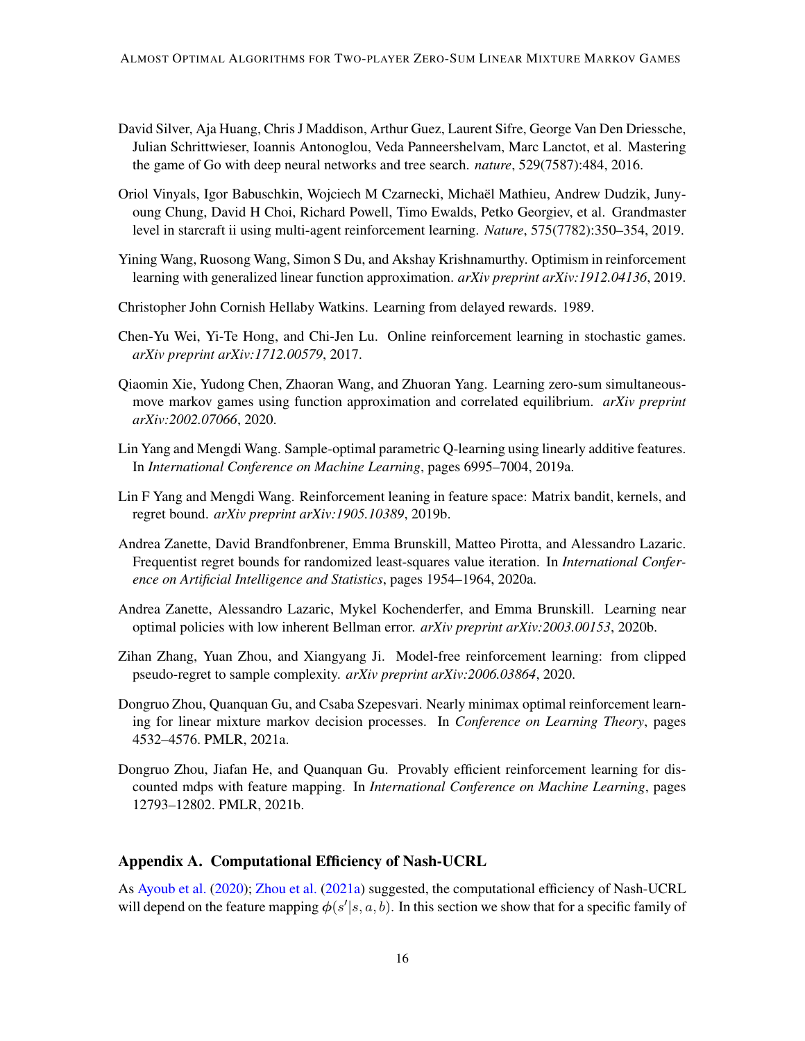David Silver, Aja Huang, Chris J Maddison, Arthur Guez, Laurent Sifre, George Van Den Driessche, Julian Schrittwieser, Ioannis Antonoglou, Veda Panneershelvam, Marc Lanctot, et al. Mastering the game of Go with deep neural networks and tree search. *nature*, 529(7587):484, 2016.

Oriol Vinyals, Igor Babuschkin, Wojciech M Czarnecki, Michaël Mathieu, Andrew Dudzik, Junyoung Chung, David H Choi, Richard Powell, Timo Ewalds, Petko Georgiev, et al. Grandmaster level in starcraft ii using multi-agent reinforcement learning. *Nature*, 575(7782):350–354, 2019.

Yining Wang, Ruosong Wang, Simon S Du, and Akshay Krishnamurthy. Optimism in reinforcement learning with generalized linear function approximation. *arXiv preprint arXiv:1912.04136*, 2019.

Christopher John Cornish Hellaby Watkins. Learning from delayed rewards. 1989.

Chen-Yu Wei, Yi-Te Hong, and Chi-Jen Lu. Online reinforcement learning in stochastic games. *arXiv preprint arXiv:1712.00579*, 2017.

Qiaomin Xie, Yudong Chen, Zhaoran Wang, and Zhuoran Yang. Learning zero-sum simultaneous-move markov games using function approximation and correlated equilibrium. *arXiv preprint arXiv:2002.07066*, 2020.

Lin Yang and Mengdi Wang. Sample-optimal parametric Q-learning using linearly additive features. In *International Conference on Machine Learning*, pages 6995–7004, 2019a.

Lin F Yang and Mengdi Wang. Reinforcement leaning in feature space: Matrix bandit, kernels, and regret bound. *arXiv preprint arXiv:1905.10389*, 2019b.

Andrea Zanette, David Brandfonbrener, Emma Brunskill, Matteo Pirotta, and Alessandro Lazaric. Frequentist regret bounds for randomized least-squares value iteration. In *International Conference on Artificial Intelligence and Statistics*, pages 1954–1964, 2020a.

Andrea Zanette, Alessandro Lazaric, Mykel Kochenderfer, and Emma Brunskill. Learning near optimal policies with low inherent Bellman error. *arXiv preprint arXiv:2003.00153*, 2020b.

Zihan Zhang, Yuan Zhou, and Xiangyang Ji. Model-free reinforcement learning: from clipped pseudo-regret to sample complexity. *arXiv preprint arXiv:2006.03864*, 2020.

Dongruo Zhou, Quanquan Gu, and Csaba Szepesvari. Nearly minimax optimal reinforcement learning for linear mixture markov decision processes. In *Conference on Learning Theory*, pages 4532–4576. PMLR, 2021a.

Dongruo Zhou, Jiafan He, and Quanquan Gu. Provably efficient reinforcement learning for discounted mdps with feature mapping. In *International Conference on Machine Learning*, pages 12793–12802. PMLR, 2021b.

## Appendix A. Computational Efficiency of Nash-UCRL

As Ayoub et al. (2020); Zhou et al. (2021a) suggested, the computational efficiency of Nash-UCRL will depend on the feature mapping $\phi(s'|s, a, b)$. In this section we show that for a specific family of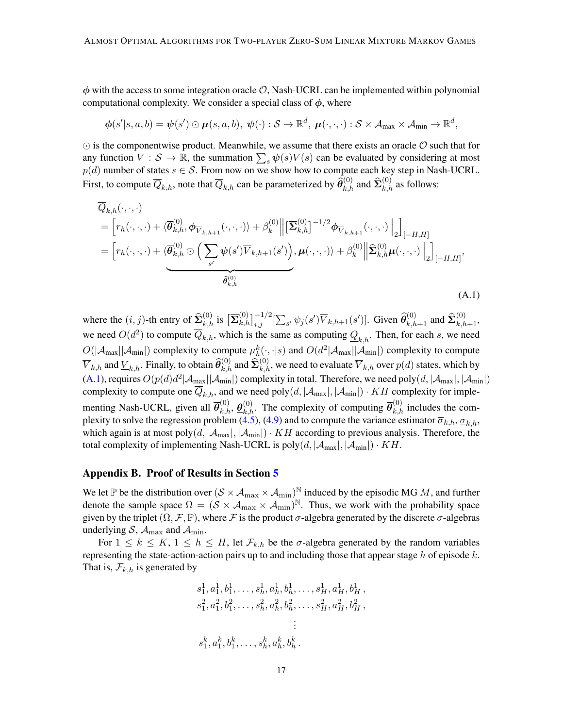$\boldsymbol{\phi}$ with the access to some integration oracle $\mathcal{O}$, Nash-UCRL can be implemented within polynomial computational complexity. We consider a special class of $\boldsymbol{\phi}$, where

$$\boldsymbol{\phi}(s'|s,a,b) = \boldsymbol{\psi}(s') \odot \boldsymbol{\mu}(s,a,b),\ \boldsymbol{\psi}(\cdot): \mathcal{S} \to \mathbb{R}^d,\ \boldsymbol{\mu}(\cdot,\cdot,\cdot): \mathcal{S} \times \mathcal{A}_{\max} \times \mathcal{A}_{\min} \to \mathbb{R}^d,$$

$\odot$ is the componentwise product. Meanwhile, we assume that there exists an oracle $\mathcal{O}$ such that for any function $V: \mathcal{S} \to \mathbb{R}$, the summation $\sum_s \boldsymbol{\psi}(s)V(s)$ can be evaluated by considering at most $p(d)$ number of states $s \in \mathcal{S}$. From now on we show how to compute each key step in Nash-UCRL. First, to compute $\overline{Q}_{k,h}$, note that $\overline{Q}_{k,h}$ can be parameterized by $\widehat{\boldsymbol{\theta}}_{k,h}^{(0)}$ and $\widehat{\boldsymbol{\Sigma}}_{k,h}^{(0)}$ as follows:

$$\begin{aligned}
&\overline{Q}_{k,h}(\cdot,\cdot,\cdot) \\
&= \Big[r_h(\cdot,\cdot,\cdot) + \langle \overline{\boldsymbol{\theta}}_{k,h}^{(0)}, \boldsymbol{\phi}_{\overline{V}_{k,h+1}}(\cdot,\cdot,\cdot)\rangle + \beta_k^{(0)} \Big\| \big[\overline{\boldsymbol{\Sigma}}_{k,h}^{(0)}\big]^{-1/2} \boldsymbol{\phi}_{\overline{V}_{k,h+1}}(\cdot,\cdot,\cdot) \Big\|_2 \Big]_{[-H,H]} \\
&= \Big[r_h(\cdot,\cdot,\cdot) + \langle \underbrace{\overline{\boldsymbol{\theta}}_{k,h}^{(0)} \odot \Big( \sum_{s'} \boldsymbol{\psi}(s')\overline{V}_{k,h+1}(s')\Big)}_{\widehat{\boldsymbol{\theta}}_{k,h}^{(0)}}, \boldsymbol{\mu}(\cdot,\cdot,\cdot)\rangle + \beta_k^{(0)} \Big\| \widehat{\boldsymbol{\Sigma}}_{k,h}^{(0)} \boldsymbol{\mu}(\cdot,\cdot,\cdot) \Big\|_2 \Big]_{[-H,H]},
\end{aligned} \tag{A.1}$$

where the $(i,j)$-th entry of $\widehat{\boldsymbol{\Sigma}}_{k,h}^{(0)}$ is $\big[\overline{\boldsymbol{\Sigma}}_{k,h}^{(0)}\big]_{i,j}^{-1/2}\big[\sum_{s'} \psi_j(s')\overline{V}_{k,h+1}(s')\big]$. Given $\widehat{\boldsymbol{\theta}}_{k,h+1}^{(0)}$ and $\widehat{\boldsymbol{\Sigma}}_{k,h+1}^{(0)}$, we need $O(d^2)$ to compute $\overline{Q}_{k,h}$, which is the same as computing $\underline{Q}_{k,h}$. Then, for each $s$, we need $O(|\mathcal{A}_{\max}||\mathcal{A}_{\min}|)$ complexity to compute $\mu_h^k(\cdot,\cdot|s)$ and $O(d^2|\mathcal{A}_{\max}||\mathcal{A}_{\min}|)$ complexity to compute $\overline{V}_{k,h}$ and $\underline{V}_{k,h}$. Finally, to obtain $\widehat{\boldsymbol{\theta}}_{k,h}^{(0)}$ and $\widehat{\boldsymbol{\Sigma}}_{k,h}^{(0)}$, we need to evaluate $\overline{V}_{k,h}$ over $p(d)$ states, which by (A.1), requires $O(p(d)d^2|\mathcal{A}_{\max}||\mathcal{A}_{\min}|)$ complexity in total. Therefore, we need $\mathrm{poly}(d, |\mathcal{A}_{\max}|, |\mathcal{A}_{\min}|)$ complexity to compute one $\overline{Q}_{k,h}$, and we need $\mathrm{poly}(d, |\mathcal{A}_{\max}|, |\mathcal{A}_{\min}|) \cdot KH$ complexity for implementing Nash-UCRL, given all $\overline{\boldsymbol{\theta}}_{k,h}^{(0)}$, $\underline{\boldsymbol{\theta}}_{k,h}^{(0)}$. The complexity of computing $\overline{\boldsymbol{\theta}}_{k,h}^{(0)}$ includes the complexity to solve the regression problem (4.5), (4.9) and to compute the variance estimator $\overline{\sigma}_{k,h}$, $\underline{\sigma}_{k,h}$, which again is at most $\mathrm{poly}(d, |\mathcal{A}_{\max}|, |\mathcal{A}_{\min}|) \cdot KH$ according to previous analysis. Therefore, the total complexity of implementing Nash-UCRL is $\mathrm{poly}(d, |\mathcal{A}_{\max}|, |\mathcal{A}_{\min}|) \cdot KH$.

## Appendix B. Proof of Results in Section 5

We let $\mathbb{P}$ be the distribution over $(\mathcal{S} \times \mathcal{A}_{\max} \times \mathcal{A}_{\min})^{\mathbb{N}}$ induced by the episodic MG $M$, and further denote the sample space $\Omega = (\mathcal{S} \times \mathcal{A}_{\max} \times \mathcal{A}_{\min})^{\mathbb{N}}$. Thus, we work with the probability space given by the triplet $(\Omega, \mathcal{F}, \mathbb{P})$, where $\mathcal{F}$ is the product $\sigma$-algebra generated by the discrete $\sigma$-algebras underlying $\mathcal{S}$, $\mathcal{A}_{\max}$ and $\mathcal{A}_{\min}$.

For $1 \le k \le K$, $1 \le h \le H$, let $\mathcal{F}_{k,h}$ be the $\sigma$-algebra generated by the random variables representing the state-action-action pairs up to and including those that appear stage $h$ of episode $k$. That is, $\mathcal{F}_{k,h}$ is generated by

$$\begin{gathered}
s_1^1, a_1^1, b_1^1, \ldots, s_h^1, a_h^1, b_h^1, \ldots, s_H^1, a_H^1, b_H^1\,, \\
s_1^2, a_1^2, b_1^2, \ldots, s_h^2, a_h^2, b_h^2, \ldots, s_H^2, a_H^2, b_H^2\,, \\
\vdots \\
s_1^k, a_1^k, b_1^k, \ldots, s_h^k, a_h^k, b_h^k\,.
\end{gathered}$$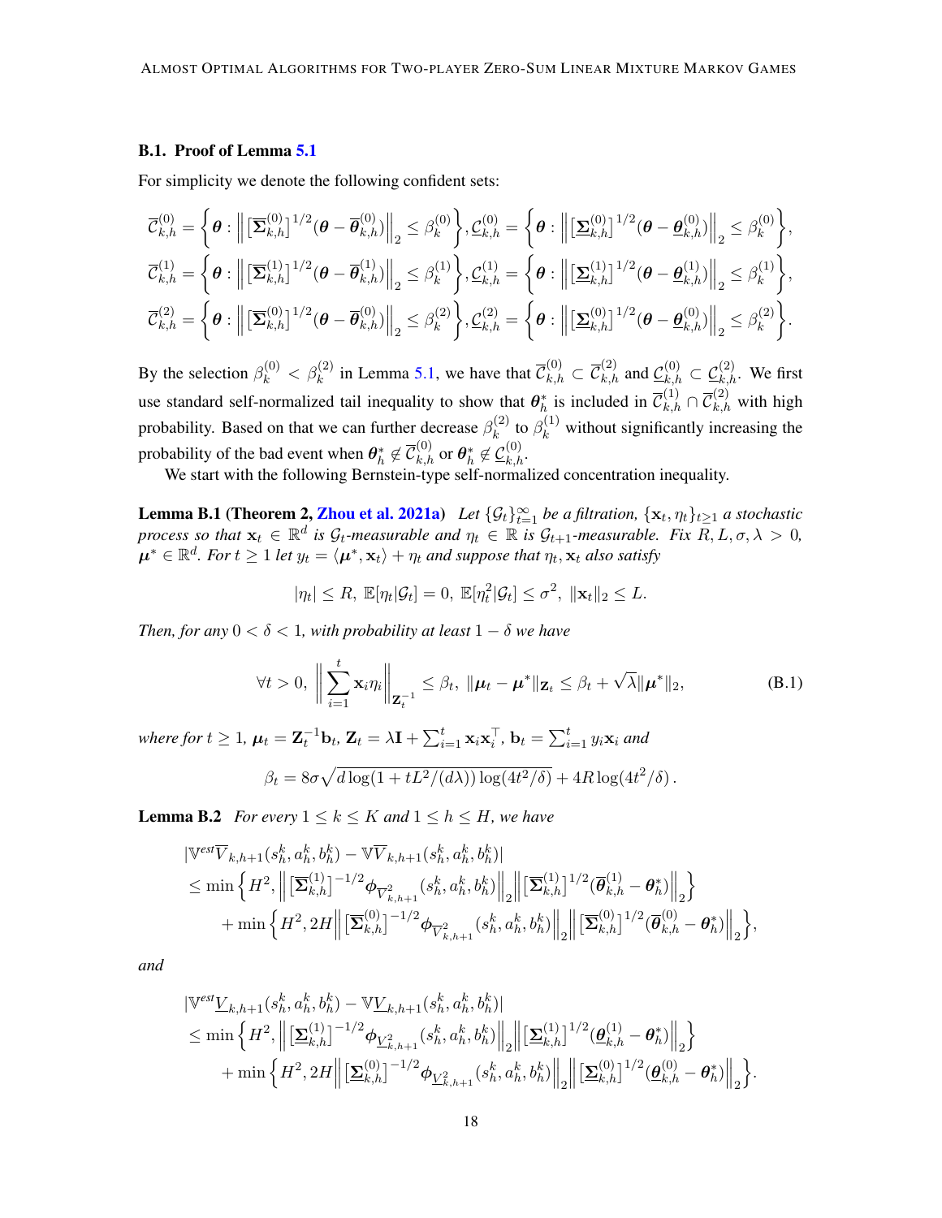### B.1. Proof of Lemma 5.1

For simplicity we denote the following confident sets:

$$
\overline{\mathcal{C}}_{k,h}^{(0)} = \left\{\boldsymbol{\theta} : \left\| \left[\overline{\boldsymbol{\Sigma}}_{k,h}^{(0)}\right]^{1/2}(\boldsymbol{\theta} - \overline{\boldsymbol{\theta}}_{k,h}^{(0)})\right\|_2 \leq \beta_k^{(0)}\right\}, \underline{\mathcal{C}}_{k,h}^{(0)} = \left\{\boldsymbol{\theta} : \left\| \left[\underline{\boldsymbol{\Sigma}}_{k,h}^{(0)}\right]^{1/2}(\boldsymbol{\theta} - \underline{\boldsymbol{\theta}}_{k,h}^{(0)})\right\|_2 \leq \beta_k^{(0)}\right\},
$$
$$
\overline{\mathcal{C}}_{k,h}^{(1)} = \left\{\boldsymbol{\theta} : \left\| \left[\overline{\boldsymbol{\Sigma}}_{k,h}^{(1)}\right]^{1/2}(\boldsymbol{\theta} - \overline{\boldsymbol{\theta}}_{k,h}^{(1)})\right\|_2 \leq \beta_k^{(1)}\right\}, \underline{\mathcal{C}}_{k,h}^{(1)} = \left\{\boldsymbol{\theta} : \left\| \left[\underline{\boldsymbol{\Sigma}}_{k,h}^{(1)}\right]^{1/2}(\boldsymbol{\theta} - \underline{\boldsymbol{\theta}}_{k,h}^{(1)})\right\|_2 \leq \beta_k^{(1)}\right\},
$$
$$
\overline{\mathcal{C}}_{k,h}^{(2)} = \left\{\boldsymbol{\theta} : \left\| \left[\overline{\boldsymbol{\Sigma}}_{k,h}^{(0)}\right]^{1/2}(\boldsymbol{\theta} - \overline{\boldsymbol{\theta}}_{k,h}^{(0)})\right\|_2 \leq \beta_k^{(2)}\right\}, \underline{\mathcal{C}}_{k,h}^{(2)} = \left\{\boldsymbol{\theta} : \left\| \left[\underline{\boldsymbol{\Sigma}}_{k,h}^{(0)}\right]^{1/2}(\boldsymbol{\theta} - \underline{\boldsymbol{\theta}}_{k,h}^{(0)})\right\|_2 \leq \beta_k^{(2)}\right\}.
$$

By the selection $\beta_k^{(0)} < \beta_k^{(2)}$ in Lemma 5.1, we have that $\overline{\mathcal{C}}_{k,h}^{(0)} \subset \overline{\mathcal{C}}_{k,h}^{(2)}$ and $\underline{\mathcal{C}}_{k,h}^{(0)} \subset \underline{\mathcal{C}}_{k,h}^{(2)}$. We first use standard self-normalized tail inequality to show that $\boldsymbol{\theta}_h^*$ is included in $\overline{\mathcal{C}}_{k,h}^{(1)} \cap \overline{\mathcal{C}}_{k,h}^{(2)}$ with high probability. Based on that we can further decrease $\beta_k^{(2)}$ to $\beta_k^{(1)}$ without significantly increasing the probability of the bad event when $\boldsymbol{\theta}_h^* \notin \overline{\mathcal{C}}_{k,h}^{(0)}$ or $\boldsymbol{\theta}_h^* \notin \underline{\mathcal{C}}_{k,h}^{(0)}$.

We start with the following Bernstein-type self-normalized concentration inequality.

**Lemma B.1 (Theorem 2, Zhou et al. 2021a)** *Let $\{\mathcal{G}_t\}_{t=1}^\infty$ be a filtration, $\{\mathbf{x}_t, \eta_t\}_{t\geq 1}$ a stochastic process so that $\mathbf{x}_t \in \mathbb{R}^d$ is $\mathcal{G}_t$-measurable and $\eta_t \in \mathbb{R}$ is $\mathcal{G}_{t+1}$-measurable. Fix $R, L, \sigma, \lambda > 0$, $\boldsymbol{\mu}^* \in \mathbb{R}^d$. For $t \geq 1$ let $y_t = \langle \boldsymbol{\mu}^*, \mathbf{x}_t \rangle + \eta_t$ and suppose that $\eta_t, \mathbf{x}_t$ also satisfy*

$$
|\eta_t| \leq R,\ \mathbb{E}[\eta_t|\mathcal{G}_t] = 0,\ \mathbb{E}[\eta_t^2|\mathcal{G}_t] \leq \sigma^2,\ \|\mathbf{x}_t\|_2 \leq L.
$$

*Then, for any $0 < \delta < 1$, with probability at least $1-\delta$ we have*

$$
\forall t > 0,\ \left\|\sum_{i=1}^t \mathbf{x}_i \eta_i\right\|_{\mathbf{Z}_t^{-1}} \leq \beta_t,\ \|\boldsymbol{\mu}_t - \boldsymbol{\mu}^*\|_{\mathbf{Z}_t} \leq \beta_t + \sqrt{\lambda}\|\boldsymbol{\mu}^*\|_2, \tag{B.1}
$$

*where for $t \geq 1$, $\boldsymbol{\mu}_t = \mathbf{Z}_t^{-1}\mathbf{b}_t$, $\mathbf{Z}_t = \lambda \mathbf{I} + \sum_{i=1}^t \mathbf{x}_i\mathbf{x}_i^\top$, $\mathbf{b}_t = \sum_{i=1}^t y_i \mathbf{x}_i$ and*

$$
\beta_t = 8\sigma\sqrt{d\log(1 + tL^2/(d\lambda))\log(4t^2/\delta)} + 4R\log(4t^2/\delta).
$$

**Lemma B.2** *For every $1 \leq k \leq K$ and $1 \leq h \leq H$, we have*

$$
\begin{aligned}
&|\mathbb{V}^{est}\overline{V}_{k,h+1}(s_h^k, a_h^k, b_h^k) - \mathbb{V}\overline{V}_{k,h+1}(s_h^k, a_h^k, b_h^k)| \\
&\leq \min\left\{H^2, \left\|\left[\overline{\boldsymbol{\Sigma}}_{k,h}^{(1)}\right]^{-1/2}\boldsymbol{\phi}_{\overline{V}_{k,h+1}^2}(s_h^k, a_h^k, b_h^k)\right\|_2 \left\|\left[\overline{\boldsymbol{\Sigma}}_{k,h}^{(1)}\right]^{1/2}(\overline{\boldsymbol{\theta}}_{k,h}^{(1)} - \boldsymbol{\theta}_h^*)\right\|_2\right\} \\
&\quad + \min\left\{H^2, 2H\left\|\left[\overline{\boldsymbol{\Sigma}}_{k,h}^{(0)}\right]^{-1/2}\boldsymbol{\phi}_{\overline{V}_{k,h+1}^2}(s_h^k, a_h^k, b_h^k)\right\|_2 \left\|\left[\overline{\boldsymbol{\Sigma}}_{k,h}^{(0)}\right]^{1/2}(\overline{\boldsymbol{\theta}}_{k,h}^{(0)} - \boldsymbol{\theta}_h^*)\right\|_2\right\},
\end{aligned}
$$

*and*

$$
\begin{aligned}
&|\mathbb{V}^{est}\underline{V}_{k,h+1}(s_h^k, a_h^k, b_h^k) - \mathbb{V}\underline{V}_{k,h+1}(s_h^k, a_h^k, b_h^k)| \\
&\leq \min\left\{H^2, \left\|\left[\underline{\boldsymbol{\Sigma}}_{k,h}^{(1)}\right]^{-1/2}\boldsymbol{\phi}_{\underline{V}_{k,h+1}^2}(s_h^k, a_h^k, b_h^k)\right\|_2 \left\|\left[\underline{\boldsymbol{\Sigma}}_{k,h}^{(1)}\right]^{1/2}(\underline{\boldsymbol{\theta}}_{k,h}^{(1)} - \boldsymbol{\theta}_h^*)\right\|_2\right\} \\
&\quad + \min\left\{H^2, 2H\left\|\left[\underline{\boldsymbol{\Sigma}}_{k,h}^{(0)}\right]^{-1/2}\boldsymbol{\phi}_{\underline{V}_{k,h+1}^2}(s_h^k, a_h^k, b_h^k)\right\|_2 \left\|\left[\underline{\boldsymbol{\Sigma}}_{k,h}^{(0)}\right]^{1/2}(\underline{\boldsymbol{\theta}}_{k,h}^{(0)} - \boldsymbol{\theta}_h^*)\right\|_2\right\}.
\end{aligned}
$$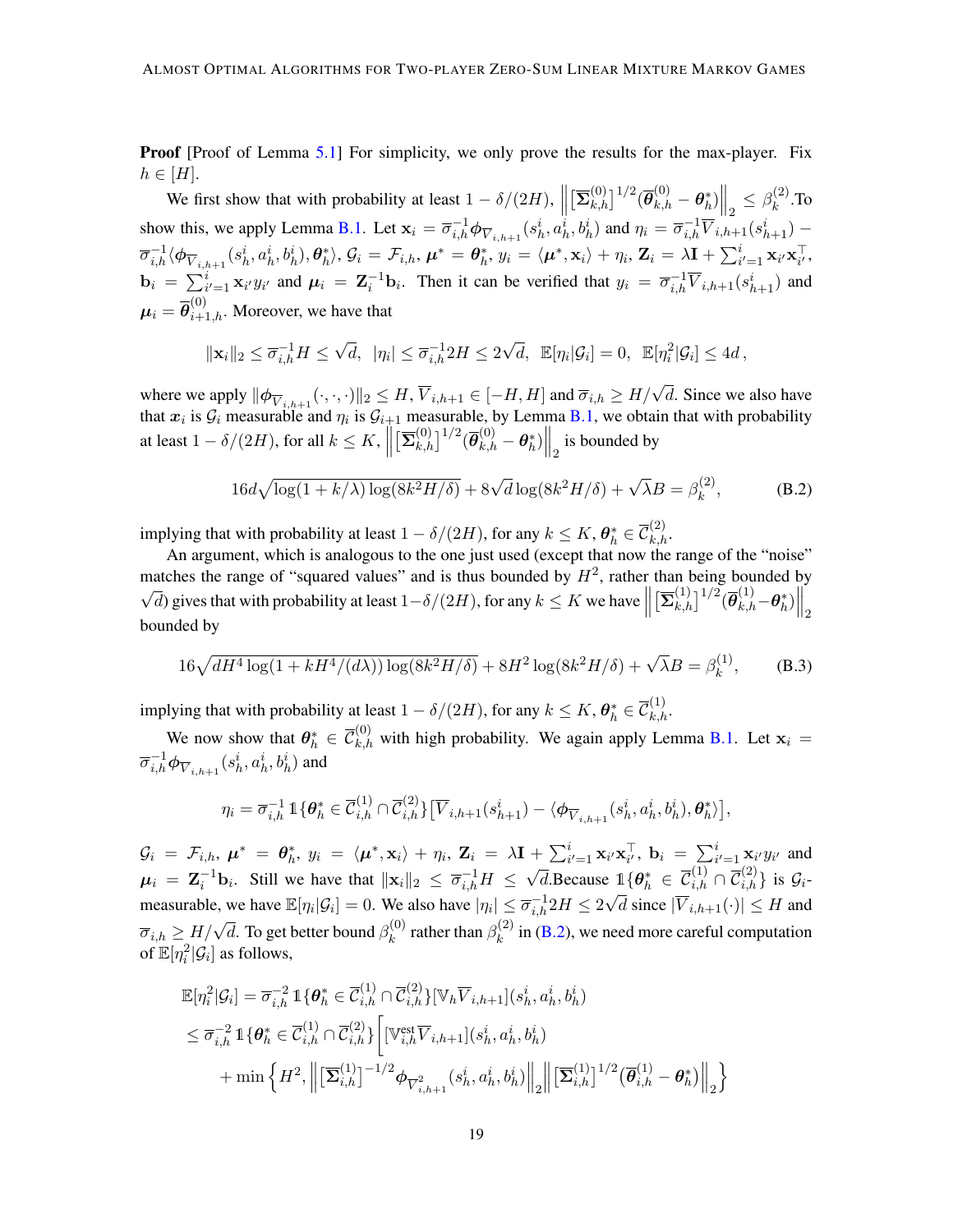**Proof** [Proof of Lemma 5.1] For simplicity, we only prove the results for the max-player. Fix $h \in [H]$.

We first show that with probability at least $1 - \delta/(2H)$, $\left\| \left[\overline{\boldsymbol{\Sigma}}_{k,h}^{(0)}\right]^{1/2} (\overline{\boldsymbol{\theta}}_{k,h}^{(0)} - \boldsymbol{\theta}_h^*) \right\|_2 \le \beta_k^{(2)}$.To show this, we apply Lemma B.1. Let $\mathbf{x}_i = \overline{\sigma}_{i,h}^{-1} \boldsymbol{\phi}_{\overline{V}_{i,h+1}}(s_h^i, a_h^i, b_h^i)$ and $\eta_i = \overline{\sigma}_{i,h}^{-1} \overline{V}_{i,h+1}(s_{h+1}^i) - \overline{\sigma}_{i,h}^{-1} \langle \boldsymbol{\phi}_{\overline{V}_{i,h+1}}(s_h^i, a_h^i, b_h^i), \boldsymbol{\theta}_h^* \rangle$, $\mathcal{G}_i = \mathcal{F}_{i,h}$, $\boldsymbol{\mu}^* = \boldsymbol{\theta}_h^*$, $y_i = \langle \boldsymbol{\mu}^*, \mathbf{x}_i \rangle + \eta_i$, $\mathbf{Z}_i = \lambda \mathbf{I} + \sum_{i'=1}^i \mathbf{x}_{i'} \mathbf{x}_{i'}^\top$, $\mathbf{b}_i = \sum_{i'=1}^i \mathbf{x}_{i'} y_{i'}$ and $\boldsymbol{\mu}_i = \mathbf{Z}_i^{-1} \mathbf{b}_i$. Then it can be verified that $y_i = \overline{\sigma}_{i,h}^{-1} \overline{V}_{i,h+1}(s_{h+1}^i)$ and $\boldsymbol{\mu}_i = \overline{\boldsymbol{\theta}}_{i+1,h}^{(0)}$. Moreover, we have that

$$
\|\mathbf{x}_i\|_2 \le \overline{\sigma}_{i,h}^{-1} H \le \sqrt{d}, \;\; |\eta_i| \le \overline{\sigma}_{i,h}^{-1} 2H \le 2\sqrt{d}, \;\; \mathbb{E}[\eta_i | \mathcal{G}_i] = 0, \;\; \mathbb{E}[\eta_i^2 | \mathcal{G}_i] \le 4d\,,
$$

where we apply $\|\boldsymbol{\phi}_{\overline{V}_{i,h+1}}(\cdot,\cdot,\cdot)\|_2 \le H$, $\overline{V}_{i,h+1} \in [-H, H]$ and $\overline{\sigma}_{i,h} \ge H/\sqrt{d}$. Since we also have that $\boldsymbol{x}_i$ is $\mathcal{G}_i$ measurable and $\eta_i$ is $\mathcal{G}_{i+1}$ measurable, by Lemma B.1, we obtain that with probability at least $1 - \delta/(2H)$, for all $k \le K$, $\left\| \left[\overline{\boldsymbol{\Sigma}}_{k,h}^{(0)}\right]^{1/2} (\overline{\boldsymbol{\theta}}_{k,h}^{(0)} - \boldsymbol{\theta}_h^*) \right\|_2$ is bounded by

$$
16d\sqrt{\log(1 + k/\lambda) \log(8k^2 H/\delta)} + 8\sqrt{d} \log(8k^2 H/\delta) + \sqrt{\lambda} B = \beta_k^{(2)}, \tag{B.2}
$$

implying that with probability at least $1 - \delta/(2H)$, for any $k \le K$, $\boldsymbol{\theta}_h^* \in \overline{\mathcal{C}}_{k,h}^{(2)}$.

An argument, which is analogous to the one just used (except that now the range of the "noise" matches the range of "squared values" and is thus bounded by $H^2$, rather than being bounded by $\sqrt{d}$) gives that with probability at least $1 - \delta/(2H)$, for any $k \le K$ we have $\left\| \left[\overline{\boldsymbol{\Sigma}}_{k,h}^{(1)}\right]^{1/2} (\overline{\boldsymbol{\theta}}_{k,h}^{(1)} - \boldsymbol{\theta}_h^*) \right\|_2$ bounded by

$$
16\sqrt{dH^4 \log(1 + kH^4/(d\lambda)) \log(8k^2 H/\delta)} + 8H^2 \log(8k^2 H/\delta) + \sqrt{\lambda} B = \beta_k^{(1)}, \tag{B.3}
$$

implying that with probability at least $1 - \delta/(2H)$, for any $k \le K$, $\boldsymbol{\theta}_h^* \in \overline{\mathcal{C}}_{k,h}^{(1)}$.

We now show that $\boldsymbol{\theta}_h^* \in \overline{\mathcal{C}}_{k,h}^{(0)}$ with high probability. We again apply Lemma B.1. Let $\mathbf{x}_i = \overline{\sigma}_{i,h}^{-1} \boldsymbol{\phi}_{\overline{V}_{i,h+1}}(s_h^i, a_h^i, b_h^i)$ and

$$
\eta_i = \overline{\sigma}_{i,h}^{-1} \mathbb{1}\{\boldsymbol{\theta}_h^* \in \overline{\mathcal{C}}_{i,h}^{(1)} \cap \overline{\mathcal{C}}_{i,h}^{(2)}\} \big[\overline{V}_{i,h+1}(s_{h+1}^i) - \langle \boldsymbol{\phi}_{\overline{V}_{i,h+1}}(s_h^i, a_h^i, b_h^i), \boldsymbol{\theta}_h^* \rangle\big],
$$

$\mathcal{G}_i = \mathcal{F}_{i,h}$, $\boldsymbol{\mu}^* = \boldsymbol{\theta}_h^*$, $y_i = \langle \boldsymbol{\mu}^*, \mathbf{x}_i \rangle + \eta_i$, $\mathbf{Z}_i = \lambda \mathbf{I} + \sum_{i'=1}^i \mathbf{x}_{i'} \mathbf{x}_{i'}^\top$, $\mathbf{b}_i = \sum_{i'=1}^i \mathbf{x}_{i'} y_{i'}$ and $\boldsymbol{\mu}_i = \mathbf{Z}_i^{-1} \mathbf{b}_i$. Still we have that $\|\mathbf{x}_i\|_2 \le \overline{\sigma}_{i,h}^{-1} H \le \sqrt{d}$.Because $\mathbb{1}\{\boldsymbol{\theta}_h^* \in \overline{\mathcal{C}}_{i,h}^{(1)} \cap \overline{\mathcal{C}}_{i,h}^{(2)}\}$ is $\mathcal{G}_i$-measurable, we have $\mathbb{E}[\eta_i | \mathcal{G}_i] = 0$. We also have $|\eta_i| \le \overline{\sigma}_{i,h}^{-1} 2H \le 2\sqrt{d}$ since $|\overline{V}_{i,h+1}(\cdot)| \le H$ and $\overline{\sigma}_{i,h} \ge H/\sqrt{d}$. To get better bound $\beta_k^{(0)}$ rather than $\beta_k^{(2)}$ in (B.2), we need more careful computation of $\mathbb{E}[\eta_i^2 | \mathcal{G}_i]$ as follows,

$$
\begin{aligned}
\mathbb{E}[\eta_i^2 | \mathcal{G}_i] &= \overline{\sigma}_{i,h}^{-2} \mathbb{1}\{\boldsymbol{\theta}_h^* \in \overline{\mathcal{C}}_{i,h}^{(1)} \cap \overline{\mathcal{C}}_{i,h}^{(2)}\} [\mathbb{V}_h \overline{V}_{i,h+1}](s_h^i, a_h^i, b_h^i) \\
&\le \overline{\sigma}_{i,h}^{-2} \mathbb{1}\{\boldsymbol{\theta}_h^* \in \overline{\mathcal{C}}_{i,h}^{(1)} \cap \overline{\mathcal{C}}_{i,h}^{(2)}\} \bigg[ [\mathbb{V}_{i,h}^{\mathrm{est}} \overline{V}_{i,h+1}](s_h^i, a_h^i, b_h^i) \\
&\quad + \min\Big\{ H^2, \left\| \left[\overline{\boldsymbol{\Sigma}}_{i,h}^{(1)}\right]^{-1/2} \boldsymbol{\phi}_{\overline{V}_{i,h+1}^2}(s_h^i, a_h^i, b_h^i) \right\|_2 \left\| \left[\overline{\boldsymbol{\Sigma}}_{i,h}^{(1)}\right]^{1/2} (\overline{\boldsymbol{\theta}}_{i,h}^{(1)} - \boldsymbol{\theta}_h^*) \right\|_2 \Big\}
\end{aligned}
$$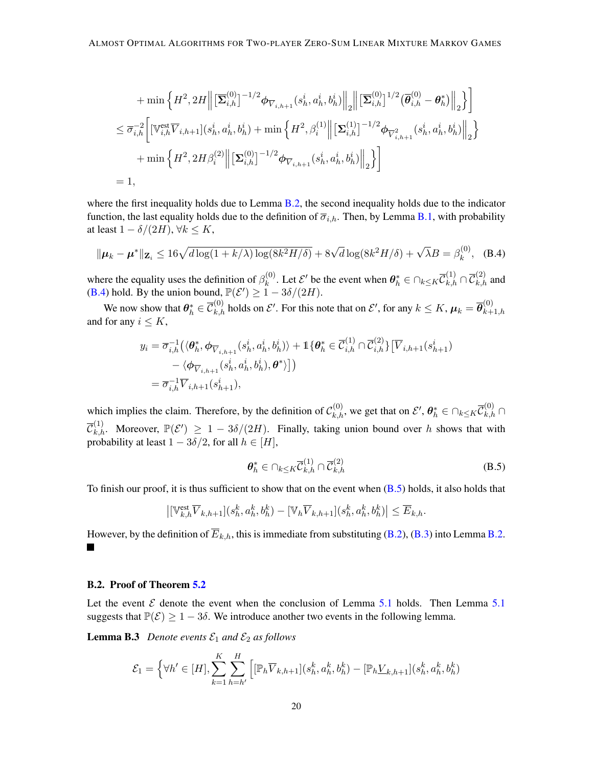$$
\begin{aligned}
&\quad + \min\Big\{H^2, 2H\Big\|\big[\overline{\boldsymbol{\Sigma}}_{i,h}^{(0)}\big]^{-1/2}\boldsymbol{\phi}_{\overline{V}_{i,h+1}}(s_h^i, a_h^i, b_h^i)\Big\|_2\Big\|\big[\overline{\boldsymbol{\Sigma}}_{i,h}^{(0)}\big]^{1/2}\big(\overline{\boldsymbol{\theta}}_{i,h}^{(0)} - \boldsymbol{\theta}_h^*\big)\Big\|_2\Big\}\Big] \\
&\le \overline{\sigma}_{i,h}^{-2}\Big[[\mathbb{V}_{i,h}^{\text{est}}\overline{V}_{i,h+1}](s_h^i, a_h^i, b_h^i) + \min\Big\{H^2, \beta_i^{(1)}\Big\|\big[\boldsymbol{\Sigma}_{i,h}^{(1)}\big]^{-1/2}\boldsymbol{\phi}_{\overline{V}_{i,h+1}^2}(s_h^i, a_h^i, b_h^i)\Big\|_2\Big\} \\
&\quad + \min\Big\{H^2, 2H\beta_i^{(2)}\Big\|\big[\boldsymbol{\Sigma}_{i,h}^{(0)}\big]^{-1/2}\boldsymbol{\phi}_{\overline{V}_{i,h+1}}(s_h^i, a_h^i, b_h^i)\Big\|_2\Big\}\Big] \\
&= 1,
\end{aligned}
$$

where the first inequality holds due to Lemma B.2, the second inequality holds due to the indicator function, the last equality holds due to the definition of $\overline{\sigma}_{i,h}$. Then, by Lemma B.1, with probability at least $1 - \delta/(2H)$, $\forall k \le K$,

$$
\|\boldsymbol{\mu}_k - \boldsymbol{\mu}^*\|_{\mathbf{Z}_i} \le 16\sqrt{d\log(1 + k/\lambda)\log(8k^2H/\delta)} + 8\sqrt{d}\log(8k^2H/\delta) + \sqrt{\lambda}B = \beta_k^{(0)}, \quad \text{(B.4)}
$$

where the equality uses the definition of $\beta_k^{(0)}$. Let $\mathcal{E}'$ be the event when $\boldsymbol{\theta}_h^* \in \cap_{k\le K}\overline{\mathcal{C}}_{k,h}^{(1)} \cap \overline{\mathcal{C}}_{k,h}^{(2)}$ and (B.4) hold. By the union bound, $\mathbb{P}(\mathcal{E}') \ge 1 - 3\delta/(2H)$.

We now show that $\boldsymbol{\theta}_h^* \in \overline{\mathcal{C}}_{k,h}^{(0)}$ holds on $\mathcal{E}'$. For this note that on $\mathcal{E}'$, for any $k \le K$, $\boldsymbol{\mu}_k = \overline{\boldsymbol{\theta}}_{k+1,h}^{(0)}$ and for any $i \le K$,

$$
\begin{aligned}
y_i &= \overline{\sigma}_{i,h}^{-1}\big(\langle\boldsymbol{\theta}_h^*, \boldsymbol{\phi}_{\overline{V}_{i,h+1}}(s_h^i, a_h^i, b_h^i)\rangle + \mathbb{1}\{\boldsymbol{\theta}_h^* \in \overline{\mathcal{C}}_{i,h}^{(1)} \cap \overline{\mathcal{C}}_{i,h}^{(2)}\}\big[\overline{V}_{i,h+1}(s_{h+1}^i) \\
&\quad - \langle\boldsymbol{\phi}_{\overline{V}_{i,h+1}}(s_h^i, a_h^i, b_h^i), \boldsymbol{\theta}^*\rangle\big]\big) \\
&= \overline{\sigma}_{i,h}^{-1}\overline{V}_{i,h+1}(s_{h+1}^i),
\end{aligned}
$$

which implies the claim. Therefore, by the definition of $\mathcal{C}_{k,h}^{(0)}$, we get that on $\mathcal{E}'$, $\boldsymbol{\theta}_h^* \in \cap_{k\le K}\overline{\mathcal{C}}_{k,h}^{(0)} \cap \overline{\mathcal{C}}_{k,h}^{(1)}$. Moreover, $\mathbb{P}(\mathcal{E}') \ge 1 - 3\delta/(2H)$. Finally, taking union bound over $h$ shows that with probability at least $1 - 3\delta/2$, for all $h \in [H]$,

$$
\boldsymbol{\theta}_h^* \in \cap_{k\le K}\overline{\mathcal{C}}_{k,h}^{(1)} \cap \overline{\mathcal{C}}_{k,h}^{(2)} \quad \text{(B.5)}
$$

To finish our proof, it is thus sufficient to show that on the event when (B.5) holds, it also holds that

$$
\big|[\mathbb{V}_{k,h}^{\text{est}}\overline{V}_{k,h+1}](s_h^k, a_h^k, b_h^k) - [\mathbb{V}_h\overline{V}_{k,h+1}](s_h^k, a_h^k, b_h^k)\big| \le \overline{E}_{k,h}.
$$

However, by the definition of $\overline{E}_{k,h}$, this is immediate from substituting (B.2), (B.3) into Lemma B.2. ∎

### B.2. Proof of Theorem 5.2

Let the event $\mathcal{E}$ denote the event when the conclusion of Lemma 5.1 holds. Then Lemma 5.1 suggests that $\mathbb{P}(\mathcal{E}) \ge 1 - 3\delta$. We introduce another two events in the following lemma.

**Lemma B.3** *Denote events $\mathcal{E}_1$ and $\mathcal{E}_2$ as follows*

$$
\mathcal{E}_1 = \Big\{\forall h' \in [H], \sum_{k=1}^{K}\sum_{h=h'}^{H}\Big[[\mathbb{P}_h\overline{V}_{k,h+1}](s_h^k, a_h^k, b_h^k) - [\mathbb{P}_h\underline{V}_{k,h+1}](s_h^k, a_h^k, b_h^k)
$$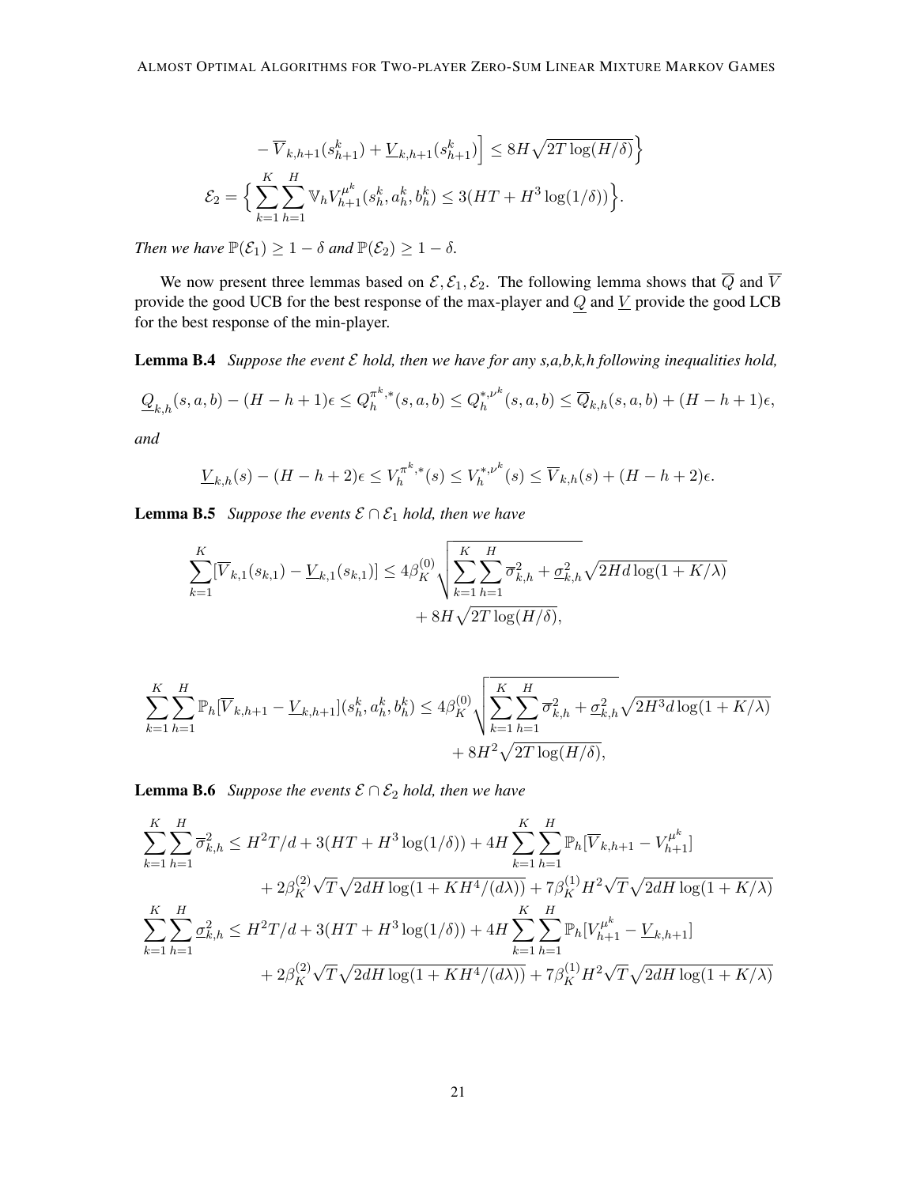$$
- \overline{V}_{k,h+1}(s_{h+1}^k) + \underline{V}_{k,h+1}(s_{h+1}^k)\Big] \le 8H\sqrt{2T\log(H/\delta)}\Big\}
$$

$$
\mathcal{E}_2 = \Big\{ \sum_{k=1}^K \sum_{h=1}^H \mathbb{V}_h V_{h+1}^{\mu^k}(s_h^k, a_h^k, b_h^k) \le 3(HT + H^3\log(1/\delta)) \Big\}.
$$

*Then we have* $\mathbb{P}(\mathcal{E}_1) \ge 1-\delta$ *and* $\mathbb{P}(\mathcal{E}_2) \ge 1-\delta$.

We now present three lemmas based on $\mathcal{E}, \mathcal{E}_1, \mathcal{E}_2$. The following lemma shows that $\overline{Q}$ and $\overline{V}$ provide the good UCB for the best response of the max-player and $\underline{Q}$ and $\underline{V}$ provide the good LCB for the best response of the min-player.

**Lemma B.4** *Suppose the event $\mathcal{E}$ hold, then we have for any s,a,b,k,h following inequalities hold,*

$$
\underline{Q}_{k,h}(s,a,b) - (H-h+1)\epsilon \le Q_h^{\pi^k,*}(s,a,b) \le Q_h^{*,\nu^k}(s,a,b) \le \overline{Q}_{k,h}(s,a,b) + (H-h+1)\epsilon,
$$

*and*

$$
\underline{V}_{k,h}(s) - (H-h+2)\epsilon \le V_h^{\pi^k,*}(s) \le V_h^{*,\nu^k}(s) \le \overline{V}_{k,h}(s) + (H-h+2)\epsilon.
$$

**Lemma B.5** *Suppose the events $\mathcal{E} \cap \mathcal{E}_1$ hold, then we have*

$$
\sum_{k=1}^K [\overline{V}_{k,1}(s_{k,1}) - \underline{V}_{k,1}(s_{k,1})] \le 4\beta_K^{(0)} \sqrt{\sum_{k=1}^K \sum_{h=1}^H \overline{\sigma}_{k,h}^2 + \underline{\sigma}_{k,h}^2} \sqrt{2Hd\log(1+K/\lambda)} + 8H\sqrt{2T\log(H/\delta)},
$$

$$
\sum_{k=1}^K \sum_{h=1}^H \mathbb{P}_h[\overline{V}_{k,h+1} - \underline{V}_{k,h+1}](s_h^k, a_h^k, b_h^k) \le 4\beta_K^{(0)} \sqrt{\sum_{k=1}^K \sum_{h=1}^H \overline{\sigma}_{k,h}^2 + \underline{\sigma}_{k,h}^2} \sqrt{2H^3 d\log(1+K/\lambda)} + 8H^2\sqrt{2T\log(H/\delta)},
$$

**Lemma B.6** *Suppose the events $\mathcal{E} \cap \mathcal{E}_2$ hold, then we have*

$$
\begin{aligned}
\sum_{k=1}^K \sum_{h=1}^H \overline{\sigma}_{k,h}^2 &\le H^2T/d + 3(HT + H^3\log(1/\delta)) + 4H\sum_{k=1}^K \sum_{h=1}^H \mathbb{P}_h[\overline{V}_{k,h+1} - V_{h+1}^{\mu^k}] \\
&\quad + 2\beta_K^{(2)}\sqrt{T}\sqrt{2dH\log(1+KH^4/(d\lambda))} + 7\beta_K^{(1)}H^2\sqrt{T}\sqrt{2dH\log(1+K/\lambda)} \\
\sum_{k=1}^K \sum_{h=1}^H \underline{\sigma}_{k,h}^2 &\le H^2T/d + 3(HT + H^3\log(1/\delta)) + 4H\sum_{k=1}^K \sum_{h=1}^H \mathbb{P}_h[V_{h+1}^{\mu^k} - \underline{V}_{k,h+1}] \\
&\quad + 2\beta_K^{(2)}\sqrt{T}\sqrt{2dH\log(1+KH^4/(d\lambda))} + 7\beta_K^{(1)}H^2\sqrt{T}\sqrt{2dH\log(1+K/\lambda)}
\end{aligned}
$$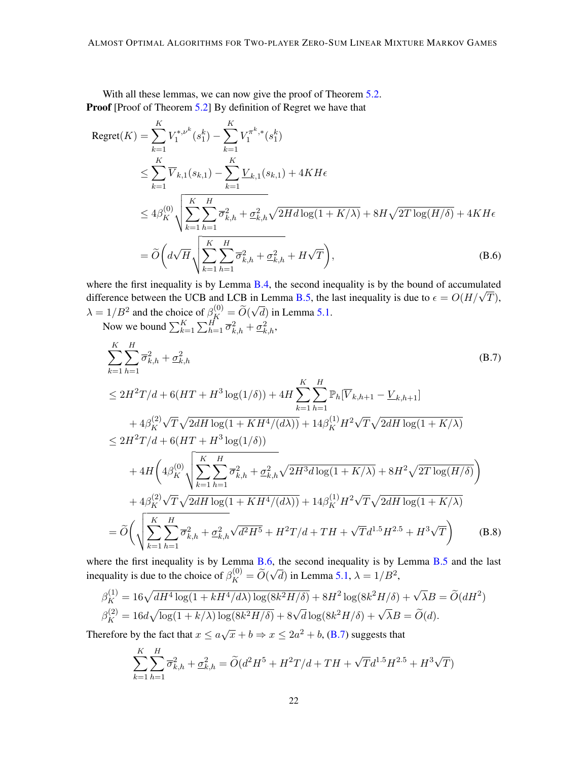With all these lemmas, we can now give the proof of Theorem 5.2.

**Proof** [Proof of Theorem 5.2] By definition of Regret we have that

$$
\begin{aligned}
\text{Regret}(K) &= \sum_{k=1}^K V_1^{*,\nu^k}(s_1^k) - \sum_{k=1}^K V_1^{\pi^k,*}(s_1^k) \\
&\le \sum_{k=1}^K \overline{V}_{k,1}(s_{k,1}) - \sum_{k=1}^K \underline{V}_{k,1}(s_{k,1}) + 4KH\epsilon \\
&\le 4\beta_K^{(0)} \sqrt{\sum_{k=1}^K \sum_{h=1}^H \overline{\sigma}_{k,h}^2 + \underline{\sigma}_{k,h}^2} \sqrt{2Hd\log(1+K/\lambda)} + 8H\sqrt{2T\log(H/\delta)} + 4KH\epsilon \\
&= \widetilde{O}\bigg(d\sqrt{H}\sqrt{\sum_{k=1}^K \sum_{h=1}^H \overline{\sigma}_{k,h}^2 + \underline{\sigma}_{k,h}^2} + H\sqrt{T}\bigg),
\end{aligned} \tag{B.6}
$$

where the first inequality is by Lemma B.4, the second inequality is by the bound of accumulated difference between the UCB and LCB in Lemma B.5, the last inequality is due to $\epsilon = O(H/\sqrt{T})$, $\lambda = 1/B^2$ and the choice of $\beta_K^{(0)} = \widetilde{O}(\sqrt{d})$ in Lemma 5.1.

Now we bound $\sum_{k=1}^K \sum_{h=1}^H \overline{\sigma}_{k,h}^2 + \underline{\sigma}_{k,h}^2$,

$$
\begin{aligned}
&\sum_{k=1}^K \sum_{h=1}^H \overline{\sigma}_{k,h}^2 + \underline{\sigma}_{k,h}^2 && \text{(B.7)} \\
&\le 2H^2T/d + 6(HT + H^3\log(1/\delta)) + 4H\sum_{k=1}^K\sum_{h=1}^H \mathbb{P}_h[\overline{V}_{k,h+1} - \underline{V}_{k,h+1}] \\
&\quad + 4\beta_K^{(2)}\sqrt{T}\sqrt{2dH\log(1+KH^4/(d\lambda))} + 14\beta_K^{(1)}H^2\sqrt{T}\sqrt{2dH\log(1+K/\lambda)} \\
&\le 2H^2T/d + 6(HT + H^3\log(1/\delta)) \\
&\quad + 4H\bigg(4\beta_K^{(0)}\sqrt{\sum_{k=1}^K\sum_{h=1}^H \overline{\sigma}_{k,h}^2 + \underline{\sigma}_{k,h}^2}\sqrt{2H^3d\log(1+K/\lambda)} + 8H^2\sqrt{2T\log(H/\delta)}\bigg) \\
&\quad + 4\beta_K^{(2)}\sqrt{T}\sqrt{2dH\log(1+KH^4/(d\lambda))} + 14\beta_K^{(1)}H^2\sqrt{T}\sqrt{2dH\log(1+K/\lambda)} \\
&= \widetilde{O}\bigg(\sqrt{\sum_{k=1}^K\sum_{h=1}^H \overline{\sigma}_{k,h}^2 + \underline{\sigma}_{k,h}^2}\sqrt{d^2H^5} + H^2T/d + TH + \sqrt{T}d^{1.5}H^{2.5} + H^3\sqrt{T}\bigg) && \text{(B.8)}
\end{aligned}
$$

where the first inequality is by Lemma B.6, the second inequality is by Lemma B.5 and the last inequality is due to the choice of $\beta_K^{(0)} = \widetilde{O}(\sqrt{d})$ in Lemma 5.1, $\lambda = 1/B^2$,

$$
\begin{aligned}
\beta_K^{(1)} &= 16\sqrt{dH^4\log(1+kH^4/d\lambda)\log(8k^2H/\delta)} + 8H^2\log(8k^2H/\delta) + \sqrt{\lambda}B = \widetilde{O}(dH^2) \\
\beta_K^{(2)} &= 16d\sqrt{\log(1+k/\lambda)\log(8k^2H/\delta)} + 8\sqrt{d}\log(8k^2H/\delta) + \sqrt{\lambda}B = \widetilde{O}(d).
\end{aligned}
$$

Therefore by the fact that $x \le a\sqrt{x} + b \Rightarrow x \le 2a^2 + b$, (B.7) suggests that

$$
\sum_{k=1}^K\sum_{h=1}^H \overline{\sigma}_{k,h}^2 + \underline{\sigma}_{k,h}^2 = \widetilde{O}(d^2H^5 + H^2T/d + TH + \sqrt{T}d^{1.5}H^{2.5} + H^3\sqrt{T})
$$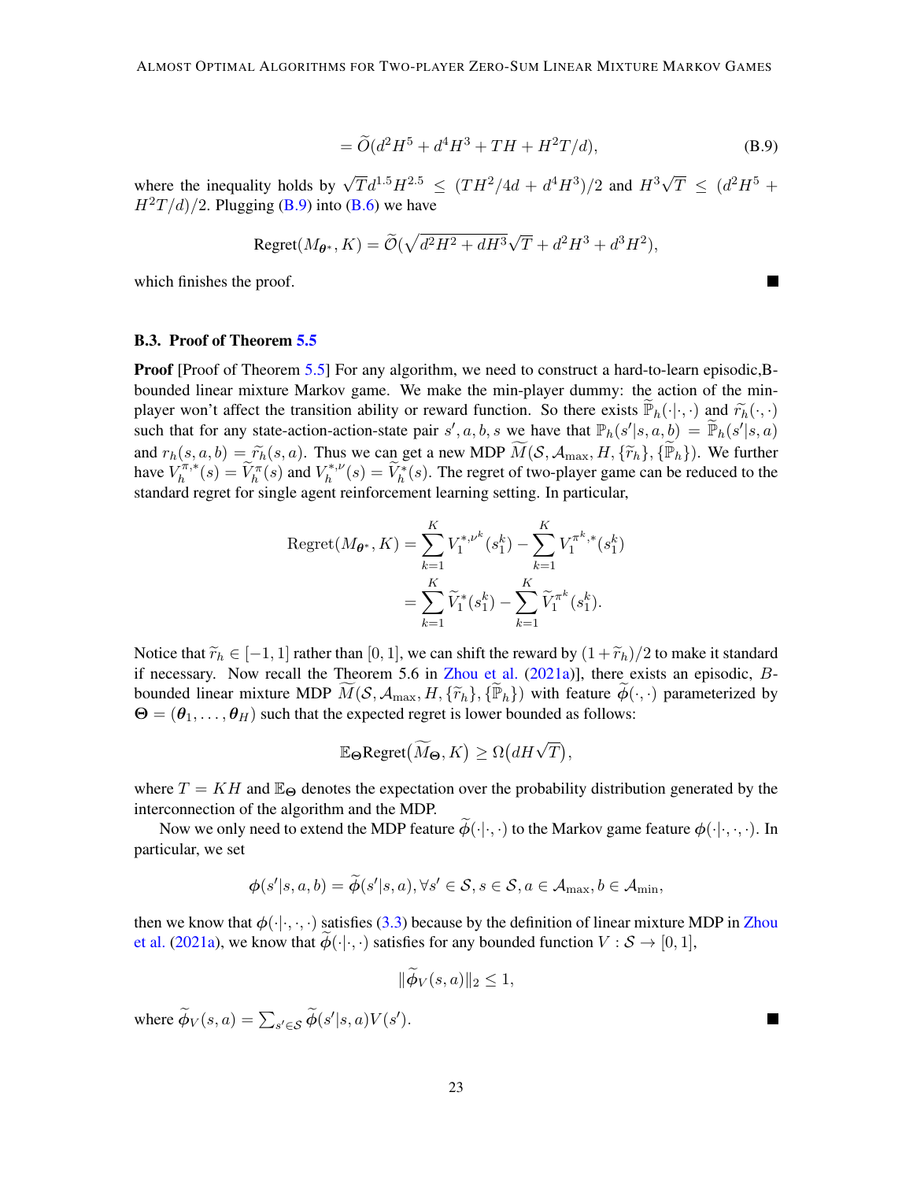$$= \widetilde{O}(d^2H^5 + d^4H^3 + TH + H^2T/d), \tag{B.9}$$

where the inequality holds by $\sqrt{T}d^{1.5}H^{2.5} \leq (TH^2/4d + d^4H^3)/2$ and $H^3\sqrt{T} \leq (d^2H^5 + H^2T/d)/2$. Plugging (B.9) into (B.6) we have

$$\text{Regret}(M_{\boldsymbol{\theta}^*}, K) = \widetilde{\mathcal{O}}(\sqrt{d^2H^2 + dH^3}\sqrt{T} + d^2H^3 + d^3H^2),$$

which finishes the proof. ■

### B.3. Proof of Theorem 5.5

**Proof** [Proof of Theorem 5.5] For any algorithm, we need to construct a hard-to-learn episodic,B-bounded linear mixture Markov game. We make the min-player dummy: the action of the min-player won't affect the transition ability or reward function. So there exists $\widetilde{\mathbb{P}}_h(\cdot|\cdot,\cdot)$ and $\widetilde{r}_h(\cdot,\cdot)$ such that for any state-action-action-state pair $s', a, b, s$ we have that $\mathbb{P}_h(s'|s,a,b) = \widetilde{\mathbb{P}}_h(s'|s,a)$ and $r_h(s,a,b) = \widetilde{r}_h(s,a)$. Thus we can get a new MDP $\widetilde{M}(\mathcal{S}, \mathcal{A}_{\max}, H, \{\widetilde{r}_h\}, \{\widetilde{\mathbb{P}}_h\})$. We further have $V_h^{\pi,*}(s) = \widetilde{V}_h^{\pi}(s)$ and $V_h^{*,\nu}(s) = \widetilde{V}_h^{*}(s)$. The regret of two-player game can be reduced to the standard regret for single agent reinforcement learning setting. In particular,

$$\begin{aligned}
\text{Regret}(M_{\boldsymbol{\theta}^*}, K) &= \sum_{k=1}^{K} V_1^{*,\nu^k}(s_1^k) - \sum_{k=1}^{K} V_1^{\pi^k,*}(s_1^k) \\
&= \sum_{k=1}^{K} \widetilde{V}_1^{*}(s_1^k) - \sum_{k=1}^{K} \widetilde{V}_1^{\pi^k}(s_1^k).
\end{aligned}$$

Notice that $\widetilde{r}_h \in [-1,1]$ rather than $[0,1]$, we can shift the reward by $(1+\widetilde{r}_h)/2$ to make it standard if necessary. Now recall the Theorem 5.6 in Zhou et al. (2021a)], there exists an episodic, $B$-bounded linear mixture MDP $\widetilde{M}(\mathcal{S}, \mathcal{A}_{\max}, H, \{\widetilde{r}_h\}, \{\widetilde{\mathbb{P}}_h\})$ with feature $\widetilde{\boldsymbol{\phi}}(\cdot,\cdot)$ parameterized by $\boldsymbol{\Theta} = (\boldsymbol{\theta}_1, \ldots, \boldsymbol{\theta}_H)$ such that the expected regret is lower bounded as follows:

$$\mathbb{E}_{\boldsymbol{\Theta}}\text{Regret}\big(\widetilde{M}_{\boldsymbol{\Theta}}, K\big) \geq \Omega\big(dH\sqrt{T}\big),$$

where $T = KH$ and $\mathbb{E}_{\boldsymbol{\Theta}}$ denotes the expectation over the probability distribution generated by the interconnection of the algorithm and the MDP.

Now we only need to extend the MDP feature $\widetilde{\boldsymbol{\phi}}(\cdot|\cdot,\cdot)$ to the Markov game feature $\boldsymbol{\phi}(\cdot|\cdot,\cdot,\cdot)$. In particular, we set

$$\boldsymbol{\phi}(s'|s,a,b) = \widetilde{\boldsymbol{\phi}}(s'|s,a), \forall s' \in \mathcal{S}, s \in \mathcal{S}, a \in \mathcal{A}_{\max}, b \in \mathcal{A}_{\min},$$

then we know that $\boldsymbol{\phi}(\cdot|\cdot,\cdot,\cdot)$ satisfies (3.3) because by the definition of linear mixture MDP in Zhou et al. (2021a), we know that $\widetilde{\boldsymbol{\phi}}(\cdot|\cdot,\cdot)$ satisfies for any bounded function $V : \mathcal{S} \to [0,1]$,

$$\|\widetilde{\boldsymbol{\phi}}_V(s,a)\|_2 \leq 1,$$

where $\widetilde{\boldsymbol{\phi}}_V(s,a) = \sum_{s' \in \mathcal{S}} \widetilde{\boldsymbol{\phi}}(s'|s,a)V(s')$. ■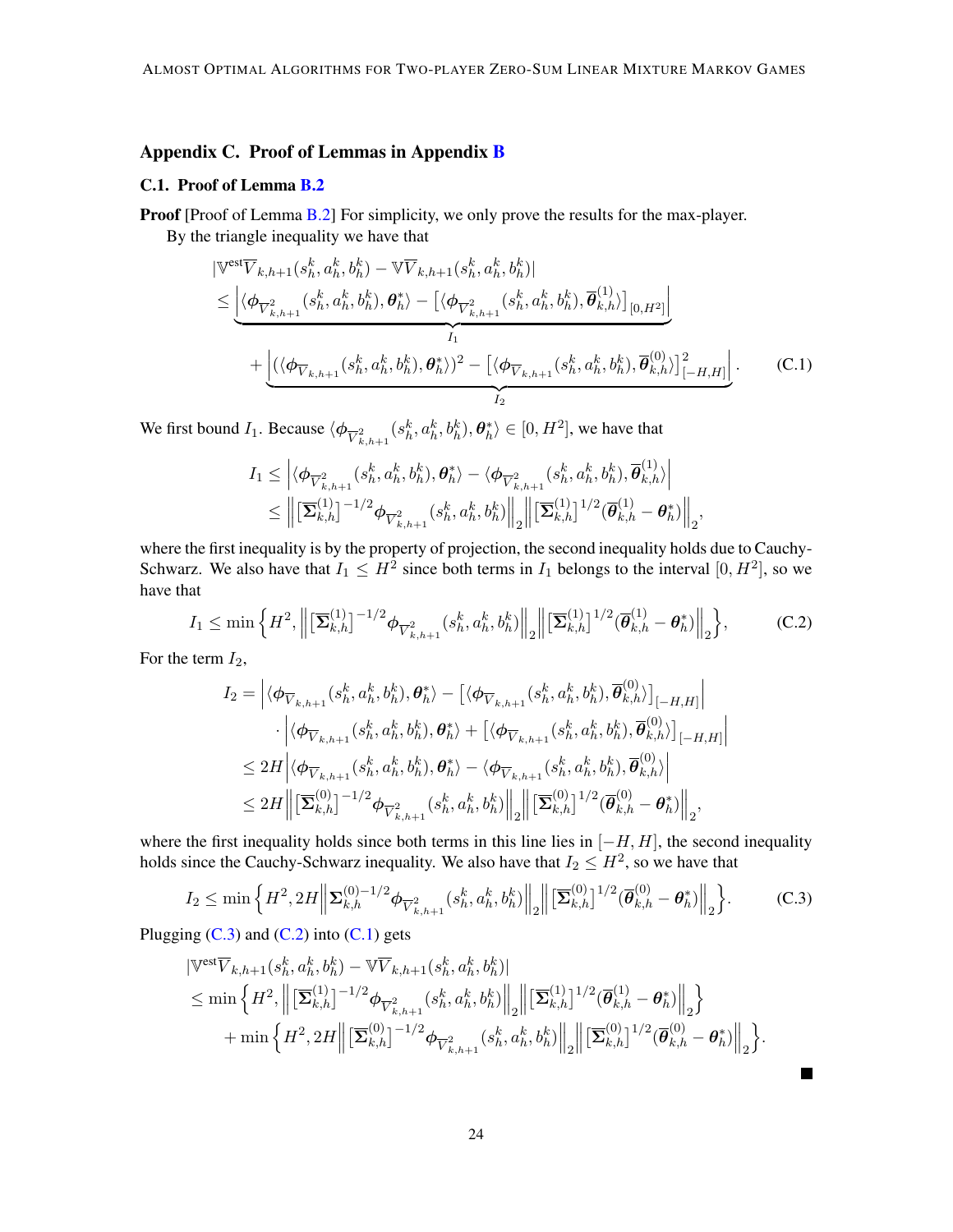## Appendix C. Proof of Lemmas in Appendix B

### C.1. Proof of Lemma B.2

**Proof** [Proof of Lemma B.2] For simplicity, we only prove the results for the max-player.

By the triangle inequality we have that

$$
\begin{aligned}
&|\mathbb{V}^{\text{est}}\overline{V}_{k,h+1}(s_h^k,a_h^k,b_h^k) - \mathbb{V}\overline{V}_{k,h+1}(s_h^k,a_h^k,b_h^k)| \\
&\le \underbrace{\left|\langle \boldsymbol{\phi}_{\overline{V}^2_{k,h+1}}(s_h^k,a_h^k,b_h^k), \boldsymbol{\theta}_h^*\rangle - \big[\langle \boldsymbol{\phi}_{\overline{V}^2_{k,h+1}}(s_h^k,a_h^k,b_h^k), \overline{\boldsymbol{\theta}}^{(1)}_{k,h}\rangle\big]_{[0,H^2]}\right|}_{I_1} \\
&\quad + \underbrace{\left|(\langle \boldsymbol{\phi}_{\overline{V}_{k,h+1}}(s_h^k,a_h^k,b_h^k), \boldsymbol{\theta}_h^*\rangle)^2 - \big[\langle \boldsymbol{\phi}_{\overline{V}_{k,h+1}}(s_h^k,a_h^k,b_h^k), \overline{\boldsymbol{\theta}}^{(0)}_{k,h}\rangle\big]^2_{[-H,H]}\right|}_{I_2}. \qquad \text{(C.1)}
\end{aligned}
$$

We first bound $I_1$. Because $\langle \boldsymbol{\phi}_{\overline{V}^2_{k,h+1}}(s_h^k,a_h^k,b_h^k), \boldsymbol{\theta}_h^*\rangle \in [0,H^2]$, we have that

$$
\begin{aligned}
I_1 &\le \left|\langle \boldsymbol{\phi}_{\overline{V}^2_{k,h+1}}(s_h^k,a_h^k,b_h^k), \boldsymbol{\theta}_h^*\rangle - \langle \boldsymbol{\phi}_{\overline{V}^2_{k,h+1}}(s_h^k,a_h^k,b_h^k), \overline{\boldsymbol{\theta}}^{(1)}_{k,h}\rangle\right| \\
&\le \left\|\big[\overline{\boldsymbol{\Sigma}}^{(1)}_{k,h}\big]^{-1/2}\boldsymbol{\phi}_{\overline{V}^2_{k,h+1}}(s_h^k,a_h^k,b_h^k)\right\|_2 \left\|\big[\overline{\boldsymbol{\Sigma}}^{(1)}_{k,h}\big]^{1/2}(\overline{\boldsymbol{\theta}}^{(1)}_{k,h} - \boldsymbol{\theta}_h^*)\right\|_2,
\end{aligned}
$$

where the first inequality is by the property of projection, the second inequality holds due to Cauchy-Schwarz. We also have that $I_1 \le H^2$ since both terms in $I_1$ belongs to the interval $[0,H^2]$, so we have that

$$
I_1 \le \min\Big\{H^2, \left\|\big[\overline{\boldsymbol{\Sigma}}^{(1)}_{k,h}\big]^{-1/2}\boldsymbol{\phi}_{\overline{V}^2_{k,h+1}}(s_h^k,a_h^k,b_h^k)\right\|_2 \left\|\big[\overline{\boldsymbol{\Sigma}}^{(1)}_{k,h}\big]^{1/2}(\overline{\boldsymbol{\theta}}^{(1)}_{k,h} - \boldsymbol{\theta}_h^*)\right\|_2\Big\}, \qquad \text{(C.2)}
$$

For the term $I_2$,

$$
\begin{aligned}
I_2 &= \left|\langle \boldsymbol{\phi}_{\overline{V}_{k,h+1}}(s_h^k,a_h^k,b_h^k), \boldsymbol{\theta}_h^*\rangle - \big[\langle \boldsymbol{\phi}_{\overline{V}_{k,h+1}}(s_h^k,a_h^k,b_h^k), \overline{\boldsymbol{\theta}}^{(0)}_{k,h}\rangle\big]_{[-H,H]}\right| \\
&\quad \cdot \left|\langle \boldsymbol{\phi}_{\overline{V}_{k,h+1}}(s_h^k,a_h^k,b_h^k), \boldsymbol{\theta}_h^*\rangle + \big[\langle \boldsymbol{\phi}_{\overline{V}_{k,h+1}}(s_h^k,a_h^k,b_h^k), \overline{\boldsymbol{\theta}}^{(0)}_{k,h}\rangle\big]_{[-H,H]}\right| \\
&\le 2H\left|\langle \boldsymbol{\phi}_{\overline{V}_{k,h+1}}(s_h^k,a_h^k,b_h^k), \boldsymbol{\theta}_h^*\rangle - \langle \boldsymbol{\phi}_{\overline{V}_{k,h+1}}(s_h^k,a_h^k,b_h^k), \overline{\boldsymbol{\theta}}^{(0)}_{k,h}\rangle\right| \\
&\le 2H\left\|\big[\overline{\boldsymbol{\Sigma}}^{(0)}_{k,h}\big]^{-1/2}\boldsymbol{\phi}_{\overline{V}^2_{k,h+1}}(s_h^k,a_h^k,b_h^k)\right\|_2 \left\|\big[\overline{\boldsymbol{\Sigma}}^{(0)}_{k,h}\big]^{1/2}(\overline{\boldsymbol{\theta}}^{(0)}_{k,h} - \boldsymbol{\theta}_h^*)\right\|_2,
\end{aligned}
$$

where the first inequality holds since both terms in this line lies in $[-H,H]$, the second inequality holds since the Cauchy-Schwarz inequality. We also have that $I_2 \le H^2$, so we have that

$$
I_2 \le \min\Big\{H^2, 2H\left\|\boldsymbol{\Sigma}^{(0)-1/2}_{k,h}\boldsymbol{\phi}_{\overline{V}^2_{k,h+1}}(s_h^k,a_h^k,b_h^k)\right\|_2 \left\|\big[\overline{\boldsymbol{\Sigma}}^{(0)}_{k,h}\big]^{1/2}(\overline{\boldsymbol{\theta}}^{(0)}_{k,h} - \boldsymbol{\theta}_h^*)\right\|_2\Big\}. \qquad \text{(C.3)}
$$

Plugging (C.3) and (C.2) into (C.1) gets

$$
\begin{aligned}
&|\mathbb{V}^{\text{est}}\overline{V}_{k,h+1}(s_h^k,a_h^k,b_h^k) - \mathbb{V}\overline{V}_{k,h+1}(s_h^k,a_h^k,b_h^k)| \\
&\le \min\Big\{H^2, \left\|\big[\overline{\boldsymbol{\Sigma}}^{(1)}_{k,h}\big]^{-1/2}\boldsymbol{\phi}_{\overline{V}^2_{k,h+1}}(s_h^k,a_h^k,b_h^k)\right\|_2 \left\|\big[\overline{\boldsymbol{\Sigma}}^{(1)}_{k,h}\big]^{1/2}(\overline{\boldsymbol{\theta}}^{(1)}_{k,h} - \boldsymbol{\theta}_h^*)\right\|_2\Big\} \\
&\quad + \min\Big\{H^2, 2H\left\|\big[\overline{\boldsymbol{\Sigma}}^{(0)}_{k,h}\big]^{-1/2}\boldsymbol{\phi}_{\overline{V}^2_{k,h+1}}(s_h^k,a_h^k,b_h^k)\right\|_2 \left\|\big[\overline{\boldsymbol{\Sigma}}^{(0)}_{k,h}\big]^{1/2}(\overline{\boldsymbol{\theta}}^{(0)}_{k,h} - \boldsymbol{\theta}_h^*)\right\|_2\Big\}.
\end{aligned}
$$

■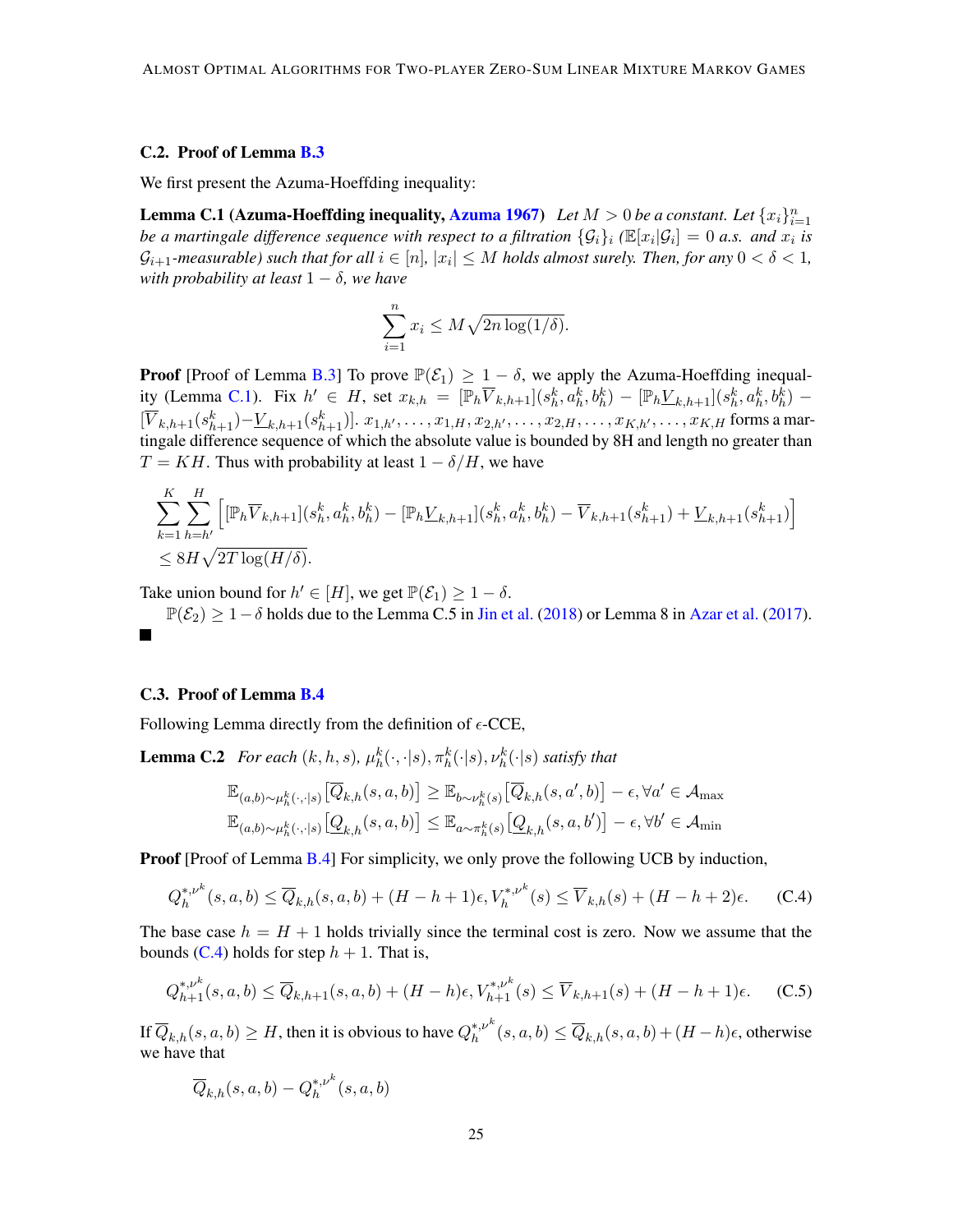### C.2. Proof of Lemma B.3

We first present the Azuma-Hoeffding inequality:

**Lemma C.1 (Azuma-Hoeffding inequality, Azuma 1967)** *Let $M > 0$ be a constant. Let $\{x_i\}_{i=1}^n$ be a martingale difference sequence with respect to a filtration $\{\mathcal{G}_i\}_i$ ($\mathbb{E}[x_i|\mathcal{G}_i] = 0$ a.s. and $x_i$ is $\mathcal{G}_{i+1}$-measurable) such that for all $i \in [n]$, $|x_i| \leq M$ holds almost surely. Then, for any $0 < \delta < 1$, with probability at least $1 - \delta$, we have*

$$\sum_{i=1}^n x_i \leq M\sqrt{2n\log(1/\delta)}.$$

**Proof** [Proof of Lemma B.3] To prove $\mathbb{P}(\mathcal{E}_1) \geq 1 - \delta$, we apply the Azuma-Hoeffding inequality (Lemma C.1). Fix $h' \in H$, set $x_{k,h} = [\mathbb{P}_h \overline{V}_{k,h+1}](s_h^k, a_h^k, b_h^k) - [\mathbb{P}_h \underline{V}_{k,h+1}](s_h^k, a_h^k, b_h^k) - [\overline{V}_{k,h+1}(s_{h+1}^k) - \underline{V}_{k,h+1}(s_{h+1}^k)]$. $x_{1,h'}, \ldots, x_{1,H}, x_{2,h'}, \ldots, x_{2,H}, \ldots, x_{K,h'}, \ldots, x_{K,H}$ forms a martingale difference sequence of which the absolute value is bounded by 8H and length no greater than $T = KH$. Thus with probability at least $1 - \delta/H$, we have

$$\sum_{k=1}^K \sum_{h=h'}^H \Big[[\mathbb{P}_h \overline{V}_{k,h+1}](s_h^k, a_h^k, b_h^k) - [\mathbb{P}_h \underline{V}_{k,h+1}](s_h^k, a_h^k, b_h^k) - \overline{V}_{k,h+1}(s_{h+1}^k) + \underline{V}_{k,h+1}(s_{h+1}^k)\Big]$$
$$\leq 8H\sqrt{2T\log(H/\delta)}.$$

Take union bound for $h' \in [H]$, we get $\mathbb{P}(\mathcal{E}_1) \geq 1 - \delta$.

$\mathbb{P}(\mathcal{E}_2) \geq 1 - \delta$ holds due to the Lemma C.5 in Jin et al. (2018) or Lemma 8 in Azar et al. (2017). ■

### C.3. Proof of Lemma B.4

Following Lemma directly from the definition of $\epsilon$-CCE,

**Lemma C.2** *For each $(k, h, s)$, $\mu_h^k(\cdot, \cdot|s), \pi_h^k(\cdot|s), \nu_h^k(\cdot|s)$ satisfy that*

$$\mathbb{E}_{(a,b)\sim\mu_h^k(\cdot,\cdot|s)}\big[\overline{Q}_{k,h}(s,a,b)\big] \geq \mathbb{E}_{b\sim\nu_h^k(s)}\big[\overline{Q}_{k,h}(s,a',b)\big] - \epsilon, \forall a' \in \mathcal{A}_{\max}$$
$$\mathbb{E}_{(a,b)\sim\mu_h^k(\cdot,\cdot|s)}\big[\underline{Q}_{k,h}(s,a,b)\big] \leq \mathbb{E}_{a\sim\pi_h^k(s)}\big[\underline{Q}_{k,h}(s,a,b')\big] - \epsilon, \forall b' \in \mathcal{A}_{\min}$$

**Proof** [Proof of Lemma B.4] For simplicity, we only prove the following UCB by induction,

$$Q_h^{*,\nu^k}(s,a,b) \leq \overline{Q}_{k,h}(s,a,b) + (H-h+1)\epsilon, V_h^{*,\nu^k}(s) \leq \overline{V}_{k,h}(s) + (H-h+2)\epsilon. \tag{C.4}$$

The base case $h = H+1$ holds trivially since the terminal cost is zero. Now we assume that the bounds (C.4) holds for step $h+1$. That is,

$$Q_{h+1}^{*,\nu^k}(s,a,b) \leq \overline{Q}_{k,h+1}(s,a,b) + (H-h)\epsilon, V_{h+1}^{*,\nu^k}(s) \leq \overline{V}_{k,h+1}(s) + (H-h+1)\epsilon. \tag{C.5}$$

If $\overline{Q}_{k,h}(s,a,b) \geq H$, then it is obvious to have $Q_h^{*,\nu^k}(s,a,b) \leq \overline{Q}_{k,h}(s,a,b) + (H-h)\epsilon$, otherwise we have that

$$\overline{Q}_{k,h}(s,a,b) - Q_h^{*,\nu^k}(s,a,b)$$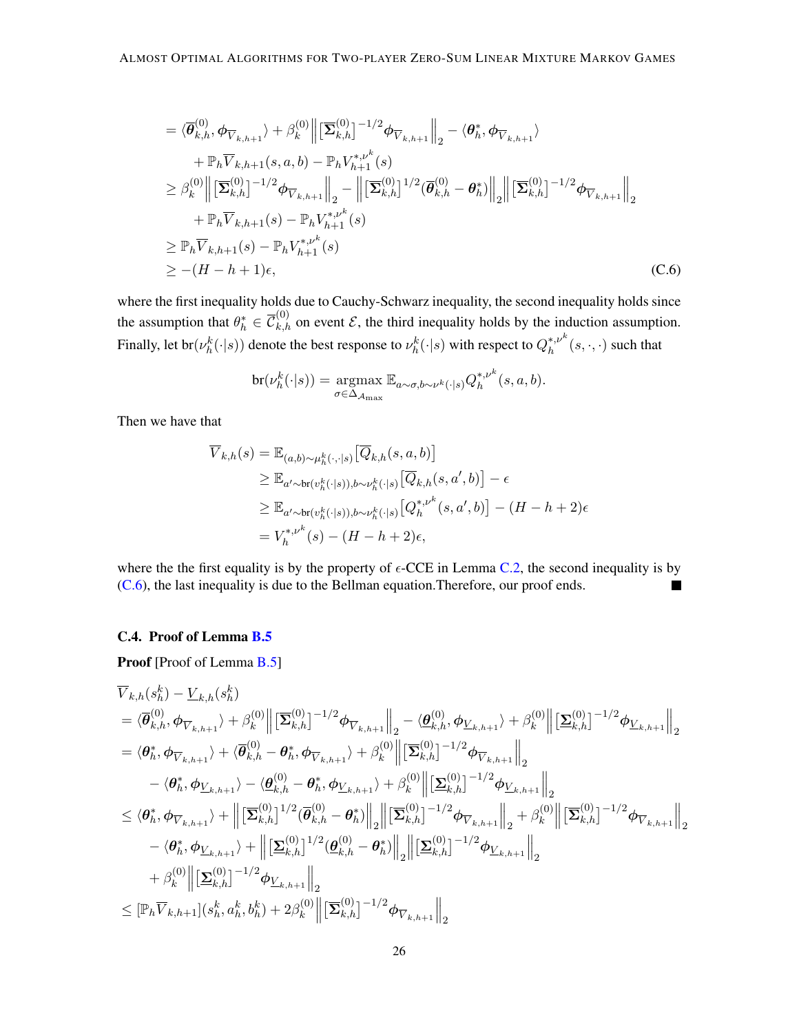$$
\begin{aligned}
&= \langle \overline{\boldsymbol{\theta}}_{k,h}^{(0)}, \boldsymbol{\phi}_{\overline{V}_{k,h+1}} \rangle + \beta_k^{(0)} \Big\| [\overline{\boldsymbol{\Sigma}}_{k,h}^{(0)}]^{-1/2} \boldsymbol{\phi}_{\overline{V}_{k,h+1}} \Big\|_2 - \langle \boldsymbol{\theta}_h^*, \boldsymbol{\phi}_{\overline{V}_{k,h+1}} \rangle \\
&\quad + \mathbb{P}_h \overline{V}_{k,h+1}(s,a,b) - \mathbb{P}_h V_{h+1}^{*,\nu^k}(s) \\
&\geq \beta_k^{(0)} \Big\| [\overline{\boldsymbol{\Sigma}}_{k,h}^{(0)}]^{-1/2} \boldsymbol{\phi}_{\overline{V}_{k,h+1}} \Big\|_2 - \Big\| [\overline{\boldsymbol{\Sigma}}_{k,h}^{(0)}]^{1/2} (\overline{\boldsymbol{\theta}}_{k,h}^{(0)} - \boldsymbol{\theta}_h^*) \Big\|_2 \Big\| [\overline{\boldsymbol{\Sigma}}_{k,h}^{(0)}]^{-1/2} \boldsymbol{\phi}_{\overline{V}_{k,h+1}} \Big\|_2 \\
&\quad + \mathbb{P}_h \overline{V}_{k,h+1}(s) - \mathbb{P}_h V_{h+1}^{*,\nu^k}(s) \\
&\geq \mathbb{P}_h \overline{V}_{k,h+1}(s) - \mathbb{P}_h V_{h+1}^{*,\nu^k}(s) \\
&\geq -(H-h+1)\epsilon, 
\end{aligned} \tag{C.6}
$$

where the first inequality holds due to Cauchy-Schwarz inequality, the second inequality holds since the assumption that $\theta_h^* \in \overline{\mathcal{C}}_{k,h}^{(0)}$ on event $\mathcal{E}$, the third inequality holds by the induction assumption. Finally, let $\mathrm{br}(\nu_h^k(\cdot|s))$ denote the best response to $\nu_h^k(\cdot|s)$ with respect to $Q_h^{*,\nu^k}(s,\cdot,\cdot)$ such that

$$
\mathrm{br}(\nu_h^k(\cdot|s)) = \underset{\sigma \in \Delta_{\mathcal{A}_{\max}}}{\operatorname{argmax}} \, \mathbb{E}_{a\sim\sigma, b\sim\nu^k(\cdot|s)} Q_h^{*,\nu^k}(s,a,b).
$$

Then we have that

$$
\begin{aligned}
\overline{V}_{k,h}(s) &= \mathbb{E}_{(a,b)\sim\mu_h^k(\cdot,\cdot|s)} \big[ \overline{Q}_{k,h}(s,a,b) \big] \\
&\geq \mathbb{E}_{a'\sim \mathrm{br}(v_h^k(\cdot|s)), b\sim\nu_h^k(\cdot|s)} \big[ \overline{Q}_{k,h}(s,a',b) \big] - \epsilon \\
&\geq \mathbb{E}_{a'\sim \mathrm{br}(v_h^k(\cdot|s)), b\sim\nu_h^k(\cdot|s)} \big[ Q_h^{*,\nu^k}(s,a',b) \big] - (H-h+2)\epsilon \\
&= V_h^{*,\nu^k}(s) - (H-h+2)\epsilon,
\end{aligned}
$$

where the the first equality is by the property of $\epsilon$-CCE in Lemma C.2, the second inequality is by (C.6), the last inequality is due to the Bellman equation.Therefore, our proof ends. ■

### C.4. Proof of Lemma B.5

**Proof** [Proof of Lemma B.5]

$$
\begin{aligned}
&\overline{V}_{k,h}(s_h^k) - \underline{V}_{k,h}(s_h^k) \\
&= \langle \overline{\boldsymbol{\theta}}_{k,h}^{(0)}, \boldsymbol{\phi}_{\overline{V}_{k,h+1}} \rangle + \beta_k^{(0)} \Big\| [\overline{\boldsymbol{\Sigma}}_{k,h}^{(0)}]^{-1/2} \boldsymbol{\phi}_{\overline{V}_{k,h+1}} \Big\|_2 - \langle \underline{\boldsymbol{\theta}}_{k,h}^{(0)}, \boldsymbol{\phi}_{\underline{V}_{k,h+1}} \rangle + \beta_k^{(0)} \Big\| [\underline{\boldsymbol{\Sigma}}_{k,h}^{(0)}]^{-1/2} \boldsymbol{\phi}_{\underline{V}_{k,h+1}} \Big\|_2 \\
&= \langle \boldsymbol{\theta}_h^*, \boldsymbol{\phi}_{\overline{V}_{k,h+1}} \rangle + \langle \overline{\boldsymbol{\theta}}_{k,h}^{(0)} - \boldsymbol{\theta}_h^*, \boldsymbol{\phi}_{\overline{V}_{k,h+1}} \rangle + \beta_k^{(0)} \Big\| [\overline{\boldsymbol{\Sigma}}_{k,h}^{(0)}]^{-1/2} \boldsymbol{\phi}_{\overline{V}_{k,h+1}} \Big\|_2 \\
&\quad - \langle \boldsymbol{\theta}_h^*, \boldsymbol{\phi}_{\underline{V}_{k,h+1}} \rangle - \langle \underline{\boldsymbol{\theta}}_{k,h}^{(0)} - \boldsymbol{\theta}_h^*, \boldsymbol{\phi}_{\underline{V}_{k,h+1}} \rangle + \beta_k^{(0)} \Big\| [\underline{\boldsymbol{\Sigma}}_{k,h}^{(0)}]^{-1/2} \boldsymbol{\phi}_{\underline{V}_{k,h+1}} \Big\|_2 \\
&\leq \langle \boldsymbol{\theta}_h^*, \boldsymbol{\phi}_{\overline{V}_{k,h+1}} \rangle + \Big\| [\overline{\boldsymbol{\Sigma}}_{k,h}^{(0)}]^{1/2} (\overline{\boldsymbol{\theta}}_{k,h}^{(0)} - \boldsymbol{\theta}_h^*) \Big\|_2 \Big\| [\overline{\boldsymbol{\Sigma}}_{k,h}^{(0)}]^{-1/2} \boldsymbol{\phi}_{\overline{V}_{k,h+1}} \Big\|_2 + \beta_k^{(0)} \Big\| [\overline{\boldsymbol{\Sigma}}_{k,h}^{(0)}]^{-1/2} \boldsymbol{\phi}_{\overline{V}_{k,h+1}} \Big\|_2 \\
&\quad - \langle \boldsymbol{\theta}_h^*, \boldsymbol{\phi}_{\underline{V}_{k,h+1}} \rangle + \Big\| [\underline{\boldsymbol{\Sigma}}_{k,h}^{(0)}]^{1/2} (\underline{\boldsymbol{\theta}}_{k,h}^{(0)} - \boldsymbol{\theta}_h^*) \Big\|_2 \Big\| [\underline{\boldsymbol{\Sigma}}_{k,h}^{(0)}]^{-1/2} \boldsymbol{\phi}_{\underline{V}_{k,h+1}} \Big\|_2 \\
&\quad + \beta_k^{(0)} \Big\| [\underline{\boldsymbol{\Sigma}}_{k,h}^{(0)}]^{-1/2} \boldsymbol{\phi}_{\underline{V}_{k,h+1}} \Big\|_2 \\
&\leq [\mathbb{P}_h \overline{V}_{k,h+1}](s_h^k, a_h^k, b_h^k) + 2\beta_k^{(0)} \Big\| [\overline{\boldsymbol{\Sigma}}_{k,h}^{(0)}]^{-1/2} \boldsymbol{\phi}_{\overline{V}_{k,h+1}} \Big\|_2
\end{aligned}
$$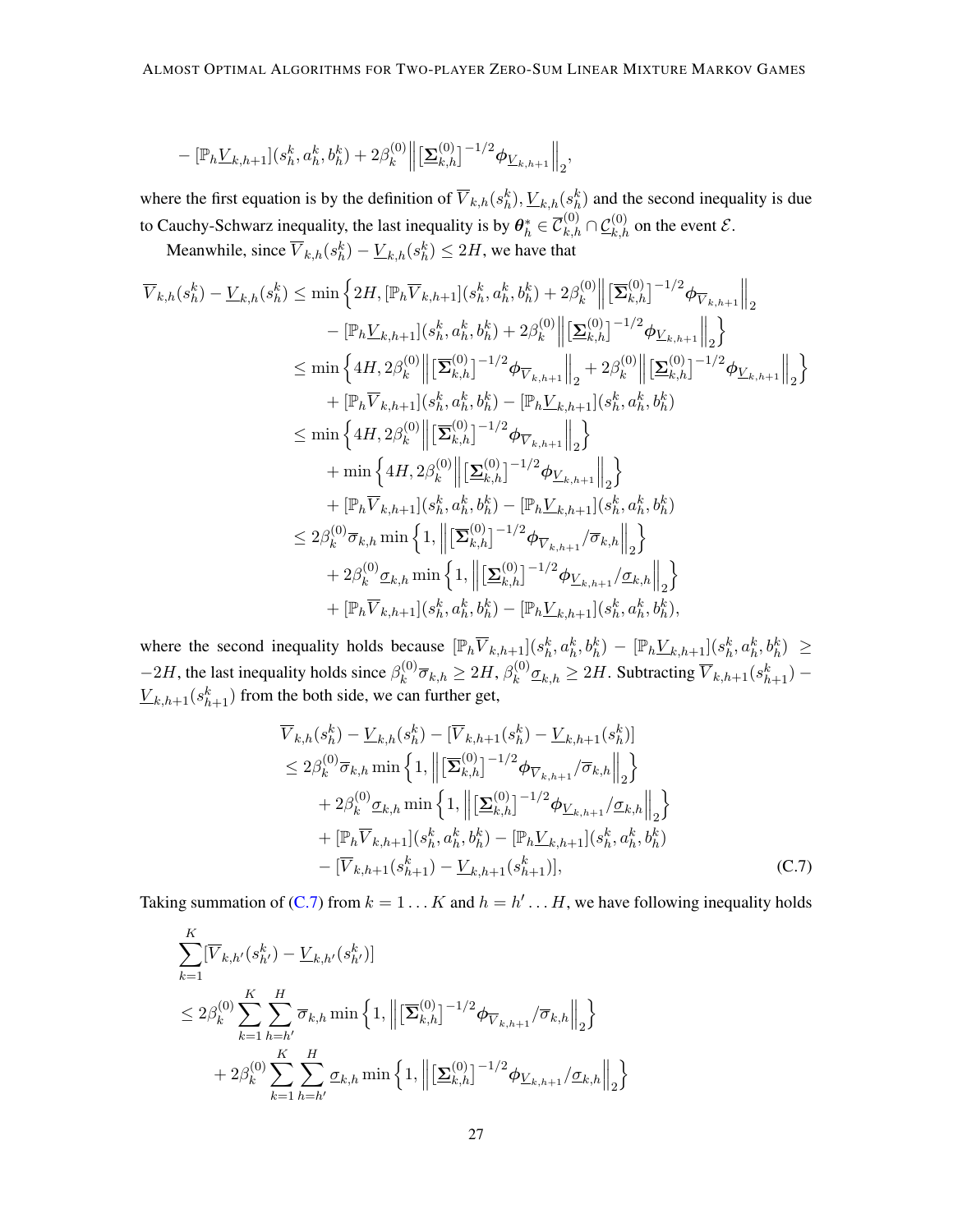$$
- [\mathbb{P}_h \underline{V}_{k,h+1}](s_h^k, a_h^k, b_h^k) + 2\beta_k^{(0)} \Big\| [\underline{\mathbf{\Sigma}}_{k,h}^{(0)}]^{-1/2} \boldsymbol{\phi}_{\underline{V}_{k,h+1}} \Big\|_2,
$$

where the first equation is by the definition of $\overline{V}_{k,h}(s_h^k), \underline{V}_{k,h}(s_h^k)$ and the second inequality is due to Cauchy-Schwarz inequality, the last inequality is by $\boldsymbol{\theta}_h^* \in \overline{\mathcal{C}}_{k,h}^{(0)} \cap \underline{\mathcal{C}}_{k,h}^{(0)}$ on the event $\mathcal{E}$.

Meanwhile, since $\overline{V}_{k,h}(s_h^k) - \underline{V}_{k,h}(s_h^k) \le 2H$, we have that

$$
\begin{aligned}
\overline{V}_{k,h}(s_h^k) - \underline{V}_{k,h}(s_h^k) &\le \min \Big\{ 2H, [\mathbb{P}_h \overline{V}_{k,h+1}](s_h^k, a_h^k, b_h^k) + 2\beta_k^{(0)} \Big\| [\overline{\mathbf{\Sigma}}_{k,h}^{(0)}]^{-1/2} \boldsymbol{\phi}_{\overline{V}_{k,h+1}} \Big\|_2 \\
&\qquad - [\mathbb{P}_h \underline{V}_{k,h+1}](s_h^k, a_h^k, b_h^k) + 2\beta_k^{(0)} \Big\| [\underline{\mathbf{\Sigma}}_{k,h}^{(0)}]^{-1/2} \boldsymbol{\phi}_{\underline{V}_{k,h+1}} \Big\|_2 \Big\} \\
&\le \min \Big\{ 4H, 2\beta_k^{(0)} \Big\| [\overline{\mathbf{\Sigma}}_{k,h}^{(0)}]^{-1/2} \boldsymbol{\phi}_{\overline{V}_{k,h+1}} \Big\|_2 + 2\beta_k^{(0)} \Big\| [\underline{\mathbf{\Sigma}}_{k,h}^{(0)}]^{-1/2} \boldsymbol{\phi}_{\underline{V}_{k,h+1}} \Big\|_2 \Big\} \\
&\qquad + [\mathbb{P}_h \overline{V}_{k,h+1}](s_h^k, a_h^k, b_h^k) - [\mathbb{P}_h \underline{V}_{k,h+1}](s_h^k, a_h^k, b_h^k) \\
&\le \min \Big\{ 4H, 2\beta_k^{(0)} \Big\| [\overline{\mathbf{\Sigma}}_{k,h}^{(0)}]^{-1/2} \boldsymbol{\phi}_{\overline{V}_{k,h+1}} \Big\|_2 \Big\} \\
&\qquad + \min \Big\{ 4H, 2\beta_k^{(0)} \Big\| [\underline{\mathbf{\Sigma}}_{k,h}^{(0)}]^{-1/2} \boldsymbol{\phi}_{\underline{V}_{k,h+1}} \Big\|_2 \Big\} \\
&\qquad + [\mathbb{P}_h \overline{V}_{k,h+1}](s_h^k, a_h^k, b_h^k) - [\mathbb{P}_h \underline{V}_{k,h+1}](s_h^k, a_h^k, b_h^k) \\
&\le 2\beta_k^{(0)} \overline{\sigma}_{k,h} \min \Big\{ 1, \Big\| [\overline{\mathbf{\Sigma}}_{k,h}^{(0)}]^{-1/2} \boldsymbol{\phi}_{\overline{V}_{k,h+1}} / \overline{\sigma}_{k,h} \Big\|_2 \Big\} \\
&\qquad + 2\beta_k^{(0)} \underline{\sigma}_{k,h} \min \Big\{ 1, \Big\| [\underline{\mathbf{\Sigma}}_{k,h}^{(0)}]^{-1/2} \boldsymbol{\phi}_{\underline{V}_{k,h+1}} / \underline{\sigma}_{k,h} \Big\|_2 \Big\} \\
&\qquad + [\mathbb{P}_h \overline{V}_{k,h+1}](s_h^k, a_h^k, b_h^k) - [\mathbb{P}_h \underline{V}_{k,h+1}](s_h^k, a_h^k, b_h^k),
\end{aligned}
$$

where the second inequality holds because $[\mathbb{P}_h \overline{V}_{k,h+1}](s_h^k, a_h^k, b_h^k) - [\mathbb{P}_h \underline{V}_{k,h+1}](s_h^k, a_h^k, b_h^k) \ge -2H$, the last inequality holds since $\beta_k^{(0)} \overline{\sigma}_{k,h} \ge 2H$, $\beta_k^{(0)} \underline{\sigma}_{k,h} \ge 2H$. Subtracting $\overline{V}_{k,h+1}(s_{h+1}^k) - \underline{V}_{k,h+1}(s_{h+1}^k)$ from the both side, we can further get,

$$
\begin{aligned}
&\overline{V}_{k,h}(s_h^k) - \underline{V}_{k,h}(s_h^k) - [\overline{V}_{k,h+1}(s_h^k) - \underline{V}_{k,h+1}(s_h^k)] \\
&\le 2\beta_k^{(0)} \overline{\sigma}_{k,h} \min \Big\{ 1, \Big\| [\overline{\mathbf{\Sigma}}_{k,h}^{(0)}]^{-1/2} \boldsymbol{\phi}_{\overline{V}_{k,h+1}} / \overline{\sigma}_{k,h} \Big\|_2 \Big\} \\
&\quad + 2\beta_k^{(0)} \underline{\sigma}_{k,h} \min \Big\{ 1, \Big\| [\underline{\mathbf{\Sigma}}_{k,h}^{(0)}]^{-1/2} \boldsymbol{\phi}_{\underline{V}_{k,h+1}} / \underline{\sigma}_{k,h} \Big\|_2 \Big\} \\
&\quad + [\mathbb{P}_h \overline{V}_{k,h+1}](s_h^k, a_h^k, b_h^k) - [\mathbb{P}_h \underline{V}_{k,h+1}](s_h^k, a_h^k, b_h^k) \\
&\quad - [\overline{V}_{k,h+1}(s_{h+1}^k) - \underline{V}_{k,h+1}(s_{h+1}^k)],
\end{aligned} \tag{C.7}
$$

Taking summation of (C.7) from $k = 1 \ldots K$ and $h = h' \ldots H$, we have following inequality holds

$$
\begin{aligned}
&\sum_{k=1}^K [\overline{V}_{k,h'}(s_{h'}^k) - \underline{V}_{k,h'}(s_{h'}^k)] \\
&\le 2\beta_k^{(0)} \sum_{k=1}^K \sum_{h=h'}^H \overline{\sigma}_{k,h} \min \Big\{ 1, \Big\| [\overline{\mathbf{\Sigma}}_{k,h}^{(0)}]^{-1/2} \boldsymbol{\phi}_{\overline{V}_{k,h+1}} / \overline{\sigma}_{k,h} \Big\|_2 \Big\} \\
&\quad + 2\beta_k^{(0)} \sum_{k=1}^K \sum_{h=h'}^H \underline{\sigma}_{k,h} \min \Big\{ 1, \Big\| [\underline{\mathbf{\Sigma}}_{k,h}^{(0)}]^{-1/2} \boldsymbol{\phi}_{\underline{V}_{k,h+1}} / \underline{\sigma}_{k,h} \Big\|_2 \Big\}
\end{aligned}
$$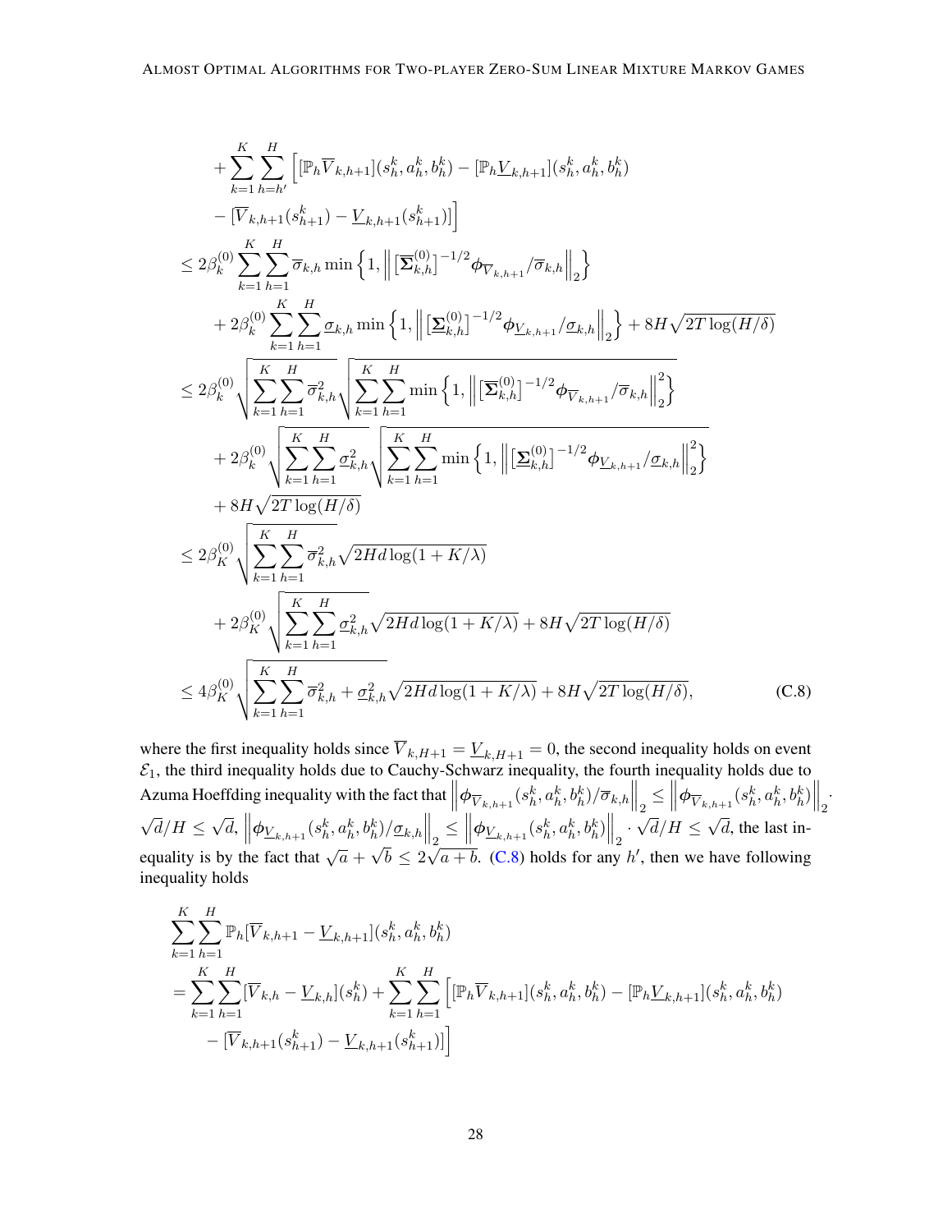$$
\begin{aligned}
&+\sum_{k=1}^{K}\sum_{h=h'}^{H}\Big[[\mathbb{P}_h\overline{V}_{k,h+1}](s_h^k,a_h^k,b_h^k)-[\mathbb{P}_h\underline{V}_{k,h+1}](s_h^k,a_h^k,b_h^k)\\
&\qquad-[\overline{V}_{k,h+1}(s_{h+1}^k)-\underline{V}_{k,h+1}(s_{h+1}^k)]\Big]\\
&\le 2\beta_k^{(0)}\sum_{k=1}^{K}\sum_{h=1}^{H}\overline{\sigma}_{k,h}\min\Big\{1,\Big\|\big[\overline{\mathbf{\Sigma}}_{k,h}^{(0)}\big]^{-1/2}\boldsymbol{\phi}_{\overline{V}_{k,h+1}}/\overline{\sigma}_{k,h}\Big\|_2\Big\}\\
&\quad+2\beta_k^{(0)}\sum_{k=1}^{K}\sum_{h=1}^{H}\underline{\sigma}_{k,h}\min\Big\{1,\Big\|\big[\underline{\mathbf{\Sigma}}_{k,h}^{(0)}\big]^{-1/2}\boldsymbol{\phi}_{\underline{V}_{k,h+1}}/\underline{\sigma}_{k,h}\Big\|_2\Big\}+8H\sqrt{2T\log(H/\delta)}\\
&\le 2\beta_k^{(0)}\sqrt{\sum_{k=1}^{K}\sum_{h=1}^{H}\overline{\sigma}_{k,h}^2}\sqrt{\sum_{k=1}^{K}\sum_{h=1}^{H}\min\Big\{1,\Big\|\big[\overline{\mathbf{\Sigma}}_{k,h}^{(0)}\big]^{-1/2}\boldsymbol{\phi}_{\overline{V}_{k,h+1}}/\overline{\sigma}_{k,h}\Big\|_2^2\Big\}}\\
&\quad+2\beta_k^{(0)}\sqrt{\sum_{k=1}^{K}\sum_{h=1}^{H}\underline{\sigma}_{k,h}^2}\sqrt{\sum_{k=1}^{K}\sum_{h=1}^{H}\min\Big\{1,\Big\|\big[\underline{\mathbf{\Sigma}}_{k,h}^{(0)}\big]^{-1/2}\boldsymbol{\phi}_{\underline{V}_{k,h+1}}/\underline{\sigma}_{k,h}\Big\|_2^2\Big\}}\\
&\quad+8H\sqrt{2T\log(H/\delta)}\\
&\le 2\beta_K^{(0)}\sqrt{\sum_{k=1}^{K}\sum_{h=1}^{H}\overline{\sigma}_{k,h}^2}\sqrt{2Hd\log(1+K/\lambda)}\\
&\quad+2\beta_K^{(0)}\sqrt{\sum_{k=1}^{K}\sum_{h=1}^{H}\underline{\sigma}_{k,h}^2}\sqrt{2Hd\log(1+K/\lambda)}+8H\sqrt{2T\log(H/\delta)}\\
&\le 4\beta_K^{(0)}\sqrt{\sum_{k=1}^{K}\sum_{h=1}^{H}\overline{\sigma}_{k,h}^2+\underline{\sigma}_{k,h}^2}\sqrt{2Hd\log(1+K/\lambda)}+8H\sqrt{2T\log(H/\delta)}, \qquad \text{(C.8)}
\end{aligned}
$$

where the first inequality holds since $\overline{V}_{k,H+1}=\underline{V}_{k,H+1}=0$, the second inequality holds on event $\mathcal{E}_1$, the third inequality holds due to Cauchy-Schwarz inequality, the fourth inequality holds due to Azuma Hoeffding inequality with the fact that $\big\|\boldsymbol{\phi}_{\overline{V}_{k,h+1}}(s_h^k,a_h^k,b_h^k)/\overline{\sigma}_{k,h}\big\|_2 \le \big\|\boldsymbol{\phi}_{\overline{V}_{k,h+1}}(s_h^k,a_h^k,b_h^k)\big\|_2\cdot\sqrt{d}/H\le\sqrt{d}$, $\big\|\boldsymbol{\phi}_{\underline{V}_{k,h+1}}(s_h^k,a_h^k,b_h^k)/\underline{\sigma}_{k,h}\big\|_2 \le \big\|\boldsymbol{\phi}_{\underline{V}_{k,h+1}}(s_h^k,a_h^k,b_h^k)\big\|_2\cdot\sqrt{d}/H\le\sqrt{d}$, the last inequality is by the fact that $\sqrt{a}+\sqrt{b}\le 2\sqrt{a+b}$. (C.8) holds for any $h'$, then we have following inequality holds

$$
\begin{aligned}
&\sum_{k=1}^{K}\sum_{h=1}^{H}\mathbb{P}_h[\overline{V}_{k,h+1}-\underline{V}_{k,h+1}](s_h^k,a_h^k,b_h^k)\\
&=\sum_{k=1}^{K}\sum_{h=1}^{H}[\overline{V}_{k,h}-\underline{V}_{k,h}](s_h^k)+\sum_{k=1}^{K}\sum_{h=1}^{H}\Big[[\mathbb{P}_h\overline{V}_{k,h+1}](s_h^k,a_h^k,b_h^k)-[\mathbb{P}_h\underline{V}_{k,h+1}](s_h^k,a_h^k,b_h^k)\\
&\qquad-[\overline{V}_{k,h+1}(s_{h+1}^k)-\underline{V}_{k,h+1}(s_{h+1}^k)]\Big]
\end{aligned}
$$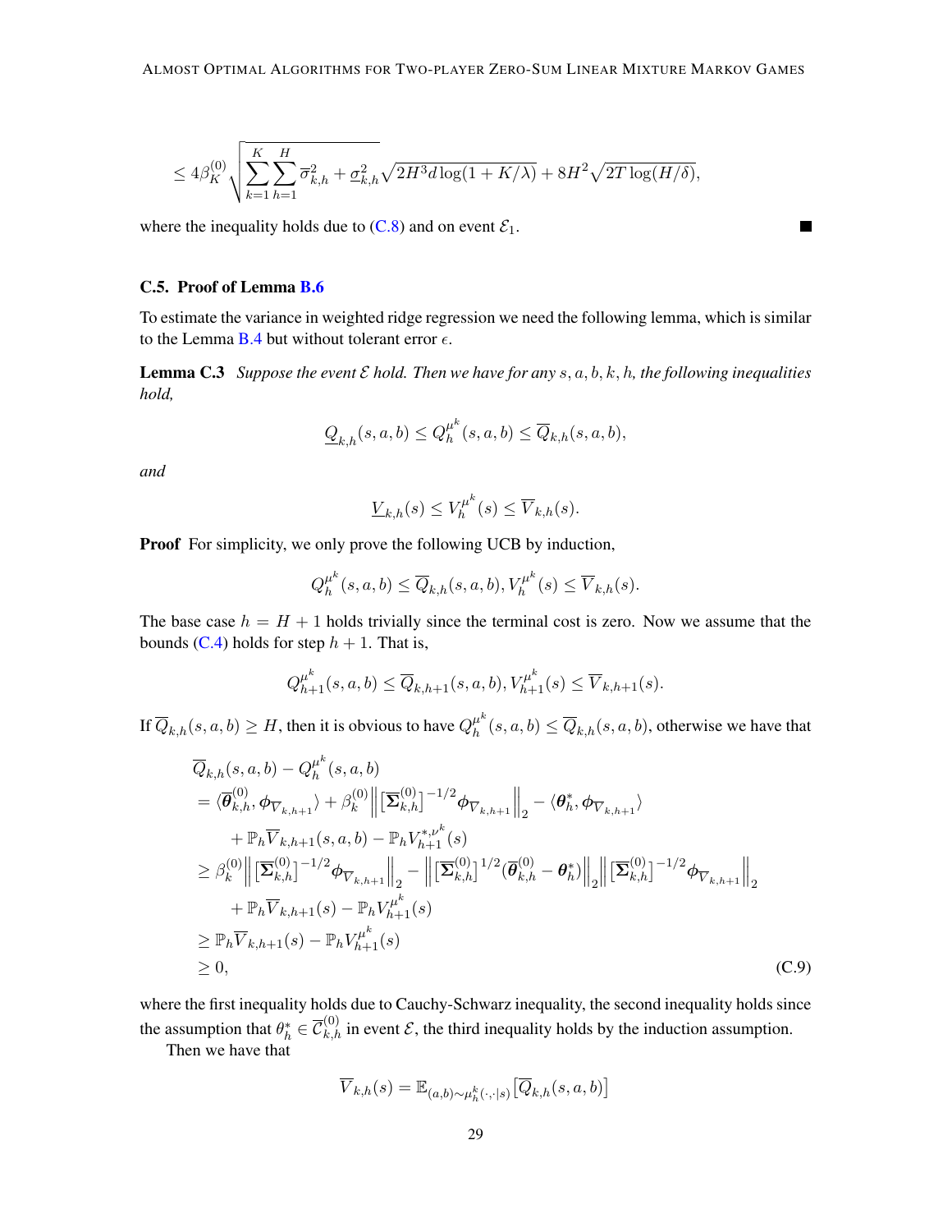$$
\leq 4\beta_K^{(0)} \sqrt{\sum_{k=1}^{K} \sum_{h=1}^{H} \overline{\sigma}_{k,h}^2 + \underline{\sigma}_{k,h}^2} \sqrt{2H^3 d \log(1 + K/\lambda)} + 8H^2 \sqrt{2T \log(H/\delta)},
$$

where the inequality holds due to (C.8) and on event $\mathcal{E}_1$. ∎

### C.5. Proof of Lemma B.6

To estimate the variance in weighted ridge regression we need the following lemma, which is similar to the Lemma B.4 but without tolerant error $\epsilon$.

**Lemma C.3** *Suppose the event $\mathcal{E}$ hold. Then we have for any $s, a, b, k, h$, the following inequalities hold,*

$$
\underline{Q}_{k,h}(s,a,b) \leq Q_h^{\mu^k}(s,a,b) \leq \overline{Q}_{k,h}(s,a,b),
$$

*and*

$$
\underline{V}_{k,h}(s) \leq V_h^{\mu^k}(s) \leq \overline{V}_{k,h}(s).
$$

**Proof** For simplicity, we only prove the following UCB by induction,

$$
Q_h^{\mu^k}(s,a,b) \leq \overline{Q}_{k,h}(s,a,b), V_h^{\mu^k}(s) \leq \overline{V}_{k,h}(s).
$$

The base case $h = H+1$ holds trivially since the terminal cost is zero. Now we assume that the bounds (C.4) holds for step $h+1$. That is,

$$
Q_{h+1}^{\mu^k}(s,a,b) \leq \overline{Q}_{k,h+1}(s,a,b), V_{h+1}^{\mu^k}(s) \leq \overline{V}_{k,h+1}(s).
$$

If $\overline{Q}_{k,h}(s,a,b) \geq H$, then it is obvious to have $Q_h^{\mu^k}(s,a,b) \leq \overline{Q}_{k,h}(s,a,b)$, otherwise we have that

$$
\begin{aligned}
&\overline{Q}_{k,h}(s,a,b) - Q_h^{\mu^k}(s,a,b) \\
&= \langle \overline{\boldsymbol{\theta}}_{k,h}^{(0)}, \boldsymbol{\phi}_{\overline{V}_{k,h+1}} \rangle + \beta_k^{(0)} \Big\| [\boldsymbol{\Sigma}_{k,h}^{(0)}]^{-1/2} \boldsymbol{\phi}_{\overline{V}_{k,h+1}} \Big\|_2 - \langle \boldsymbol{\theta}_h^*, \boldsymbol{\phi}_{\overline{V}_{k,h+1}} \rangle \\
&\quad + \mathbb{P}_h \overline{V}_{k,h+1}(s,a,b) - \mathbb{P}_h V_{h+1}^{*,\nu^k}(s) \\
&\geq \beta_k^{(0)} \Big\| [\boldsymbol{\Sigma}_{k,h}^{(0)}]^{-1/2} \boldsymbol{\phi}_{\overline{V}_{k,h+1}} \Big\|_2 - \Big\| [\boldsymbol{\Sigma}_{k,h}^{(0)}]^{1/2} (\overline{\boldsymbol{\theta}}_{k,h}^{(0)} - \boldsymbol{\theta}_h^*) \Big\|_2 \Big\| [\boldsymbol{\Sigma}_{k,h}^{(0)}]^{-1/2} \boldsymbol{\phi}_{\overline{V}_{k,h+1}} \Big\|_2 \\
&\quad + \mathbb{P}_h \overline{V}_{k,h+1}(s) - \mathbb{P}_h V_{h+1}^{\mu^k}(s) \\
&\geq \mathbb{P}_h \overline{V}_{k,h+1}(s) - \mathbb{P}_h V_{h+1}^{\mu^k}(s) \\
&\geq 0,
\end{aligned} \tag{C.9}
$$

where the first inequality holds due to Cauchy-Schwarz inequality, the second inequality holds since the assumption that $\theta_h^* \in \overline{\mathcal{C}}_{k,h}^{(0)}$ in event $\mathcal{E}$, the third inequality holds by the induction assumption.

Then we have that

$$
\overline{V}_{k,h}(s) = \mathbb{E}_{(a,b)\sim\mu_h^k(\cdot,\cdot|s)} \big[\overline{Q}_{k,h}(s,a,b)\big]
$$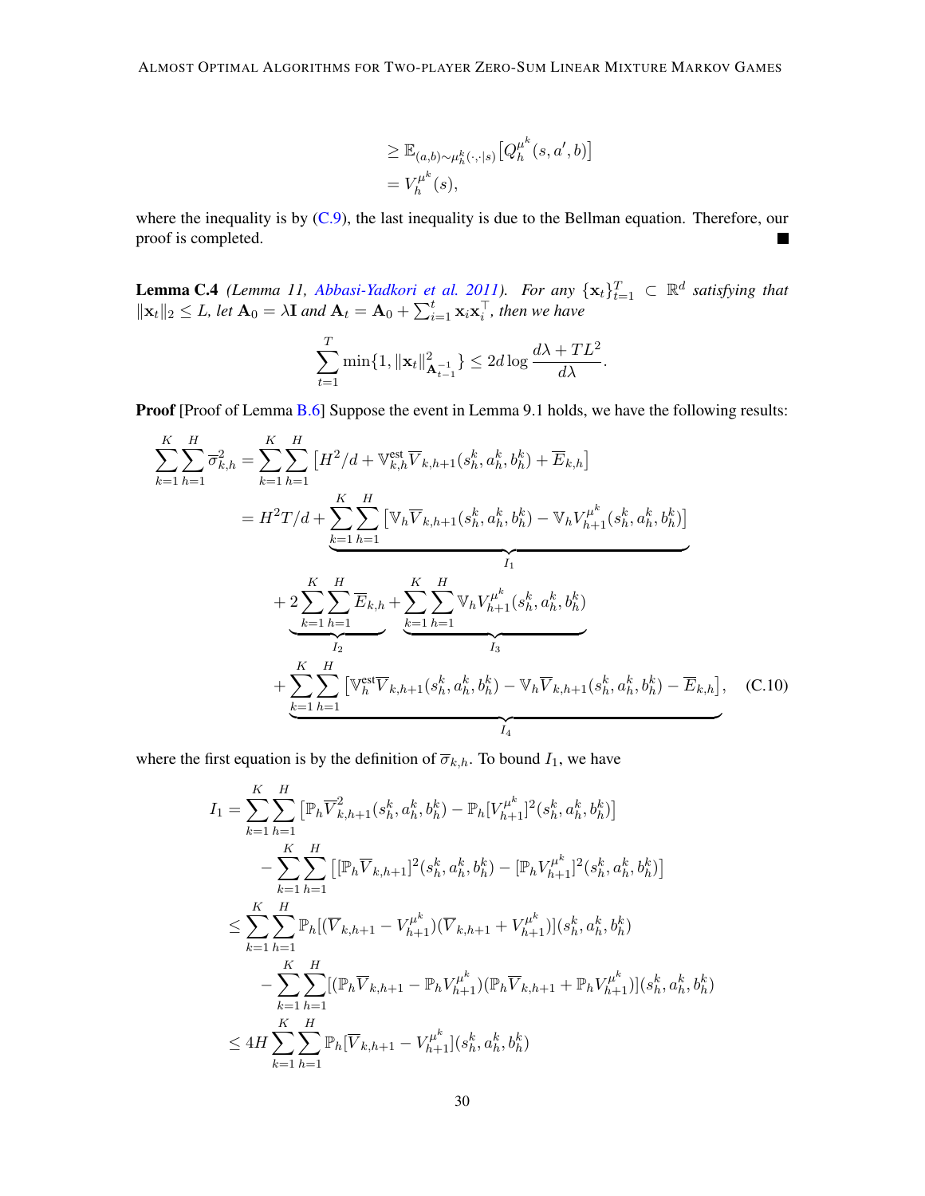$$
\begin{aligned}
&\geq \mathbb{E}_{(a,b)\sim\mu_h^k(\cdot,\cdot|s)}\big[Q_h^{\mu^k}(s,a',b)\big]\\
&= V_h^{\mu^k}(s),
\end{aligned}
$$

where the inequality is by (C.9), the last inequality is due to the Bellman equation. Therefore, our proof is completed. ∎

**Lemma C.4** *(Lemma 11, Abbasi-Yadkori et al. 2011). For any $\{\mathbf{x}_t\}_{t=1}^T \subset \mathbb{R}^d$ satisfying that $\|\mathbf{x}_t\|_2 \leq L$, let $\mathbf{A}_0 = \lambda\mathbf{I}$ and $\mathbf{A}_t = \mathbf{A}_0 + \sum_{i=1}^t \mathbf{x}_i\mathbf{x}_i^\top$, then we have*

$$
\sum_{t=1}^T \min\{1, \|\mathbf{x}_t\|_{\mathbf{A}_{t-1}^{-1}}^2\} \leq 2d\log\frac{d\lambda + TL^2}{d\lambda}.
$$

**Proof** [Proof of Lemma B.6] Suppose the event in Lemma 9.1 holds, we have the following results:

$$
\begin{aligned}
\sum_{k=1}^K\sum_{h=1}^H \overline{\sigma}_{k,h}^2 &= \sum_{k=1}^K\sum_{h=1}^H \big[H^2/d + \mathbb{V}_{k,h}^{\text{est}}\overline{V}_{k,h+1}(s_h^k,a_h^k,b_h^k) + \overline{E}_{k,h}\big]\\
&= H^2T/d + \underbrace{\sum_{k=1}^K\sum_{h=1}^H \big[\mathbb{V}_h\overline{V}_{k,h+1}(s_h^k,a_h^k,b_h^k) - \mathbb{V}_hV_{h+1}^{\mu^k}(s_h^k,a_h^k,b_h^k)\big]}_{I_1}\\
&\quad + \underbrace{2\sum_{k=1}^K\sum_{h=1}^H \overline{E}_{k,h}}_{I_2} + \underbrace{\sum_{k=1}^K\sum_{h=1}^H \mathbb{V}_hV_{h+1}^{\mu^k}(s_h^k,a_h^k,b_h^k)}_{I_3}\\
&\quad + \underbrace{\sum_{k=1}^K\sum_{h=1}^H \big[\mathbb{V}_h^{\text{est}}\overline{V}_{k,h+1}(s_h^k,a_h^k,b_h^k) - \mathbb{V}_h\overline{V}_{k,h+1}(s_h^k,a_h^k,b_h^k) - \overline{E}_{k,h}\big]}_{I_4},
\end{aligned}
\tag{C.10}
$$

where the first equation is by the definition of $\overline{\sigma}_{k,h}$. To bound $I_1$, we have

$$
\begin{aligned}
I_1 &= \sum_{k=1}^K\sum_{h=1}^H \big[\mathbb{P}_h\overline{V}_{k,h+1}^2(s_h^k,a_h^k,b_h^k) - \mathbb{P}_h[V_{h+1}^{\mu^k}]^2(s_h^k,a_h^k,b_h^k)\big]\\
&\quad - \sum_{k=1}^K\sum_{h=1}^H \big[[\mathbb{P}_h\overline{V}_{k,h+1}]^2(s_h^k,a_h^k,b_h^k) - [\mathbb{P}_hV_{h+1}^{\mu^k}]^2(s_h^k,a_h^k,b_h^k)\big]\\
&\leq \sum_{k=1}^K\sum_{h=1}^H \mathbb{P}_h[(\overline{V}_{k,h+1} - V_{h+1}^{\mu^k})(\overline{V}_{k,h+1} + V_{h+1}^{\mu^k})](s_h^k,a_h^k,b_h^k)\\
&\quad - \sum_{k=1}^K\sum_{h=1}^H [(\mathbb{P}_h\overline{V}_{k,h+1} - \mathbb{P}_hV_{h+1}^{\mu^k})(\mathbb{P}_h\overline{V}_{k,h+1} + \mathbb{P}_hV_{h+1}^{\mu^k})](s_h^k,a_h^k,b_h^k)\\
&\leq 4H\sum_{k=1}^K\sum_{h=1}^H \mathbb{P}_h[\overline{V}_{k,h+1} - V_{h+1}^{\mu^k}](s_h^k,a_h^k,b_h^k)
\end{aligned}
$$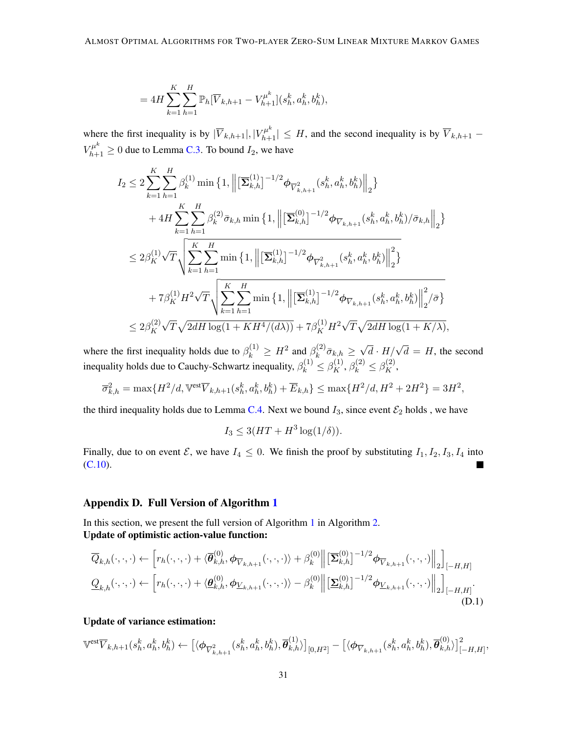$$= 4H \sum_{k=1}^{K} \sum_{h=1}^{H} \mathbb{P}_h [\overline{V}_{k,h+1} - V_{h+1}^{\mu^k}](s_h^k, a_h^k, b_h^k),$$

where the first inequality is by $|\overline{V}_{k,h+1}|, |V_{h+1}^{\mu^k}| \leq H$, and the second inequality is by $\overline{V}_{k,h+1} - V_{h+1}^{\mu^k} \geq 0$ due to Lemma C.3. To bound $I_2$, we have

$$\begin{aligned}
I_2 &\leq 2 \sum_{k=1}^{K} \sum_{h=1}^{H} \beta_k^{(1)} \min\big\{1, \Big\| \big[\overline{\boldsymbol{\Sigma}}_{k,h}^{(1)}\big]^{-1/2} \boldsymbol{\phi}_{\overline{V}^2_{k,h+1}}(s_h^k, a_h^k, b_h^k) \Big\|_2 \big\} \\
&\quad + 4H \sum_{k=1}^{K} \sum_{h=1}^{H} \beta_k^{(2)} \bar{\sigma}_{k,h} \min\big\{1, \Big\| \big[\overline{\boldsymbol{\Sigma}}_{k,h}^{(0)}\big]^{-1/2} \boldsymbol{\phi}_{\overline{V}_{k,h+1}}(s_h^k, a_h^k, b_h^k) / \bar{\sigma}_{k,h} \Big\|_2 \big\} \\
&\leq 2\beta_K^{(1)} \sqrt{T} \sqrt{\sum_{k=1}^{K} \sum_{h=1}^{H} \min\big\{1, \Big\| \big[\overline{\boldsymbol{\Sigma}}_{k,h}^{(1)}\big]^{-1/2} \boldsymbol{\phi}_{\overline{V}^2_{k,h+1}}(s_h^k, a_h^k, b_h^k) \Big\|_2^2 \big\}} \\
&\quad + 7\beta_K^{(1)} H^2 \sqrt{T} \sqrt{\sum_{k=1}^{K} \sum_{h=1}^{H} \min\big\{1, \Big\| \big[\overline{\boldsymbol{\Sigma}}_{k,h}^{(1)}\big]^{-1/2} \boldsymbol{\phi}_{\overline{V}_{k,h+1}}(s_h^k, a_h^k, b_h^k) \Big\|_2^2 / \bar{\sigma} \big\}} \\
&\leq 2\beta_K^{(2)} \sqrt{T} \sqrt{2dH \log(1 + KH^4/(d\lambda))} + 7\beta_K^{(1)} H^2 \sqrt{T} \sqrt{2dH \log(1 + K/\lambda)},
\end{aligned}$$

where the first inequality holds due to $\beta_k^{(1)} \geq H^2$ and $\beta_k^{(2)} \bar{\sigma}_{k,h} \geq \sqrt{d} \cdot H/\sqrt{d} = H$, the second inequality holds due to Cauchy-Schwartz inequality, $\beta_k^{(1)} \leq \beta_K^{(1)}, \beta_k^{(2)} \leq \beta_K^{(2)}$,

$$\overline{\sigma}_{k,h}^2 = \max\{H^2/d, \mathbb{V}^{\text{est}} \overline{V}_{k,h+1}(s_h^k, a_h^k, b_h^k) + \overline{E}_{k,h}\} \leq \max\{H^2/d, H^2 + 2H^2\} = 3H^2,$$

the third inequality holds due to Lemma C.4. Next we bound $I_3$, since event $\mathcal{E}_2$ holds , we have

$$I_3 \leq 3(HT + H^3 \log(1/\delta)).$$

Finally, due to on event $\mathcal{E}$, we have $I_4 \leq 0$. We finish the proof by substituting $I_1, I_2, I_3, I_4$ into (C.10). ■

## Appendix D. Full Version of Algorithm 1

In this section, we present the full version of Algorithm 1 in Algorithm 2.

**Update of optimistic action-value function:**

$$\begin{aligned}
\overline{Q}_{k,h}(\cdot,\cdot,\cdot) &\leftarrow \Big[ r_h(\cdot,\cdot,\cdot) + \langle \overline{\boldsymbol{\theta}}_{k,h}^{(0)}, \boldsymbol{\phi}_{\overline{V}_{k,h+1}}(\cdot,\cdot,\cdot) \rangle + \beta_k^{(0)} \Big\| \big[\overline{\boldsymbol{\Sigma}}_{k,h}^{(0)}\big]^{-1/2} \boldsymbol{\phi}_{\overline{V}_{k,h+1}}(\cdot,\cdot,\cdot) \Big\|_2 \Big]_{[-H,H]} \\
\underline{Q}_{k,h}(\cdot,\cdot,\cdot) &\leftarrow \Big[ r_h(\cdot,\cdot,\cdot) + \langle \underline{\boldsymbol{\theta}}_{k,h}^{(0)}, \boldsymbol{\phi}_{\underline{V}_{k,h+1}}(\cdot,\cdot,\cdot) \rangle - \beta_k^{(0)} \Big\| \big[\underline{\boldsymbol{\Sigma}}_{k,h}^{(0)}\big]^{-1/2} \boldsymbol{\phi}_{\underline{V}_{k,h+1}}(\cdot,\cdot,\cdot) \Big\|_2 \Big]_{[-H,H]}.
\end{aligned} \tag{D.1}$$

**Update of variance estimation:**

$$\mathbb{V}^{\text{est}} \overline{V}_{k,h+1}(s_h^k, a_h^k, b_h^k) \leftarrow \big[ \langle \boldsymbol{\phi}_{\overline{V}^2_{k,h+1}}(s_h^k, a_h^k, b_h^k), \overline{\boldsymbol{\theta}}_{k,h}^{(1)} \rangle \big]_{[0,H^2]} - \big[ \langle \boldsymbol{\phi}_{\overline{V}_{k,h+1}}(s_h^k, a_h^k, b_h^k), \overline{\boldsymbol{\theta}}_{k,h}^{(0)} \rangle \big]_{[-H,H]}^2,$$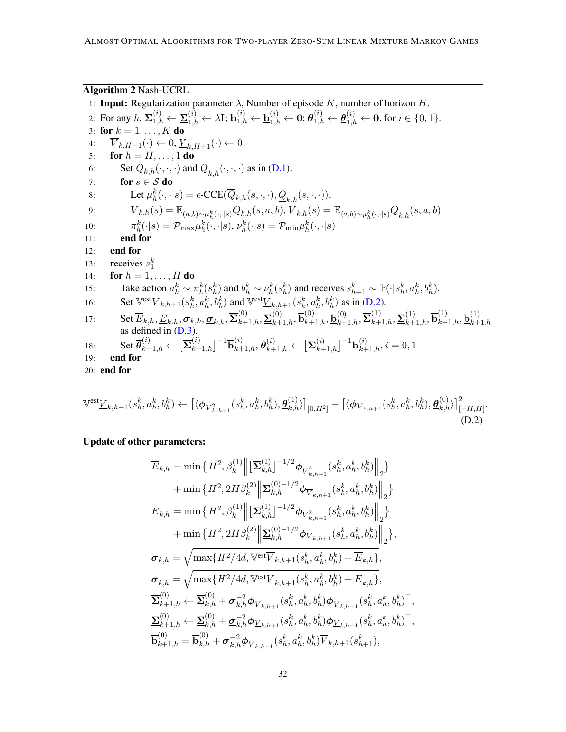**Algorithm 2** Nash-UCRL

1: **Input:** Regularization parameter $\lambda$, Number of episode $K$, number of horizon $H$.

2: For any $h$, $\overline{\boldsymbol{\Sigma}}_{1,h}^{(i)} \leftarrow \underline{\boldsymbol{\Sigma}}_{1,h}^{(i)} \leftarrow \lambda \mathbf{I}$; $\overline{\mathbf{b}}_{1,h}^{(i)} \leftarrow \underline{\mathbf{b}}_{1,h}^{(i)} \leftarrow \mathbf{0}$; $\overline{\boldsymbol{\theta}}_{1,h}^{(i)} \leftarrow \underline{\boldsymbol{\theta}}_{1,h}^{(i)} \leftarrow \mathbf{0}$, for $i \in \{0, 1\}$.

3: **for** $k = 1, \ldots, K$ **do**

4: $\quad \overline{V}_{k,H+1}(\cdot) \leftarrow 0$, $\underline{V}_{k,H+1}(\cdot) \leftarrow 0$

5: $\quad$ **for** $h = H, \ldots, 1$ **do**

6: $\quad\quad$ Set $\overline{Q}_{k,h}(\cdot,\cdot,\cdot)$ and $\underline{Q}_{k,h}(\cdot,\cdot,\cdot)$ as in (D.1).

7: $\quad\quad$ **for** $s \in \mathcal{S}$ **do**

8: $\quad\quad\quad$ Let $\mu_h^k(\cdot,\cdot|s) = \epsilon\text{-CCE}(\overline{Q}_{k,h}(s,\cdot,\cdot), \underline{Q}_{k,h}(s,\cdot,\cdot))$.

9: $\quad\quad\quad$ $\overline{V}_{k,h}(s) = \mathbb{E}_{(a,b)\sim\mu_h^k(\cdot,\cdot|s)}\overline{Q}_{k,h}(s,a,b)$, $\underline{V}_{k,h}(s) = \mathbb{E}_{(a,b)\sim\mu_h^k(\cdot,\cdot|s)}\underline{Q}_{k,h}(s,a,b)$

10: $\quad\quad\quad$ $\pi_h^k(\cdot|s) = \mathcal{P}_{\max}\mu_h^k(\cdot,\cdot|s)$, $\nu_h^k(\cdot|s) = \mathcal{P}_{\min}\mu_h^k(\cdot,\cdot|s)$

11: $\quad\quad$ **end for**

12: $\quad$ **end for**

13: $\quad$ receives $s_1^k$

14: $\quad$ **for** $h = 1, \ldots, H$ **do**

15: $\quad\quad$ Take action $a_h^k \sim \pi_h^k(s_h^k)$ and $b_h^k \sim \nu_h^k(s_h^k)$ and receives $s_{h+1}^k \sim \mathbb{P}(\cdot|s_h^k, a_h^k, b_h^k)$.

16: $\quad\quad$ Set $\mathbb{V}^{\text{est}}\overline{V}_{k,h+1}(s_h^k, a_h^k, b_h^k)$ and $\mathbb{V}^{\text{est}}\underline{V}_{k,h+1}(s_h^k, a_h^k, b_h^k)$ as in (D.2).

17: $\quad\quad$ Set $\overline{E}_{k,h}, \underline{E}_{k,h}, \overline{\boldsymbol{\sigma}}_{k,h}, \underline{\boldsymbol{\sigma}}_{k,h}, \overline{\boldsymbol{\Sigma}}_{k+1,h}^{(0)}, \underline{\boldsymbol{\Sigma}}_{k+1,h}^{(0)}, \overline{\mathbf{b}}_{k+1,h}^{(0)}, \underline{\mathbf{b}}_{k+1,h}^{(0)}, \overline{\boldsymbol{\Sigma}}_{k+1,h}^{(1)}, \underline{\boldsymbol{\Sigma}}_{k+1,h}^{(1)}, \overline{\mathbf{b}}_{k+1,h}^{(1)}, \underline{\mathbf{b}}_{k+1,h}^{(1)}$ as defined in (D.3).

18: $\quad\quad$ Set $\overline{\boldsymbol{\theta}}_{k+1,h}^{(i)} \leftarrow \big[\overline{\boldsymbol{\Sigma}}_{k+1,h}^{(i)}\big]^{-1}\overline{\mathbf{b}}_{k+1,h}^{(i)}$, $\underline{\boldsymbol{\theta}}_{k+1,h}^{(i)} \leftarrow \big[\underline{\boldsymbol{\Sigma}}_{k+1,h}^{(i)}\big]^{-1}\underline{\mathbf{b}}_{k+1,h}^{(i)}$, $i = 0, 1$

19: $\quad$ **end for**

20: **end for**

$$
\mathbb{V}^{\text{est}}\underline{V}_{k,h+1}(s_h^k, a_h^k, b_h^k) \leftarrow \big[\langle \boldsymbol{\phi}_{\underline{V}_{k,h+1}^2}(s_h^k, a_h^k, b_h^k), \underline{\boldsymbol{\theta}}_{k,h}^{(1)} \rangle\big]_{[0,H^2]} - \big[\langle \boldsymbol{\phi}_{\underline{V}_{k,h+1}}(s_h^k, a_h^k, b_h^k), \underline{\boldsymbol{\theta}}_{k,h}^{(0)} \rangle\big]_{[-H,H]}^2. \tag{D.2}
$$

**Update of other parameters:**

$$
\begin{aligned}
\overline{E}_{k,h} &= \min\big\{H^2, \beta_k^{(1)}\Big\|\big[\overline{\boldsymbol{\Sigma}}_{k,h}^{(1)}\big]^{-1/2}\boldsymbol{\phi}_{\overline{V}_{k,h+1}^2}(s_h^k, a_h^k, b_h^k)\Big\|_2\big\} \\
&\quad + \min\big\{H^2, 2H\beta_k^{(2)}\Big\|\overline{\boldsymbol{\Sigma}}_{k,h}^{(0)-1/2}\boldsymbol{\phi}_{\overline{V}_{k,h+1}}(s_h^k, a_h^k, b_h^k)\Big\|_2\big\} \\
\underline{E}_{k,h} &= \min\big\{H^2, \beta_k^{(1)}\Big\|\big[\underline{\boldsymbol{\Sigma}}_{k,h}^{(1)}\big]^{-1/2}\boldsymbol{\phi}_{\underline{V}_{k,h+1}^2}(s_h^k, a_h^k, b_h^k)\Big\|_2\big\} \\
&\quad + \min\big\{H^2, 2H\beta_k^{(2)}\Big\|\underline{\boldsymbol{\Sigma}}_{k,h}^{(0)-1/2}\boldsymbol{\phi}_{\underline{V}_{k,h+1}}(s_h^k, a_h^k, b_h^k)\Big\|_2\big\}, \\
\overline{\boldsymbol{\sigma}}_{k,h} &= \sqrt{\max\{H^2/4d, \mathbb{V}^{\text{est}}\overline{V}_{k,h+1}(s_h^k, a_h^k, b_h^k) + \overline{E}_{k,h}\}}, \\
\underline{\boldsymbol{\sigma}}_{k,h} &= \sqrt{\max\{H^2/4d, \mathbb{V}^{\text{est}}\underline{V}_{k,h+1}(s_h^k, a_h^k, b_h^k) + \underline{E}_{k,h}\}}, \\
\overline{\boldsymbol{\Sigma}}_{k+1,h}^{(0)} &\leftarrow \overline{\boldsymbol{\Sigma}}_{k,h}^{(0)} + \overline{\boldsymbol{\sigma}}_{k,h}^{-2}\boldsymbol{\phi}_{\overline{V}_{k,h+1}}(s_h^k, a_h^k, b_h^k)\boldsymbol{\phi}_{\overline{V}_{k,h+1}}(s_h^k, a_h^k, b_h^k)^\top, \\
\underline{\boldsymbol{\Sigma}}_{k+1,h}^{(0)} &\leftarrow \underline{\boldsymbol{\Sigma}}_{k,h}^{(0)} + \underline{\boldsymbol{\sigma}}_{k,h}^{-2}\boldsymbol{\phi}_{\underline{V}_{k,h+1}}(s_h^k, a_h^k, b_h^k)\boldsymbol{\phi}_{\underline{V}_{k,h+1}}(s_h^k, a_h^k, b_h^k)^\top, \\
\overline{\mathbf{b}}_{k+1,h}^{(0)} &= \overline{\mathbf{b}}_{k,h}^{(0)} + \overline{\boldsymbol{\sigma}}_{k,h}^{-2}\boldsymbol{\phi}_{\overline{V}_{k,h+1}}(s_h^k, a_h^k, b_h^k)\overline{V}_{k,h+1}(s_{h+1}^k),
\end{aligned}
$$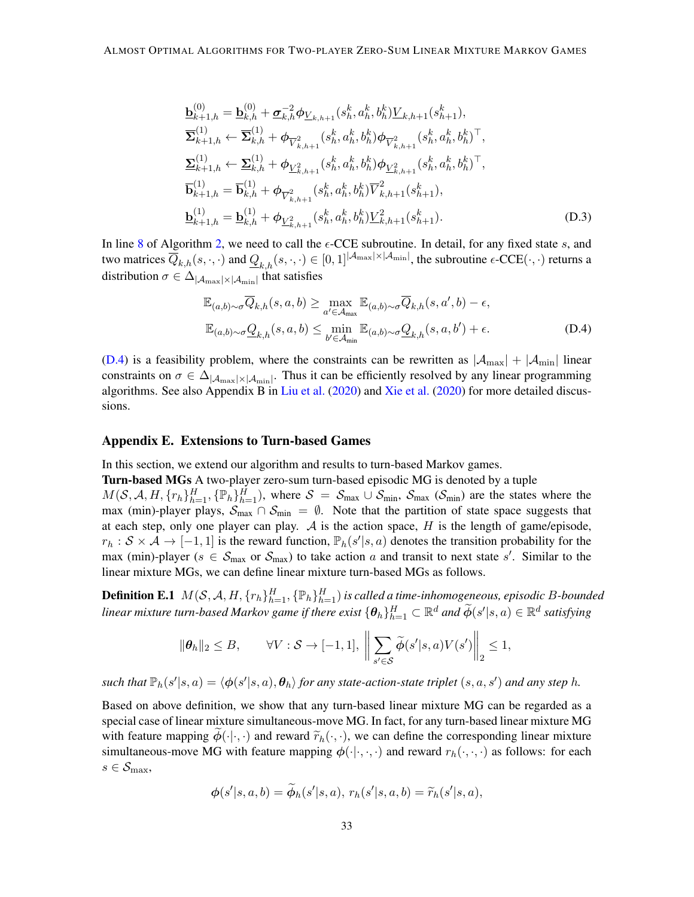$$
\begin{aligned}
\underline{\mathbf{b}}_{k+1,h}^{(0)} &= \underline{\mathbf{b}}_{k,h}^{(0)} + \underline{\boldsymbol{\sigma}}_{k,h}^{-2} \boldsymbol{\phi}_{\underline{V}_{k,h+1}}(s_h^k, a_h^k, b_h^k) \underline{V}_{k,h+1}(s_{h+1}^k), \\
\overline{\boldsymbol{\Sigma}}_{k+1,h}^{(1)} &\leftarrow \overline{\boldsymbol{\Sigma}}_{k,h}^{(1)} + \boldsymbol{\phi}_{\overline{V}_{k,h+1}^2}(s_h^k, a_h^k, b_h^k) \boldsymbol{\phi}_{\overline{V}_{k,h+1}^2}(s_h^k, a_h^k, b_h^k)^\top, \\
\underline{\boldsymbol{\Sigma}}_{k+1,h}^{(1)} &\leftarrow \underline{\boldsymbol{\Sigma}}_{k,h}^{(1)} + \boldsymbol{\phi}_{\underline{V}_{k,h+1}^2}(s_h^k, a_h^k, b_h^k) \boldsymbol{\phi}_{\underline{V}_{k,h+1}^2}(s_h^k, a_h^k, b_h^k)^\top, \\
\overline{\mathbf{b}}_{k+1,h}^{(1)} &= \overline{\mathbf{b}}_{k,h}^{(1)} + \boldsymbol{\phi}_{\overline{V}_{k,h+1}^2}(s_h^k, a_h^k, b_h^k) \overline{V}_{k,h+1}^2(s_{h+1}^k), \\
\underline{\mathbf{b}}_{k+1,h}^{(1)} &= \underline{\mathbf{b}}_{k,h}^{(1)} + \boldsymbol{\phi}_{\underline{V}_{k,h+1}^2}(s_h^k, a_h^k, b_h^k) \underline{V}_{k,h+1}^2(s_{h+1}^k).
\end{aligned} \tag{D.3}
$$

In line 8 of Algorithm 2, we need to call the $\epsilon$-CCE subroutine. In detail, for any fixed state $s$, and two matrices $\overline{Q}_{k,h}(s,\cdot,\cdot)$ and $\underline{Q}_{k,h}(s,\cdot,\cdot) \in [0,1]^{|\mathcal{A}_{\max}| \times |\mathcal{A}_{\min}|}$, the subroutine $\epsilon$-CCE$(\cdot,\cdot)$ returns a distribution $\sigma \in \Delta_{|\mathcal{A}_{\max}| \times |\mathcal{A}_{\min}|}$ that satisfies

$$
\begin{aligned}
\mathbb{E}_{(a,b)\sim\sigma} \overline{Q}_{k,h}(s,a,b) &\geq \max_{a' \in \mathcal{A}_{\max}} \mathbb{E}_{(a,b)\sim\sigma} \overline{Q}_{k,h}(s,a',b) - \epsilon, \\
\mathbb{E}_{(a,b)\sim\sigma} \underline{Q}_{k,h}(s,a,b) &\leq \min_{b' \in \mathcal{A}_{\min}} \mathbb{E}_{(a,b)\sim\sigma} \underline{Q}_{k,h}(s,a,b') + \epsilon.
\end{aligned} \tag{D.4}
$$

(D.4) is a feasibility problem, where the constraints can be rewritten as $|\mathcal{A}_{\max}| + |\mathcal{A}_{\min}|$ linear constraints on $\sigma \in \Delta_{|\mathcal{A}_{\max}| \times |\mathcal{A}_{\min}|}$. Thus it can be efficiently resolved by any linear programming algorithms. See also Appendix B in Liu et al. (2020) and Xie et al. (2020) for more detailed discussions.

## Appendix E. Extensions to Turn-based Games

In this section, we extend our algorithm and results to turn-based Markov games.

**Turn-based MGs** A two-player zero-sum turn-based episodic MG is denoted by a tuple $M(\mathcal{S}, \mathcal{A}, H, \{r_h\}_{h=1}^H, \{\mathbb{P}_h\}_{h=1}^H)$, where $\mathcal{S} = \mathcal{S}_{\max} \cup \mathcal{S}_{\min}$, $\mathcal{S}_{\max}$ ($\mathcal{S}_{\min}$) are the states where the max (min)-player plays, $\mathcal{S}_{\max} \cap \mathcal{S}_{\min} = \emptyset$. Note that the partition of state space suggests that at each step, only one player can play. $\mathcal{A}$ is the action space, $H$ is the length of game/episode, $r_h : \mathcal{S} \times \mathcal{A} \to [-1, 1]$ is the reward function, $\mathbb{P}_h(s'|s,a)$ denotes the transition probability for the max (min)-player ($s \in \mathcal{S}_{\max}$ or $\mathcal{S}_{\max}$) to take action $a$ and transit to next state $s'$. Similar to the linear mixture MGs, we can define linear mixture turn-based MGs as follows.

**Definition E.1** *$M(\mathcal{S}, \mathcal{A}, H, \{r_h\}_{h=1}^H, \{\mathbb{P}_h\}_{h=1}^H)$ is called a time-inhomogeneous, episodic $B$-bounded linear mixture turn-based Markov game if there exist $\{\boldsymbol{\theta}_h\}_{h=1}^H \subset \mathbb{R}^d$ and $\widetilde{\boldsymbol{\phi}}(s'|s,a) \in \mathbb{R}^d$ satisfying*

$$
\|\boldsymbol{\theta}_h\|_2 \leq B, \qquad \forall V : \mathcal{S} \to [-1, 1], \ \left\| \sum_{s' \in \mathcal{S}} \widetilde{\boldsymbol{\phi}}(s'|s,a) V(s') \right\|_2 \leq 1,
$$

*such that $\mathbb{P}_h(s'|s,a) = \langle \boldsymbol{\phi}(s'|s,a), \boldsymbol{\theta}_h \rangle$ for any state-action-state triplet $(s,a,s')$ and any step $h$.*

Based on above definition, we show that any turn-based linear mixture MG can be regarded as a special case of linear mixture simultaneous-move MG. In fact, for any turn-based linear mixture MG with feature mapping $\widetilde{\boldsymbol{\phi}}(\cdot|\cdot,\cdot)$ and reward $\widetilde{r}_h(\cdot,\cdot)$, we can define the corresponding linear mixture simultaneous-move MG with feature mapping $\boldsymbol{\phi}(\cdot|\cdot,\cdot,\cdot)$ and reward $r_h(\cdot,\cdot,\cdot)$ as follows: for each $s \in \mathcal{S}_{\max}$,

$$
\boldsymbol{\phi}(s'|s,a,b) = \widetilde{\boldsymbol{\phi}}_h(s'|s,a), \ r_h(s'|s,a,b) = \widetilde{r}_h(s'|s,a),
$$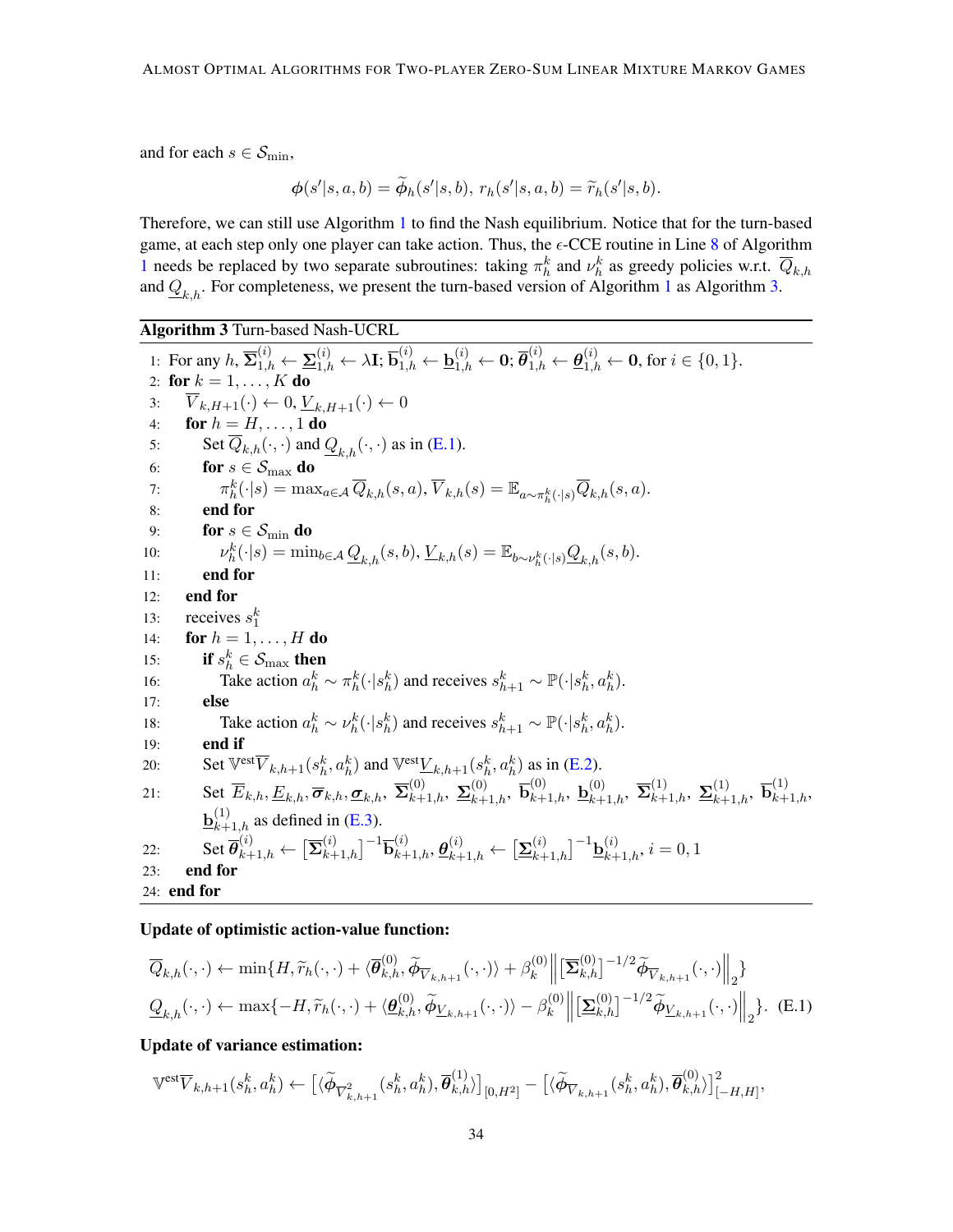and for each $s \in \mathcal{S}_{\min}$,

$$\phi(s'|s,a,b) = \widetilde{\phi}_h(s'|s,b),\ r_h(s'|s,a,b) = \widetilde{r}_h(s'|s,b).$$

Therefore, we can still use Algorithm 1 to find the Nash equilibrium. Notice that for the turn-based game, at each step only one player can take action. Thus, the $\epsilon$-CCE routine in Line 8 of Algorithm 1 needs be replaced by two separate subroutines: taking $\pi_h^k$ and $\nu_h^k$ as greedy policies w.r.t. $\overline{Q}_{k,h}$ and $\underline{Q}_{k,h}$. For completeness, we present the turn-based version of Algorithm 1 as Algorithm 3.

**Algorithm 3** Turn-based Nash-UCRL

1: For any $h$, $\overline{\mathbf{\Sigma}}_{1,h}^{(i)} \leftarrow \underline{\mathbf{\Sigma}}_{1,h}^{(i)} \leftarrow \lambda \mathbf{I}$; $\overline{\mathbf{b}}_{1,h}^{(i)} \leftarrow \underline{\mathbf{b}}_{1,h}^{(i)} \leftarrow \mathbf{0}$; $\overline{\boldsymbol{\theta}}_{1,h}^{(i)} \leftarrow \underline{\boldsymbol{\theta}}_{1,h}^{(i)} \leftarrow \mathbf{0}$, for $i \in \{0,1\}$.
2: **for** $k = 1, \ldots, K$ **do**
3: $\quad$ $\overline{V}_{k,H+1}(\cdot) \leftarrow 0$, $\underline{V}_{k,H+1}(\cdot) \leftarrow 0$
4: $\quad$ **for** $h = H, \ldots, 1$ **do**
5: $\quad\quad$ Set $\overline{Q}_{k,h}(\cdot,\cdot)$ and $\underline{Q}_{k,h}(\cdot,\cdot)$ as in (E.1).
6: $\quad\quad$ **for** $s \in \mathcal{S}_{\max}$ **do**
7: $\quad\quad\quad$ $\pi_h^k(\cdot|s) = \max_{a\in\mathcal{A}} \overline{Q}_{k,h}(s,a)$, $\overline{V}_{k,h}(s) = \mathbb{E}_{a\sim\pi_h^k(\cdot|s)}\overline{Q}_{k,h}(s,a)$.
8: $\quad\quad$ **end for**
9: $\quad\quad$ **for** $s \in \mathcal{S}_{\min}$ **do**
10: $\quad\quad\quad$ $\nu_h^k(\cdot|s) = \min_{b\in\mathcal{A}} \underline{Q}_{k,h}(s,b)$, $\underline{V}_{k,h}(s) = \mathbb{E}_{b\sim\nu_h^k(\cdot|s)}\underline{Q}_{k,h}(s,b)$.
11: $\quad\quad$ **end for**
12: $\quad$ **end for**
13: $\quad$ receives $s_1^k$
14: $\quad$ **for** $h = 1, \ldots, H$ **do**
15: $\quad\quad$ **if** $s_h^k \in \mathcal{S}_{\max}$ **then**
16: $\quad\quad\quad$ Take action $a_h^k \sim \pi_h^k(\cdot|s_h^k)$ and receives $s_{h+1}^k \sim \mathbb{P}(\cdot|s_h^k, a_h^k)$.
17: $\quad\quad$ **else**
18: $\quad\quad\quad$ Take action $a_h^k \sim \nu_h^k(\cdot|s_h^k)$ and receives $s_{h+1}^k \sim \mathbb{P}(\cdot|s_h^k, a_h^k)$.
19: $\quad\quad$ **end if**
20: $\quad\quad$ Set $\mathbb{V}^{\mathrm{est}}\overline{V}_{k,h+1}(s_h^k, a_h^k)$ and $\mathbb{V}^{\mathrm{est}}\underline{V}_{k,h+1}(s_h^k, a_h^k)$ as in (E.2).
21: $\quad\quad$ Set $\overline{E}_{k,h}, \underline{E}_{k,h}, \overline{\boldsymbol{\sigma}}_{k,h}, \underline{\boldsymbol{\sigma}}_{k,h}$, $\overline{\mathbf{\Sigma}}_{k+1,h}^{(0)}$, $\underline{\mathbf{\Sigma}}_{k+1,h}^{(0)}$, $\overline{\mathbf{b}}_{k+1,h}^{(0)}$, $\underline{\mathbf{b}}_{k+1,h}^{(0)}$, $\overline{\mathbf{\Sigma}}_{k+1,h}^{(1)}$, $\underline{\mathbf{\Sigma}}_{k+1,h}^{(1)}$, $\overline{\mathbf{b}}_{k+1,h}^{(1)}$, $\underline{\mathbf{b}}_{k+1,h}^{(1)}$ as defined in (E.3).
22: $\quad\quad$ Set $\overline{\boldsymbol{\theta}}_{k+1,h}^{(i)} \leftarrow \big[\overline{\mathbf{\Sigma}}_{k+1,h}^{(i)}\big]^{-1}\overline{\mathbf{b}}_{k+1,h}^{(i)}$, $\underline{\boldsymbol{\theta}}_{k+1,h}^{(i)} \leftarrow \big[\underline{\mathbf{\Sigma}}_{k+1,h}^{(i)}\big]^{-1}\underline{\mathbf{b}}_{k+1,h}^{(i)}$, $i = 0,1$
23: $\quad$ **end for**
24: **end for**

**Update of optimistic action-value function:**

$$\begin{aligned}
\overline{Q}_{k,h}(\cdot,\cdot) &\leftarrow \min\{H, \widetilde{r}_h(\cdot,\cdot) + \langle \overline{\boldsymbol{\theta}}_{k,h}^{(0)}, \widetilde{\boldsymbol{\phi}}_{\overline{V}_{k,h+1}}(\cdot,\cdot)\rangle + \beta_k^{(0)} \Big\| \big[\overline{\mathbf{\Sigma}}_{k,h}^{(0)}\big]^{-1/2} \widetilde{\boldsymbol{\phi}}_{\overline{V}_{k,h+1}}(\cdot,\cdot) \Big\|_2 \} \\
\underline{Q}_{k,h}(\cdot,\cdot) &\leftarrow \max\{-H, \widetilde{r}_h(\cdot,\cdot) + \langle \underline{\boldsymbol{\theta}}_{k,h}^{(0)}, \widetilde{\boldsymbol{\phi}}_{\underline{V}_{k,h+1}}(\cdot,\cdot)\rangle - \beta_k^{(0)} \Big\| \big[\underline{\mathbf{\Sigma}}_{k,h}^{(0)}\big]^{-1/2} \widetilde{\boldsymbol{\phi}}_{\underline{V}_{k,h+1}}(\cdot,\cdot) \Big\|_2 \}. \quad \text{(E.1)}
\end{aligned}$$

**Update of variance estimation:**

$$\mathbb{V}^{\mathrm{est}}\overline{V}_{k,h+1}(s_h^k, a_h^k) \leftarrow \big[\langle \widetilde{\boldsymbol{\phi}}_{\overline{V}_{k,h+1}^2}(s_h^k, a_h^k), \overline{\boldsymbol{\theta}}_{k,h}^{(1)} \rangle\big]_{[0,H^2]} - \big[\langle \widetilde{\boldsymbol{\phi}}_{\overline{V}_{k,h+1}}(s_h^k, a_h^k), \overline{\boldsymbol{\theta}}_{k,h}^{(0)} \rangle\big]_{[-H,H]}^2,$$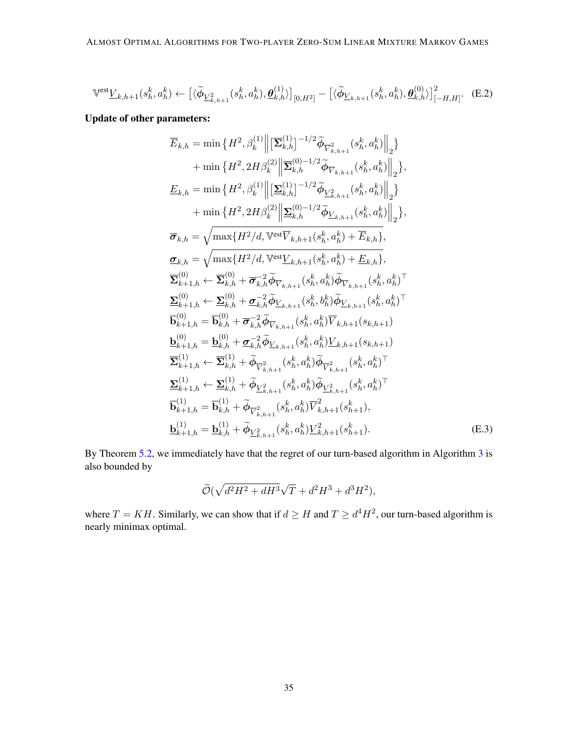$$
\mathbb{V}^{\text{est}}\underline{V}_{k,h+1}(s_h^k, a_h^k) \leftarrow \big[\langle \widetilde{\boldsymbol{\phi}}_{\underline{V}^2_{k,h+1}}(s_h^k, a_h^k), \underline{\boldsymbol{\theta}}^{(1)}_{k,h}\rangle\big]_{[0,H^2]} - \big[\langle \widetilde{\boldsymbol{\phi}}_{\underline{V}_{k,h+1}}(s_h^k, a_h^k), \underline{\boldsymbol{\theta}}^{(0)}_{k,h}\rangle\big]^2_{[-H,H]}. \quad \text{(E.2)}
$$

**Update of other parameters:**

$$
\begin{aligned}
\overline{E}_{k,h} &= \min\big\{H^2, \beta_k^{(1)}\big\|\big[\overline{\boldsymbol{\Sigma}}^{(1)}_{k,h}\big]^{-1/2}\widetilde{\boldsymbol{\phi}}_{\overline{V}^2_{k,h+1}}(s_h^k, a_h^k)\big\|_2\big\} \\
&\quad + \min\big\{H^2, 2H\beta_k^{(2)}\big\|\overline{\boldsymbol{\Sigma}}^{(0)-1/2}_{k,h}\widetilde{\boldsymbol{\phi}}_{\overline{V}_{k,h+1}}(s_h^k, a_h^k)\big\|_2\big\}, \\
\underline{E}_{k,h} &= \min\big\{H^2, \beta_k^{(1)}\big\|\big[\underline{\boldsymbol{\Sigma}}^{(1)}_{k,h}\big]^{-1/2}\widetilde{\boldsymbol{\phi}}_{\underline{V}^2_{k,h+1}}(s_h^k, a_h^k)\big\|_2\big\} \\
&\quad + \min\big\{H^2, 2H\beta_k^{(2)}\big\|\underline{\boldsymbol{\Sigma}}^{(0)-1/2}_{k,h}\widetilde{\boldsymbol{\phi}}_{\underline{V}_{k,h+1}}(s_h^k, a_h^k)\big\|_2\big\}, \\
\overline{\boldsymbol{\sigma}}_{k,h} &= \sqrt{\max\{H^2/d, \mathbb{V}^{\text{est}}\overline{V}_{k,h+1}(s_h^k, a_h^k) + \overline{E}_{k,h}\}}, \\
\underline{\boldsymbol{\sigma}}_{k,h} &= \sqrt{\max\{H^2/d, \mathbb{V}^{\text{est}}\underline{V}_{k,h+1}(s_h^k, a_h^k) + \underline{E}_{k,h}\}}, \\
\overline{\boldsymbol{\Sigma}}^{(0)}_{k+1,h} &\leftarrow \overline{\boldsymbol{\Sigma}}^{(0)}_{k,h} + \overline{\boldsymbol{\sigma}}^{-2}_{k,h}\widetilde{\boldsymbol{\phi}}_{\overline{V}_{k,h+1}}(s_h^k, a_h^k)\widetilde{\boldsymbol{\phi}}_{\overline{V}_{k,h+1}}(s_h^k, a_h^k)^\top \\
\underline{\boldsymbol{\Sigma}}^{(0)}_{k+1,h} &\leftarrow \underline{\boldsymbol{\Sigma}}^{(0)}_{k,h} + \underline{\boldsymbol{\sigma}}^{-2}_{k,h}\widetilde{\boldsymbol{\phi}}_{\underline{V}_{k,h+1}}(s_h^k, b_h^k)\widetilde{\boldsymbol{\phi}}_{\underline{V}_{k,h+1}}(s_h^k, a_h^k)^\top \\
\overline{\mathbf{b}}^{(0)}_{k+1,h} &= \overline{\mathbf{b}}^{(0)}_{k,h} + \overline{\boldsymbol{\sigma}}^{-2}_{k,h}\widetilde{\boldsymbol{\phi}}_{\overline{V}_{k,h+1}}(s_h^k, a_h^k)\overline{V}_{k,h+1}(s_{k,h+1}) \\
\underline{\mathbf{b}}^{(0)}_{k+1,h} &= \underline{\mathbf{b}}^{(0)}_{k,h} + \underline{\boldsymbol{\sigma}}^{-2}_{k,h}\widetilde{\boldsymbol{\phi}}_{\underline{V}_{k,h+1}}(s_h^k, a_h^k)\underline{V}_{k,h+1}(s_{k,h+1}) \\
\overline{\boldsymbol{\Sigma}}^{(1)}_{k+1,h} &\leftarrow \overline{\boldsymbol{\Sigma}}^{(1)}_{k,h} + \widetilde{\boldsymbol{\phi}}_{\overline{V}^2_{k,h+1}}(s_h^k, a_h^k)\widetilde{\boldsymbol{\phi}}_{\overline{V}^2_{k,h+1}}(s_h^k, a_h^k)^\top \\
\underline{\boldsymbol{\Sigma}}^{(1)}_{k+1,h} &\leftarrow \underline{\boldsymbol{\Sigma}}^{(1)}_{k,h} + \widetilde{\boldsymbol{\phi}}_{\underline{V}^2_{k,h+1}}(s_h^k, a_h^k)\widetilde{\boldsymbol{\phi}}_{\underline{V}^2_{k,h+1}}(s_h^k, a_h^k)^\top \\
\overline{\mathbf{b}}^{(1)}_{k+1,h} &= \overline{\mathbf{b}}^{(1)}_{k,h} + \widetilde{\boldsymbol{\phi}}_{\overline{V}^2_{k,h+1}}(s_h^k, a_h^k)\overline{V}^2_{k,h+1}(s_{h+1}^k), \\
\underline{\mathbf{b}}^{(1)}_{k+1,h} &= \underline{\mathbf{b}}^{(1)}_{k,h} + \widetilde{\boldsymbol{\phi}}_{\underline{V}^2_{k,h+1}}(s_h^k, a_h^k)\underline{V}^2_{k,h+1}(s_{h+1}^k).
\end{aligned} \quad \text{(E.3)}
$$

By Theorem 5.2, we immediately have that the regret of our turn-based algorithm in Algorithm 3 is also bounded by

$$
\widetilde{\mathcal{O}}(\sqrt{d^2H^2 + dH^3}\sqrt{T} + d^2H^3 + d^3H^2),
$$

where $T = KH$. Similarly, we can show that if $d \geq H$ and $T \geq d^4H^2$, our turn-based algorithm is nearly minimax optimal.